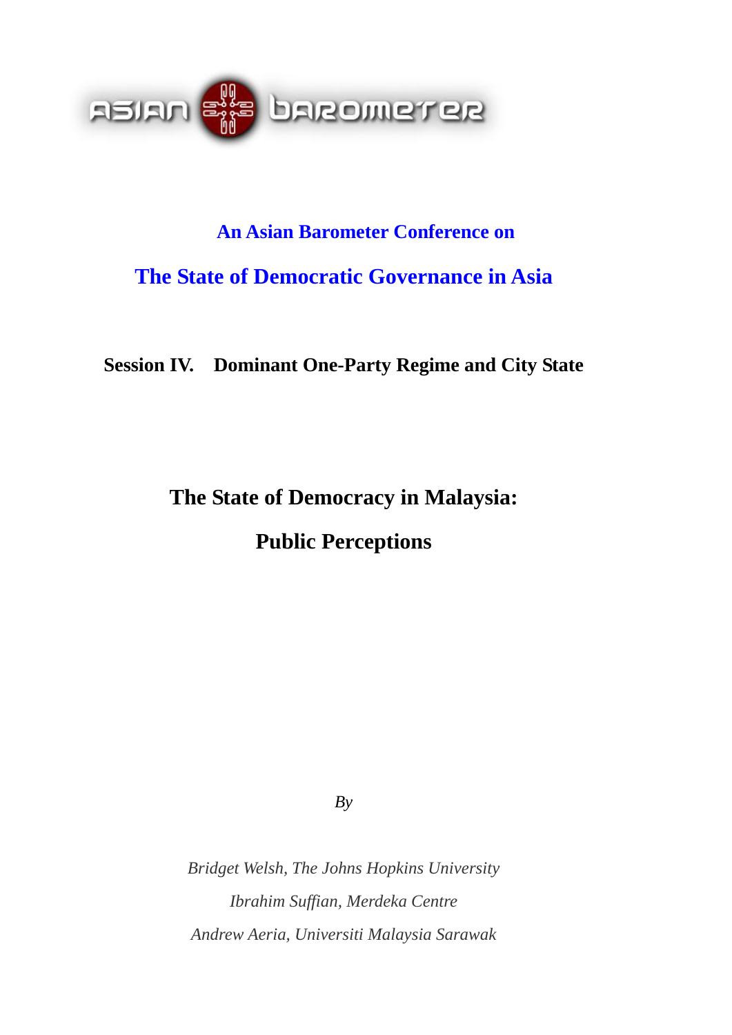ASIAN BAROMETER

**An Asian Barometer Conference on**

**The State of Democratic Governance in Asia**

**Session IV. Dominant One-Party Regime and City State**

# The State of Democracy in Malaysia:

# Public Perceptions

*By*

*Bridget Welsh, The Johns Hopkins University*

*Ibrahim Suffian, Merdeka Centre*

*Andrew Aeria, Universiti Malaysia Sarawak*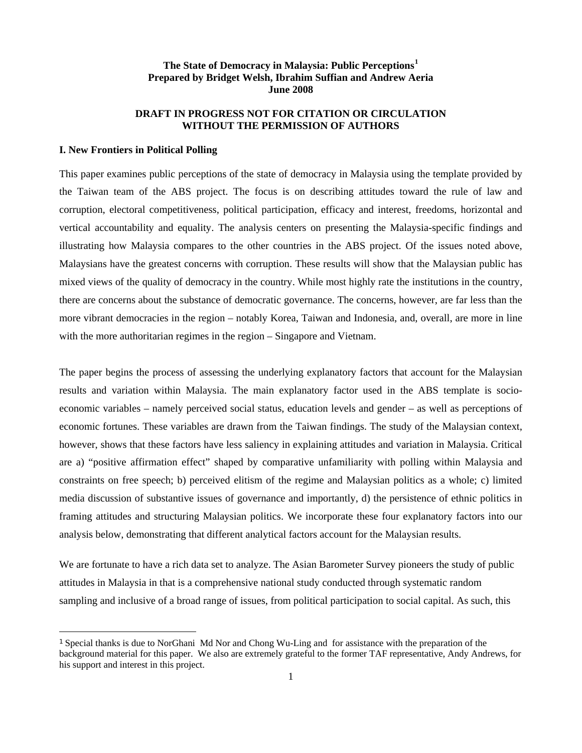**The State of Democracy in Malaysia: Public Perceptions[1]**
**Prepared by Bridget Welsh, Ibrahim Suffian and Andrew Aeria**
**June 2008**

**DRAFT IN PROGRESS NOT FOR CITATION OR CIRCULATION WITHOUT THE PERMISSION OF AUTHORS**

## I. New Frontiers in Political Polling

This paper examines public perceptions of the state of democracy in Malaysia using the template provided by the Taiwan team of the ABS project. The focus is on describing attitudes toward the rule of law and corruption, electoral competitiveness, political participation, efficacy and interest, freedoms, horizontal and vertical accountability and equality. The analysis centers on presenting the Malaysia-specific findings and illustrating how Malaysia compares to the other countries in the ABS project. Of the issues noted above, Malaysians have the greatest concerns with corruption. These results will show that the Malaysian public has mixed views of the quality of democracy in the country. While most highly rate the institutions in the country, there are concerns about the substance of democratic governance. The concerns, however, are far less than the more vibrant democracies in the region – notably Korea, Taiwan and Indonesia, and, overall, are more in line with the more authoritarian regimes in the region – Singapore and Vietnam.

The paper begins the process of assessing the underlying explanatory factors that account for the Malaysian results and variation within Malaysia. The main explanatory factor used in the ABS template is socio-economic variables – namely perceived social status, education levels and gender – as well as perceptions of economic fortunes. These variables are drawn from the Taiwan findings. The study of the Malaysian context, however, shows that these factors have less saliency in explaining attitudes and variation in Malaysia. Critical are a) "positive affirmation effect" shaped by comparative unfamiliarity with polling within Malaysia and constraints on free speech; b) perceived elitism of the regime and Malaysian politics as a whole; c) limited media discussion of substantive issues of governance and importantly, d) the persistence of ethnic politics in framing attitudes and structuring Malaysian politics. We incorporate these four explanatory factors into our analysis below, demonstrating that different analytical factors account for the Malaysian results.

We are fortunate to have a rich data set to analyze. The Asian Barometer Survey pioneers the study of public attitudes in Malaysia in that is a comprehensive national study conducted through systematic random sampling and inclusive of a broad range of issues, from political participation to social capital. As such, this

---

[1] Special thanks is due to NorGhani Md Nor and Chong Wu-Ling and for assistance with the preparation of the background material for this paper. We also are extremely grateful to the former TAF representative, Andy Andrews, for his support and interest in this project.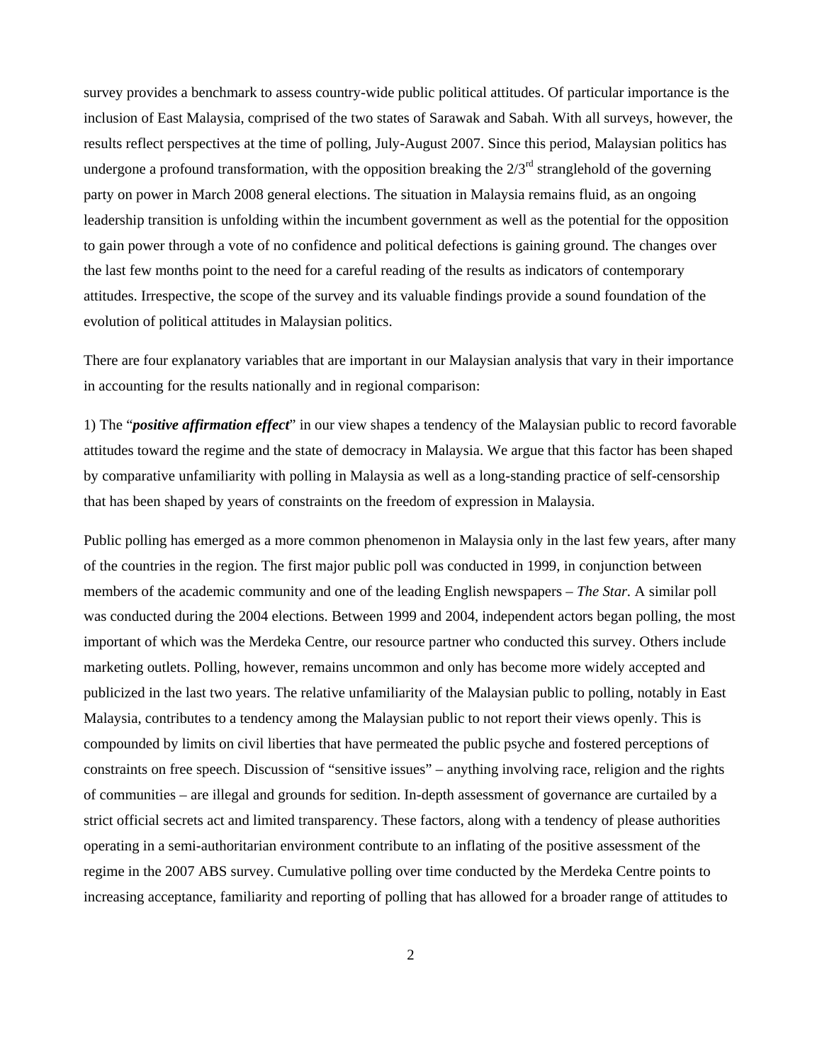survey provides a benchmark to assess country-wide public political attitudes. Of particular importance is the inclusion of East Malaysia, comprised of the two states of Sarawak and Sabah. With all surveys, however, the results reflect perspectives at the time of polling, July-August 2007. Since this period, Malaysian politics has undergone a profound transformation, with the opposition breaking the 2/3rd stranglehold of the governing party on power in March 2008 general elections. The situation in Malaysia remains fluid, as an ongoing leadership transition is unfolding within the incumbent government as well as the potential for the opposition to gain power through a vote of no confidence and political defections is gaining ground. The changes over the last few months point to the need for a careful reading of the results as indicators of contemporary attitudes. Irrespective, the scope of the survey and its valuable findings provide a sound foundation of the evolution of political attitudes in Malaysian politics.

There are four explanatory variables that are important in our Malaysian analysis that vary in their importance in accounting for the results nationally and in regional comparison:

1) The "***positive affirmation effect***" in our view shapes a tendency of the Malaysian public to record favorable attitudes toward the regime and the state of democracy in Malaysia. We argue that this factor has been shaped by comparative unfamiliarity with polling in Malaysia as well as a long-standing practice of self-censorship that has been shaped by years of constraints on the freedom of expression in Malaysia.

Public polling has emerged as a more common phenomenon in Malaysia only in the last few years, after many of the countries in the region. The first major public poll was conducted in 1999, in conjunction between members of the academic community and one of the leading English newspapers – *The Star.* A similar poll was conducted during the 2004 elections. Between 1999 and 2004, independent actors began polling, the most important of which was the Merdeka Centre, our resource partner who conducted this survey. Others include marketing outlets. Polling, however, remains uncommon and only has become more widely accepted and publicized in the last two years. The relative unfamiliarity of the Malaysian public to polling, notably in East Malaysia, contributes to a tendency among the Malaysian public to not report their views openly. This is compounded by limits on civil liberties that have permeated the public psyche and fostered perceptions of constraints on free speech. Discussion of "sensitive issues" – anything involving race, religion and the rights of communities – are illegal and grounds for sedition. In-depth assessment of governance are curtailed by a strict official secrets act and limited transparency. These factors, along with a tendency of please authorities operating in a semi-authoritarian environment contribute to an inflating of the positive assessment of the regime in the 2007 ABS survey. Cumulative polling over time conducted by the Merdeka Centre points to increasing acceptance, familiarity and reporting of polling that has allowed for a broader range of attitudes to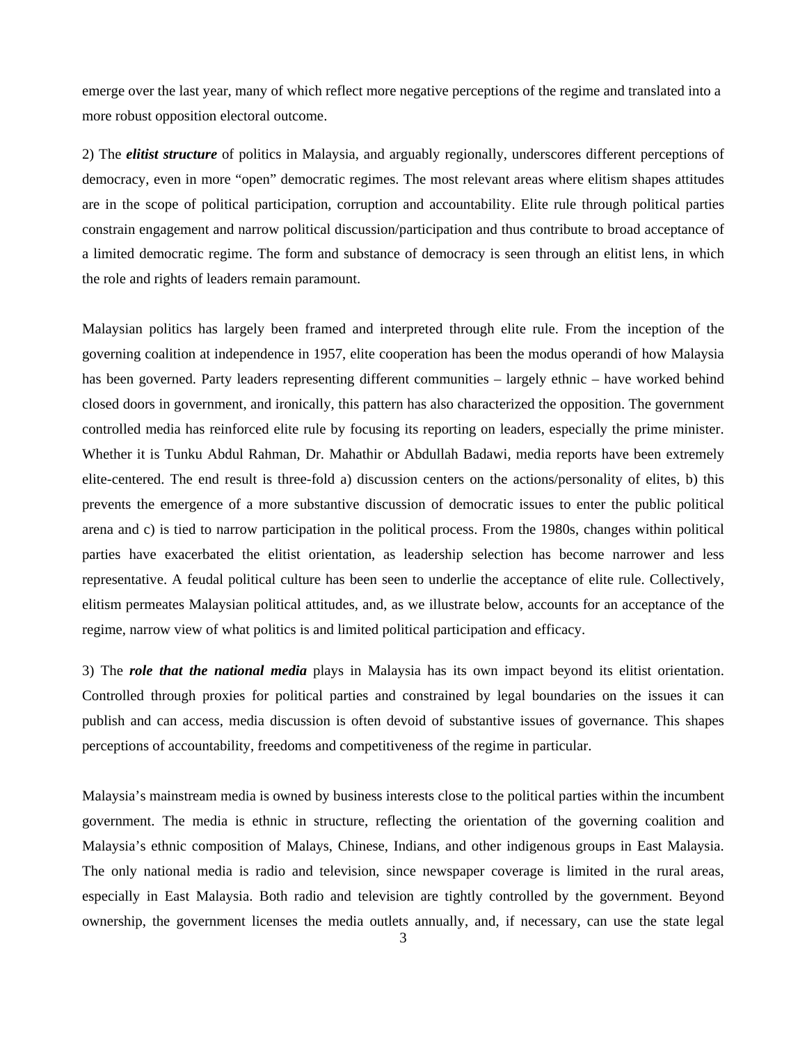emerge over the last year, many of which reflect more negative perceptions of the regime and translated into a more robust opposition electoral outcome.

2) The ***elitist structure*** of politics in Malaysia, and arguably regionally, underscores different perceptions of democracy, even in more "open" democratic regimes. The most relevant areas where elitism shapes attitudes are in the scope of political participation, corruption and accountability. Elite rule through political parties constrain engagement and narrow political discussion/participation and thus contribute to broad acceptance of a limited democratic regime. The form and substance of democracy is seen through an elitist lens, in which the role and rights of leaders remain paramount.

Malaysian politics has largely been framed and interpreted through elite rule. From the inception of the governing coalition at independence in 1957, elite cooperation has been the modus operandi of how Malaysia has been governed. Party leaders representing different communities – largely ethnic – have worked behind closed doors in government, and ironically, this pattern has also characterized the opposition. The government controlled media has reinforced elite rule by focusing its reporting on leaders, especially the prime minister. Whether it is Tunku Abdul Rahman, Dr. Mahathir or Abdullah Badawi, media reports have been extremely elite-centered. The end result is three-fold a) discussion centers on the actions/personality of elites, b) this prevents the emergence of a more substantive discussion of democratic issues to enter the public political arena and c) is tied to narrow participation in the political process. From the 1980s, changes within political parties have exacerbated the elitist orientation, as leadership selection has become narrower and less representative. A feudal political culture has been seen to underlie the acceptance of elite rule. Collectively, elitism permeates Malaysian political attitudes, and, as we illustrate below, accounts for an acceptance of the regime, narrow view of what politics is and limited political participation and efficacy.

3) The ***role that the national media*** plays in Malaysia has its own impact beyond its elitist orientation. Controlled through proxies for political parties and constrained by legal boundaries on the issues it can publish and can access, media discussion is often devoid of substantive issues of governance. This shapes perceptions of accountability, freedoms and competitiveness of the regime in particular.

Malaysia's mainstream media is owned by business interests close to the political parties within the incumbent government. The media is ethnic in structure, reflecting the orientation of the governing coalition and Malaysia's ethnic composition of Malays, Chinese, Indians, and other indigenous groups in East Malaysia. The only national media is radio and television, since newspaper coverage is limited in the rural areas, especially in East Malaysia. Both radio and television are tightly controlled by the government. Beyond ownership, the government licenses the media outlets annually, and, if necessary, can use the state legal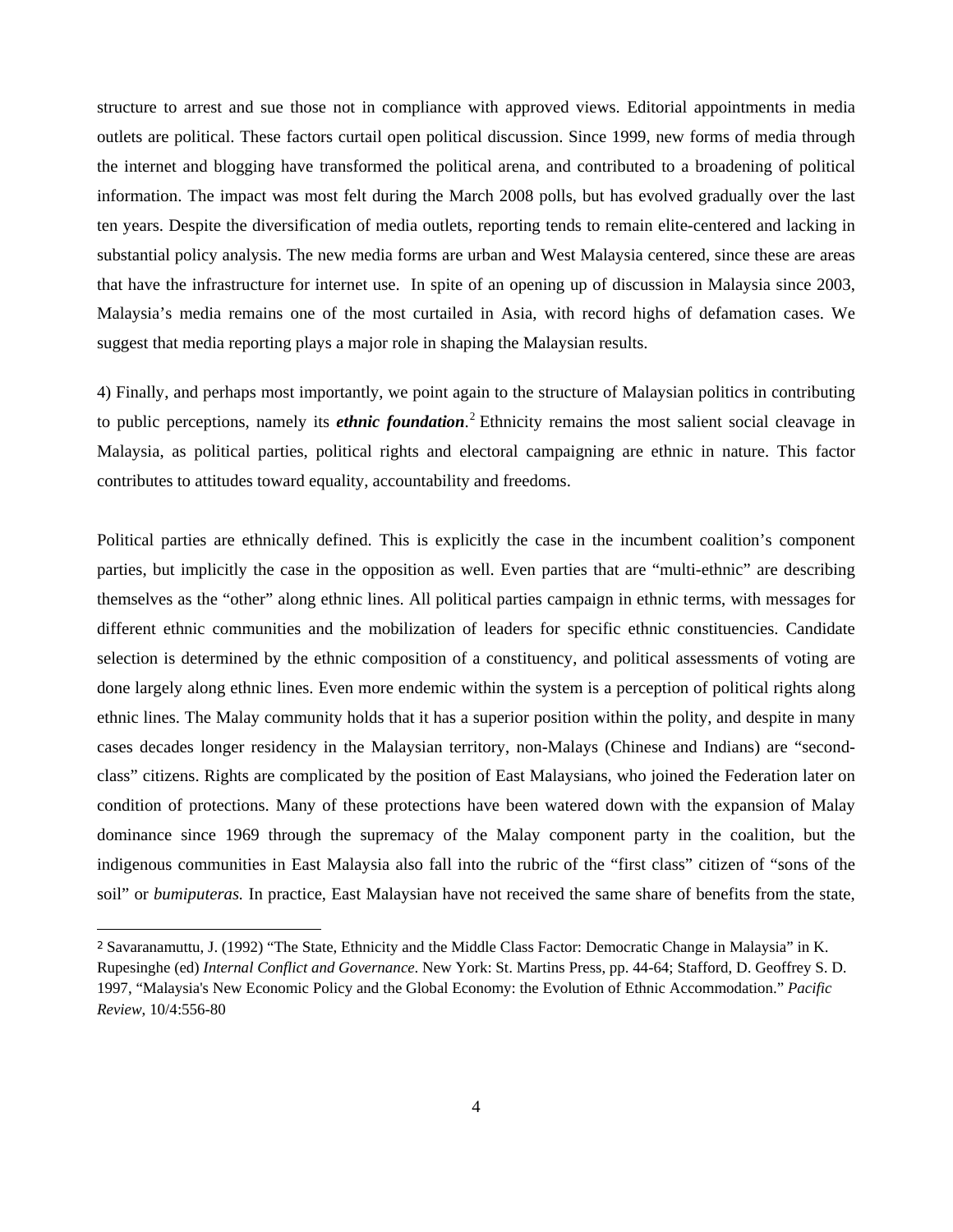structure to arrest and sue those not in compliance with approved views. Editorial appointments in media outlets are political. These factors curtail open political discussion. Since 1999, new forms of media through the internet and blogging have transformed the political arena, and contributed to a broadening of political information. The impact was most felt during the March 2008 polls, but has evolved gradually over the last ten years. Despite the diversification of media outlets, reporting tends to remain elite-centered and lacking in substantial policy analysis. The new media forms are urban and West Malaysia centered, since these are areas that have the infrastructure for internet use. In spite of an opening up of discussion in Malaysia since 2003, Malaysia's media remains one of the most curtailed in Asia, with record highs of defamation cases. We suggest that media reporting plays a major role in shaping the Malaysian results.

4) Finally, and perhaps most importantly, we point again to the structure of Malaysian politics in contributing to public perceptions, namely its ***ethnic foundation***.[2] Ethnicity remains the most salient social cleavage in Malaysia, as political parties, political rights and electoral campaigning are ethnic in nature. This factor contributes to attitudes toward equality, accountability and freedoms.

Political parties are ethnically defined. This is explicitly the case in the incumbent coalition's component parties, but implicitly the case in the opposition as well. Even parties that are "multi-ethnic" are describing themselves as the "other" along ethnic lines. All political parties campaign in ethnic terms, with messages for different ethnic communities and the mobilization of leaders for specific ethnic constituencies. Candidate selection is determined by the ethnic composition of a constituency, and political assessments of voting are done largely along ethnic lines. Even more endemic within the system is a perception of political rights along ethnic lines. The Malay community holds that it has a superior position within the polity, and despite in many cases decades longer residency in the Malaysian territory, non-Malays (Chinese and Indians) are "second-class" citizens. Rights are complicated by the position of East Malaysians, who joined the Federation later on condition of protections. Many of these protections have been watered down with the expansion of Malay dominance since 1969 through the supremacy of the Malay component party in the coalition, but the indigenous communities in East Malaysia also fall into the rubric of the "first class" citizen of "sons of the soil" or *bumiputeras.* In practice, East Malaysian have not received the same share of benefits from the state,

[2] Savaranamuttu, J. (1992) "The State, Ethnicity and the Middle Class Factor: Democratic Change in Malaysia" in K. Rupesinghe (ed) *Internal Conflict and Governance*. New York: St. Martins Press, pp. 44-64; Stafford, D. Geoffrey S. D. 1997, "Malaysia's New Economic Policy and the Global Economy: the Evolution of Ethnic Accommodation." *Pacific Review*, 10/4:556-80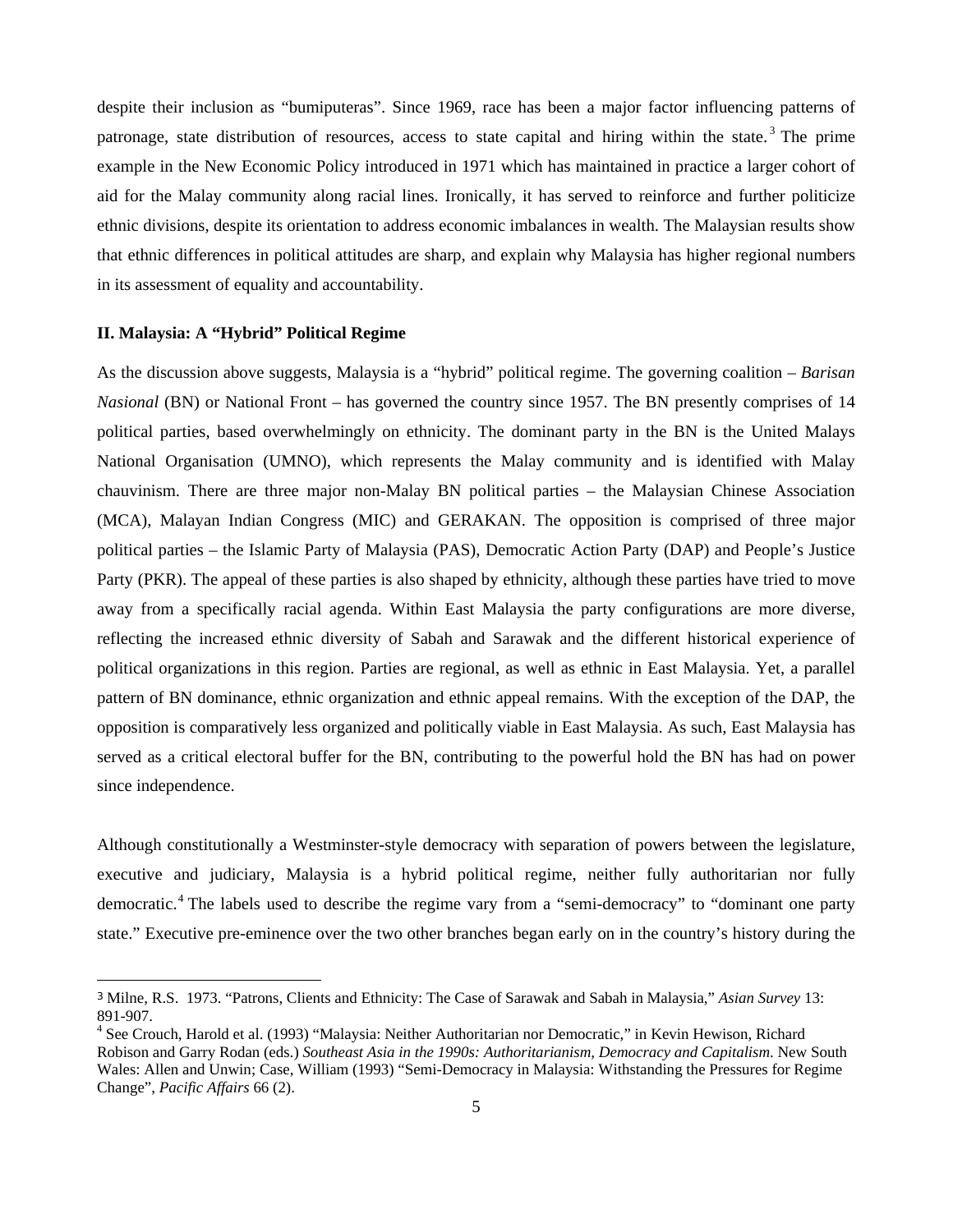despite their inclusion as "bumiputeras". Since 1969, race has been a major factor influencing patterns of patronage, state distribution of resources, access to state capital and hiring within the state.[3] The prime example in the New Economic Policy introduced in 1971 which has maintained in practice a larger cohort of aid for the Malay community along racial lines. Ironically, it has served to reinforce and further politicize ethnic divisions, despite its orientation to address economic imbalances in wealth. The Malaysian results show that ethnic differences in political attitudes are sharp, and explain why Malaysia has higher regional numbers in its assessment of equality and accountability.

## II. Malaysia: A "Hybrid" Political Regime

As the discussion above suggests, Malaysia is a "hybrid" political regime. The governing coalition – *Barisan Nasional* (BN) or National Front – has governed the country since 1957. The BN presently comprises of 14 political parties, based overwhelmingly on ethnicity. The dominant party in the BN is the United Malays National Organisation (UMNO), which represents the Malay community and is identified with Malay chauvinism. There are three major non-Malay BN political parties – the Malaysian Chinese Association (MCA), Malayan Indian Congress (MIC) and GERAKAN. The opposition is comprised of three major political parties – the Islamic Party of Malaysia (PAS), Democratic Action Party (DAP) and People's Justice Party (PKR). The appeal of these parties is also shaped by ethnicity, although these parties have tried to move away from a specifically racial agenda. Within East Malaysia the party configurations are more diverse, reflecting the increased ethnic diversity of Sabah and Sarawak and the different historical experience of political organizations in this region. Parties are regional, as well as ethnic in East Malaysia. Yet, a parallel pattern of BN dominance, ethnic organization and ethnic appeal remains. With the exception of the DAP, the opposition is comparatively less organized and politically viable in East Malaysia. As such, East Malaysia has served as a critical electoral buffer for the BN, contributing to the powerful hold the BN has had on power since independence.

Although constitutionally a Westminster-style democracy with separation of powers between the legislature, executive and judiciary, Malaysia is a hybrid political regime, neither fully authoritarian nor fully democratic.[4] The labels used to describe the regime vary from a "semi-democracy" to "dominant one party state." Executive pre-eminence over the two other branches began early on in the country's history during the

---

[3] Milne, R.S. 1973. "Patrons, Clients and Ethnicity: The Case of Sarawak and Sabah in Malaysia," *Asian Survey* 13: 891-907.

[4] See Crouch, Harold et al. (1993) "Malaysia: Neither Authoritarian nor Democratic," in Kevin Hewison, Richard Robison and Garry Rodan (eds.) *Southeast Asia in the 1990s: Authoritarianism, Democracy and Capitalism*. New South Wales: Allen and Unwin; Case, William (1993) "Semi-Democracy in Malaysia: Withstanding the Pressures for Regime Change", *Pacific Affairs* 66 (2).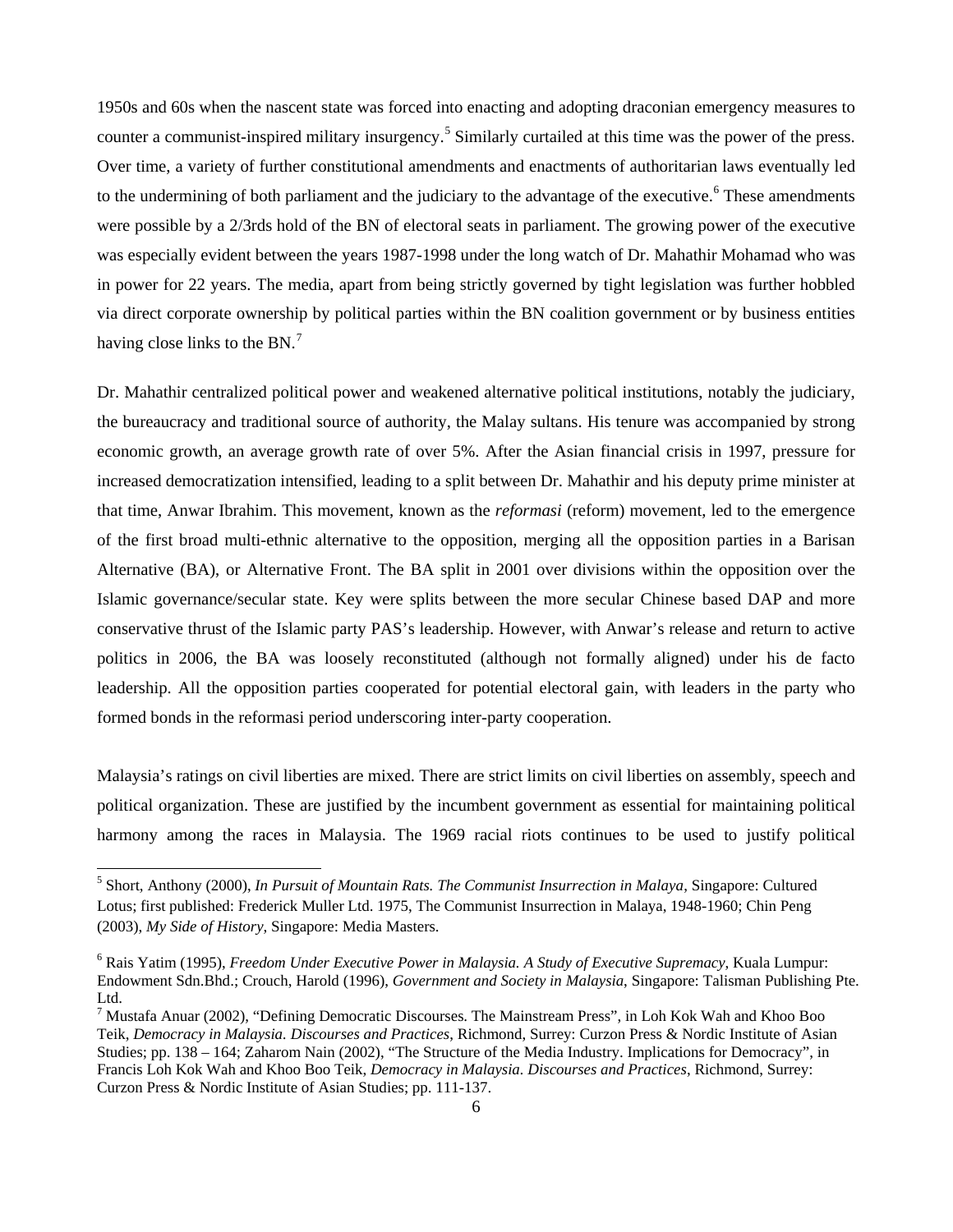1950s and 60s when the nascent state was forced into enacting and adopting draconian emergency measures to counter a communist-inspired military insurgency.[5] Similarly curtailed at this time was the power of the press. Over time, a variety of further constitutional amendments and enactments of authoritarian laws eventually led to the undermining of both parliament and the judiciary to the advantage of the executive.[6] These amendments were possible by a 2/3rds hold of the BN of electoral seats in parliament. The growing power of the executive was especially evident between the years 1987-1998 under the long watch of Dr. Mahathir Mohamad who was in power for 22 years. The media, apart from being strictly governed by tight legislation was further hobbled via direct corporate ownership by political parties within the BN coalition government or by business entities having close links to the BN.[7]

Dr. Mahathir centralized political power and weakened alternative political institutions, notably the judiciary, the bureaucracy and traditional source of authority, the Malay sultans. His tenure was accompanied by strong economic growth, an average growth rate of over 5%. After the Asian financial crisis in 1997, pressure for increased democratization intensified, leading to a split between Dr. Mahathir and his deputy prime minister at that time, Anwar Ibrahim. This movement, known as the *reformasi* (reform) movement, led to the emergence of the first broad multi-ethnic alternative to the opposition, merging all the opposition parties in a Barisan Alternative (BA), or Alternative Front. The BA split in 2001 over divisions within the opposition over the Islamic governance/secular state. Key were splits between the more secular Chinese based DAP and more conservative thrust of the Islamic party PAS's leadership. However, with Anwar's release and return to active politics in 2006, the BA was loosely reconstituted (although not formally aligned) under his de facto leadership. All the opposition parties cooperated for potential electoral gain, with leaders in the party who formed bonds in the reformasi period underscoring inter-party cooperation.

Malaysia's ratings on civil liberties are mixed. There are strict limits on civil liberties on assembly, speech and political organization. These are justified by the incumbent government as essential for maintaining political harmony among the races in Malaysia. The 1969 racial riots continues to be used to justify political

---

[5] Short, Anthony (2000), *In Pursuit of Mountain Rats. The Communist Insurrection in Malaya*, Singapore: Cultured Lotus; first published: Frederick Muller Ltd. 1975, The Communist Insurrection in Malaya, 1948-1960; Chin Peng (2003), *My Side of History*, Singapore: Media Masters.

[6] Rais Yatim (1995), *Freedom Under Executive Power in Malaysia. A Study of Executive Supremacy*, Kuala Lumpur: Endowment Sdn.Bhd.; Crouch, Harold (1996), *Government and Society in Malaysia*, Singapore: Talisman Publishing Pte. Ltd.

[7] Mustafa Anuar (2002), "Defining Democratic Discourses. The Mainstream Press", in Loh Kok Wah and Khoo Boo Teik, *Democracy in Malaysia. Discourses and Practices*, Richmond, Surrey: Curzon Press & Nordic Institute of Asian Studies; pp. 138 – 164; Zaharom Nain (2002), "The Structure of the Media Industry. Implications for Democracy", in Francis Loh Kok Wah and Khoo Boo Teik, *Democracy in Malaysia. Discourses and Practices*, Richmond, Surrey: Curzon Press & Nordic Institute of Asian Studies; pp. 111-137.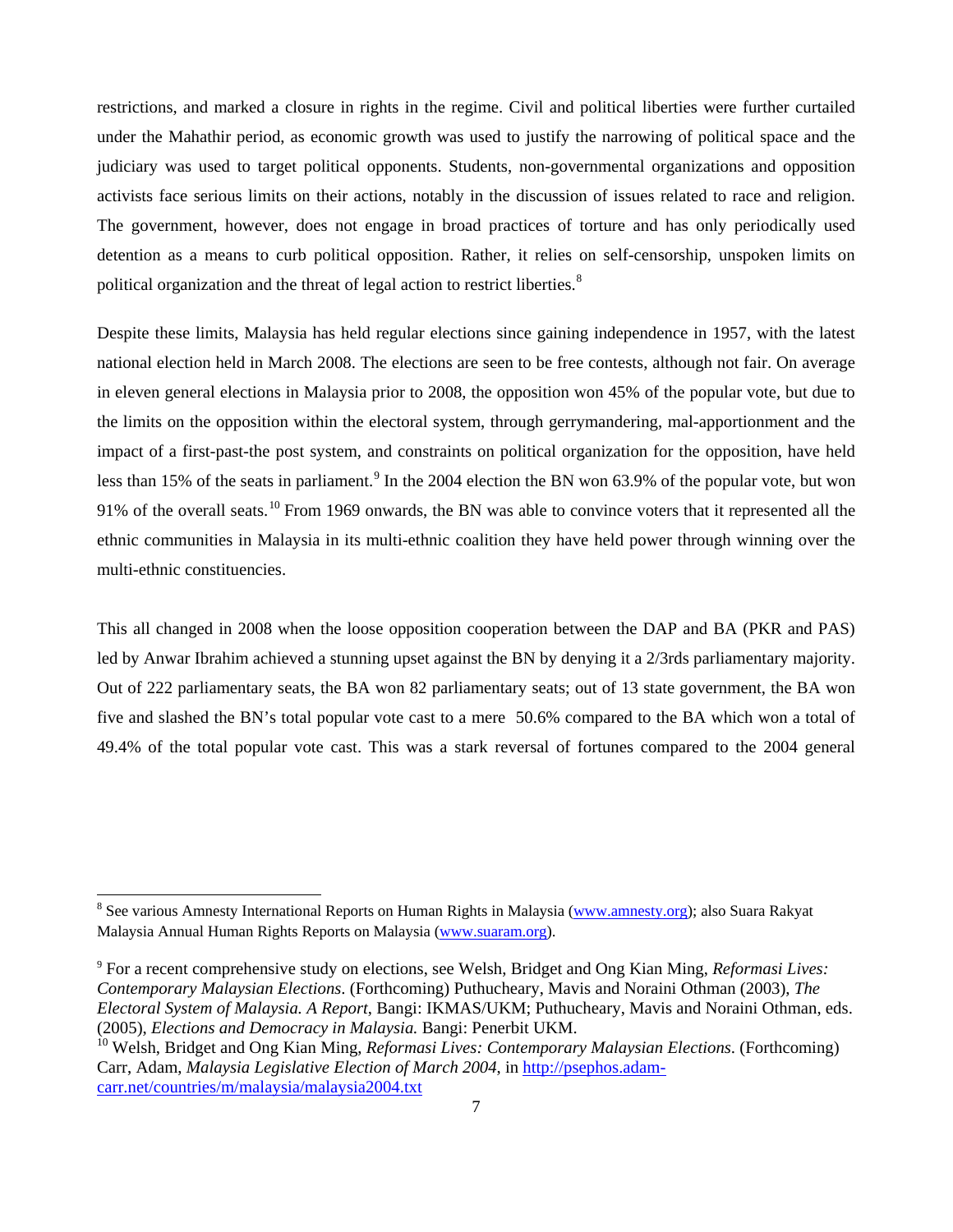restrictions, and marked a closure in rights in the regime. Civil and political liberties were further curtailed under the Mahathir period, as economic growth was used to justify the narrowing of political space and the judiciary was used to target political opponents. Students, non-governmental organizations and opposition activists face serious limits on their actions, notably in the discussion of issues related to race and religion. The government, however, does not engage in broad practices of torture and has only periodically used detention as a means to curb political opposition. Rather, it relies on self-censorship, unspoken limits on political organization and the threat of legal action to restrict liberties.[8]

Despite these limits, Malaysia has held regular elections since gaining independence in 1957, with the latest national election held in March 2008. The elections are seen to be free contests, although not fair. On average in eleven general elections in Malaysia prior to 2008, the opposition won 45% of the popular vote, but due to the limits on the opposition within the electoral system, through gerrymandering, mal-apportionment and the impact of a first-past-the post system, and constraints on political organization for the opposition, have held less than 15% of the seats in parliament.[9] In the 2004 election the BN won 63.9% of the popular vote, but won 91% of the overall seats.[10] From 1969 onwards, the BN was able to convince voters that it represented all the ethnic communities in Malaysia in its multi-ethnic coalition they have held power through winning over the multi-ethnic constituencies.

This all changed in 2008 when the loose opposition cooperation between the DAP and BA (PKR and PAS) led by Anwar Ibrahim achieved a stunning upset against the BN by denying it a 2/3rds parliamentary majority. Out of 222 parliamentary seats, the BA won 82 parliamentary seats; out of 13 state government, the BA won five and slashed the BN's total popular vote cast to a mere 50.6% compared to the BA which won a total of 49.4% of the total popular vote cast. This was a stark reversal of fortunes compared to the 2004 general

---

[8] See various Amnesty International Reports on Human Rights in Malaysia (www.amnesty.org); also Suara Rakyat Malaysia Annual Human Rights Reports on Malaysia (www.suaram.org).

[9] For a recent comprehensive study on elections, see Welsh, Bridget and Ong Kian Ming, *Reformasi Lives: Contemporary Malaysian Elections*. (Forthcoming) Puthucheary, Mavis and Noraini Othman (2003), *The Electoral System of Malaysia. A Report*, Bangi: IKMAS/UKM; Puthucheary, Mavis and Noraini Othman, eds. (2005), *Elections and Democracy in Malaysia.* Bangi: Penerbit UKM.

[10] Welsh, Bridget and Ong Kian Ming, *Reformasi Lives: Contemporary Malaysian Elections.* (Forthcoming) Carr, Adam, *Malaysia Legislative Election of March 2004*, in http://psephos.adam-carr.net/countries/m/malaysia/malaysia2004.txt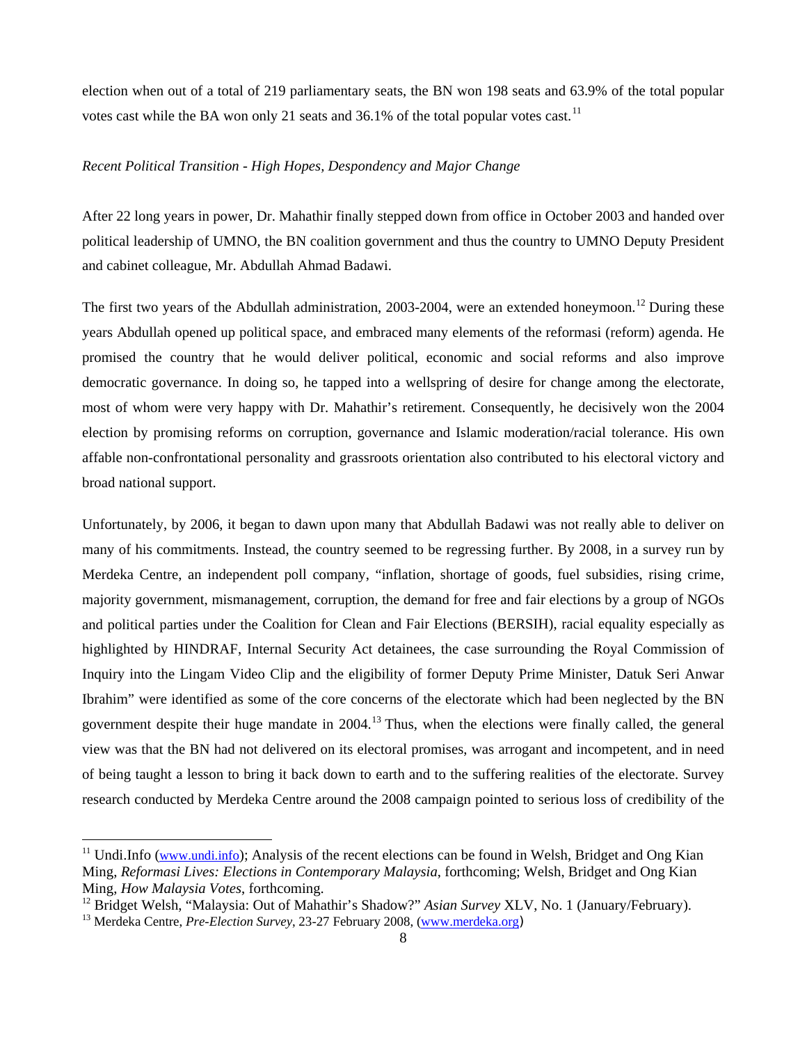election when out of a total of 219 parliamentary seats, the BN won 198 seats and 63.9% of the total popular votes cast while the BA won only 21 seats and 36.1% of the total popular votes cast.[11]

*Recent Political Transition - High Hopes, Despondency and Major Change*

After 22 long years in power, Dr. Mahathir finally stepped down from office in October 2003 and handed over political leadership of UMNO, the BN coalition government and thus the country to UMNO Deputy President and cabinet colleague, Mr. Abdullah Ahmad Badawi.

The first two years of the Abdullah administration, 2003-2004, were an extended honeymoon.[12] During these years Abdullah opened up political space, and embraced many elements of the reformasi (reform) agenda. He promised the country that he would deliver political, economic and social reforms and also improve democratic governance. In doing so, he tapped into a wellspring of desire for change among the electorate, most of whom were very happy with Dr. Mahathir's retirement. Consequently, he decisively won the 2004 election by promising reforms on corruption, governance and Islamic moderation/racial tolerance. His own affable non-confrontational personality and grassroots orientation also contributed to his electoral victory and broad national support.

Unfortunately, by 2006, it began to dawn upon many that Abdullah Badawi was not really able to deliver on many of his commitments. Instead, the country seemed to be regressing further. By 2008, in a survey run by Merdeka Centre, an independent poll company, "inflation, shortage of goods, fuel subsidies, rising crime, majority government, mismanagement, corruption, the demand for free and fair elections by a group of NGOs and political parties under the Coalition for Clean and Fair Elections (BERSIH), racial equality especially as highlighted by HINDRAF, Internal Security Act detainees, the case surrounding the Royal Commission of Inquiry into the Lingam Video Clip and the eligibility of former Deputy Prime Minister, Datuk Seri Anwar Ibrahim" were identified as some of the core concerns of the electorate which had been neglected by the BN government despite their huge mandate in 2004.[13] Thus, when the elections were finally called, the general view was that the BN had not delivered on its electoral promises, was arrogant and incompetent, and in need of being taught a lesson to bring it back down to earth and to the suffering realities of the electorate. Survey research conducted by Merdeka Centre around the 2008 campaign pointed to serious loss of credibility of the

---

[11] Undi.Info (www.undi.info); Analysis of the recent elections can be found in Welsh, Bridget and Ong Kian Ming, *Reformasi Lives: Elections in Contemporary Malaysia*, forthcoming; Welsh, Bridget and Ong Kian Ming, *How Malaysia Votes*, forthcoming.

[12] Bridget Welsh, "Malaysia: Out of Mahathir's Shadow?" *Asian Survey* XLV, No. 1 (January/February).

[13] Merdeka Centre, *Pre-Election Survey*, 23-27 February 2008, (www.merdeka.org)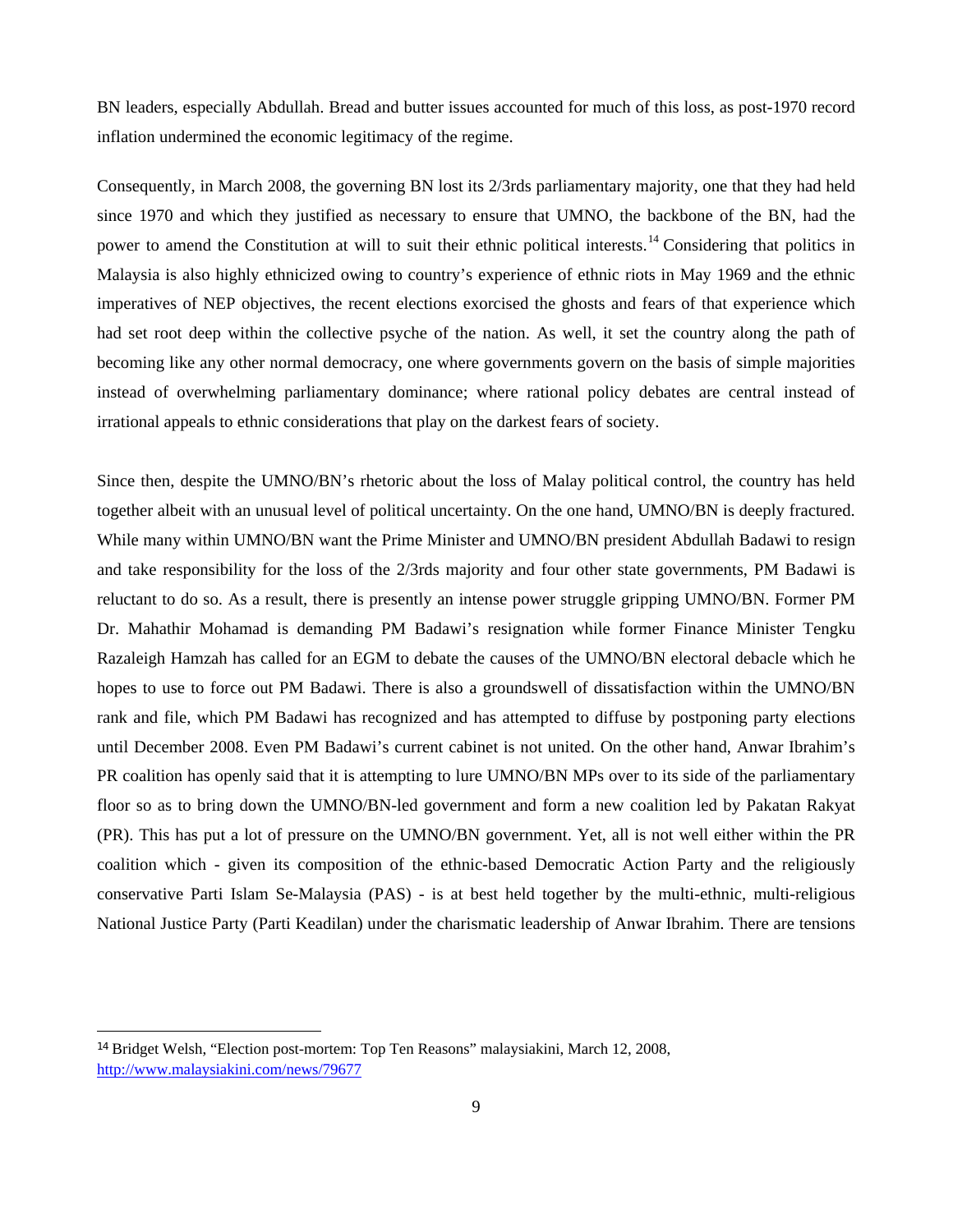BN leaders, especially Abdullah. Bread and butter issues accounted for much of this loss, as post-1970 record inflation undermined the economic legitimacy of the regime.

Consequently, in March 2008, the governing BN lost its 2/3rds parliamentary majority, one that they had held since 1970 and which they justified as necessary to ensure that UMNO, the backbone of the BN, had the power to amend the Constitution at will to suit their ethnic political interests.[14] Considering that politics in Malaysia is also highly ethnicized owing to country's experience of ethnic riots in May 1969 and the ethnic imperatives of NEP objectives, the recent elections exorcised the ghosts and fears of that experience which had set root deep within the collective psyche of the nation. As well, it set the country along the path of becoming like any other normal democracy, one where governments govern on the basis of simple majorities instead of overwhelming parliamentary dominance; where rational policy debates are central instead of irrational appeals to ethnic considerations that play on the darkest fears of society.

Since then, despite the UMNO/BN's rhetoric about the loss of Malay political control, the country has held together albeit with an unusual level of political uncertainty. On the one hand, UMNO/BN is deeply fractured. While many within UMNO/BN want the Prime Minister and UMNO/BN president Abdullah Badawi to resign and take responsibility for the loss of the 2/3rds majority and four other state governments, PM Badawi is reluctant to do so. As a result, there is presently an intense power struggle gripping UMNO/BN. Former PM Dr. Mahathir Mohamad is demanding PM Badawi's resignation while former Finance Minister Tengku Razaleigh Hamzah has called for an EGM to debate the causes of the UMNO/BN electoral debacle which he hopes to use to force out PM Badawi. There is also a groundswell of dissatisfaction within the UMNO/BN rank and file, which PM Badawi has recognized and has attempted to diffuse by postponing party elections until December 2008. Even PM Badawi's current cabinet is not united. On the other hand, Anwar Ibrahim's PR coalition has openly said that it is attempting to lure UMNO/BN MPs over to its side of the parliamentary floor so as to bring down the UMNO/BN-led government and form a new coalition led by Pakatan Rakyat (PR). This has put a lot of pressure on the UMNO/BN government. Yet, all is not well either within the PR coalition which - given its composition of the ethnic-based Democratic Action Party and the religiously conservative Parti Islam Se-Malaysia (PAS) - is at best held together by the multi-ethnic, multi-religious National Justice Party (Parti Keadilan) under the charismatic leadership of Anwar Ibrahim. There are tensions

---

[14] Bridget Welsh, "Election post-mortem: Top Ten Reasons" malaysiakini, March 12, 2008, http://www.malaysiakini.com/news/79677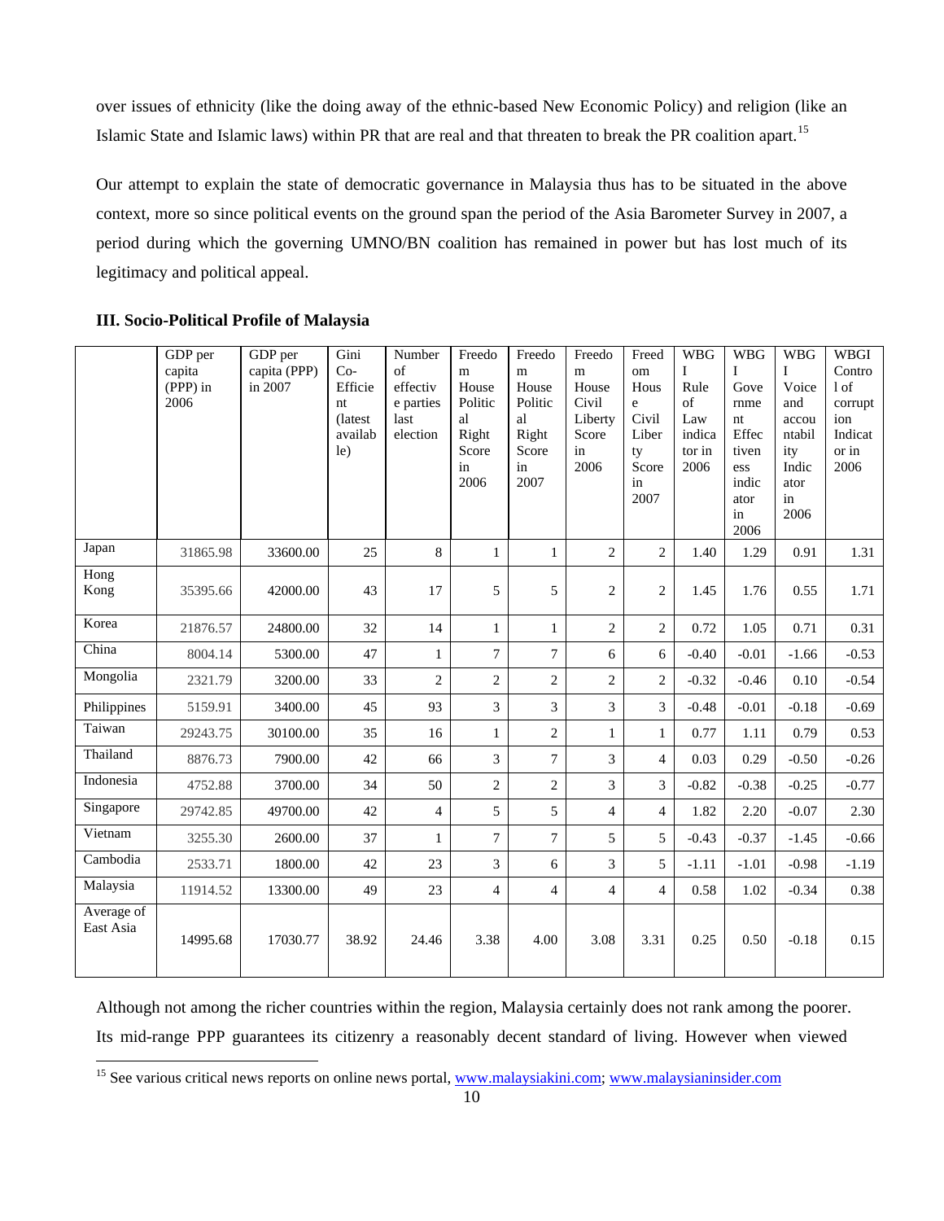over issues of ethnicity (like the doing away of the ethnic-based New Economic Policy) and religion (like an Islamic State and Islamic laws) within PR that are real and that threaten to break the PR coalition apart.[15]

Our attempt to explain the state of democratic governance in Malaysia thus has to be situated in the above context, more so since political events on the ground span the period of the Asia Barometer Survey in 2007, a period during which the governing UMNO/BN coalition has remained in power but has lost much of its legitimacy and political appeal.

**III. Socio-Political Profile of Malaysia**

| | GDP per capita (PPP) in 2006 | GDP per capita (PPP) in 2007 | Gini Co-Efficient (latest available) | Number of effective parties last election | Freedom House Political Right Score in 2006 | Freedom House Political Right Score in 2007 | Freedom House Civil Liberty Score in 2006 | Freedom House Civil Liberty Score in 2007 | WBGI Rule of Law indicator in 2006 | WBGI Government Effectiveness indicator in 2006 | WBGI Voice and accountability Indicator in 2006 | WBGI Control of corruption Indicator in 2006 |
|---|---|---|---|---|---|---|---|---|---|---|---|---|
| Japan | 31865.98 | 33600.00 | 25 | 8 | 1 | 1 | 2 | 2 | 1.40 | 1.29 | 0.91 | 1.31 |
| Hong Kong | 35395.66 | 42000.00 | 43 | 17 | 5 | 5 | 2 | 2 | 1.45 | 1.76 | 0.55 | 1.71 |
| Korea | 21876.57 | 24800.00 | 32 | 14 | 1 | 1 | 2 | 2 | 0.72 | 1.05 | 0.71 | 0.31 |
| China | 8004.14 | 5300.00 | 47 | 1 | 7 | 7 | 6 | 6 | -0.40 | -0.01 | -1.66 | -0.53 |
| Mongolia | 2321.79 | 3200.00 | 33 | 2 | 2 | 2 | 2 | 2 | -0.32 | -0.46 | 0.10 | -0.54 |
| Philippines | 5159.91 | 3400.00 | 45 | 93 | 3 | 3 | 3 | 3 | -0.48 | -0.01 | -0.18 | -0.69 |
| Taiwan | 29243.75 | 30100.00 | 35 | 16 | 1 | 2 | 1 | 1 | 0.77 | 1.11 | 0.79 | 0.53 |
| Thailand | 8876.73 | 7900.00 | 42 | 66 | 3 | 7 | 3 | 4 | 0.03 | 0.29 | -0.50 | -0.26 |
| Indonesia | 4752.88 | 3700.00 | 34 | 50 | 2 | 2 | 3 | 3 | -0.82 | -0.38 | -0.25 | -0.77 |
| Singapore | 29742.85 | 49700.00 | 42 | 4 | 5 | 5 | 4 | 4 | 1.82 | 2.20 | -0.07 | 2.30 |
| Vietnam | 3255.30 | 2600.00 | 37 | 1 | 7 | 7 | 5 | 5 | -0.43 | -0.37 | -1.45 | -0.66 |
| Cambodia | 2533.71 | 1800.00 | 42 | 23 | 3 | 6 | 3 | 5 | -1.11 | -1.01 | -0.98 | -1.19 |
| Malaysia | 11914.52 | 13300.00 | 49 | 23 | 4 | 4 | 4 | 4 | 0.58 | 1.02 | -0.34 | 0.38 |
| Average of East Asia | 14995.68 | 17030.77 | 38.92 | 24.46 | 3.38 | 4.00 | 3.08 | 3.31 | 0.25 | 0.50 | -0.18 | 0.15 |

Although not among the richer countries within the region, Malaysia certainly does not rank among the poorer. Its mid-range PPP guarantees its citizenry a reasonably decent standard of living. However when viewed

[15] See various critical news reports on online news portal, www.malaysiakini.com; www.malaysianinsider.com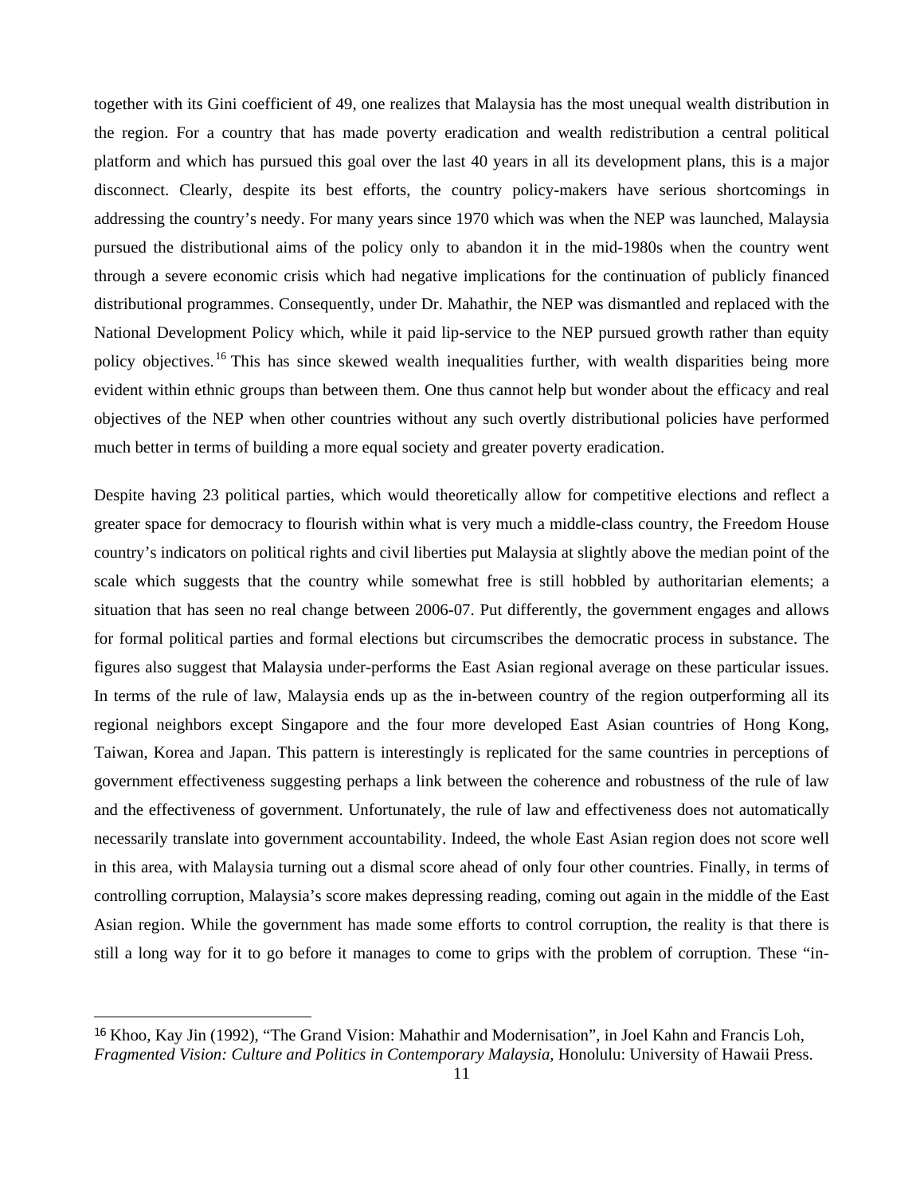together with its Gini coefficient of 49, one realizes that Malaysia has the most unequal wealth distribution in the region. For a country that has made poverty eradication and wealth redistribution a central political platform and which has pursued this goal over the last 40 years in all its development plans, this is a major disconnect. Clearly, despite its best efforts, the country policy-makers have serious shortcomings in addressing the country's needy. For many years since 1970 which was when the NEP was launched, Malaysia pursued the distributional aims of the policy only to abandon it in the mid-1980s when the country went through a severe economic crisis which had negative implications for the continuation of publicly financed distributional programmes. Consequently, under Dr. Mahathir, the NEP was dismantled and replaced with the National Development Policy which, while it paid lip-service to the NEP pursued growth rather than equity policy objectives.[16] This has since skewed wealth inequalities further, with wealth disparities being more evident within ethnic groups than between them. One thus cannot help but wonder about the efficacy and real objectives of the NEP when other countries without any such overtly distributional policies have performed much better in terms of building a more equal society and greater poverty eradication.

Despite having 23 political parties, which would theoretically allow for competitive elections and reflect a greater space for democracy to flourish within what is very much a middle-class country, the Freedom House country's indicators on political rights and civil liberties put Malaysia at slightly above the median point of the scale which suggests that the country while somewhat free is still hobbled by authoritarian elements; a situation that has seen no real change between 2006-07. Put differently, the government engages and allows for formal political parties and formal elections but circumscribes the democratic process in substance. The figures also suggest that Malaysia under-performs the East Asian regional average on these particular issues. In terms of the rule of law, Malaysia ends up as the in-between country of the region outperforming all its regional neighbors except Singapore and the four more developed East Asian countries of Hong Kong, Taiwan, Korea and Japan. This pattern is interestingly is replicated for the same countries in perceptions of government effectiveness suggesting perhaps a link between the coherence and robustness of the rule of law and the effectiveness of government. Unfortunately, the rule of law and effectiveness does not automatically necessarily translate into government accountability. Indeed, the whole East Asian region does not score well in this area, with Malaysia turning out a dismal score ahead of only four other countries. Finally, in terms of controlling corruption, Malaysia's score makes depressing reading, coming out again in the middle of the East Asian region. While the government has made some efforts to control corruption, the reality is that there is still a long way for it to go before it manages to come to grips with the problem of corruption. These "in-

[16] Khoo, Kay Jin (1992), "The Grand Vision: Mahathir and Modernisation", in Joel Kahn and Francis Loh, *Fragmented Vision: Culture and Politics in Contemporary Malaysia*, Honolulu: University of Hawaii Press.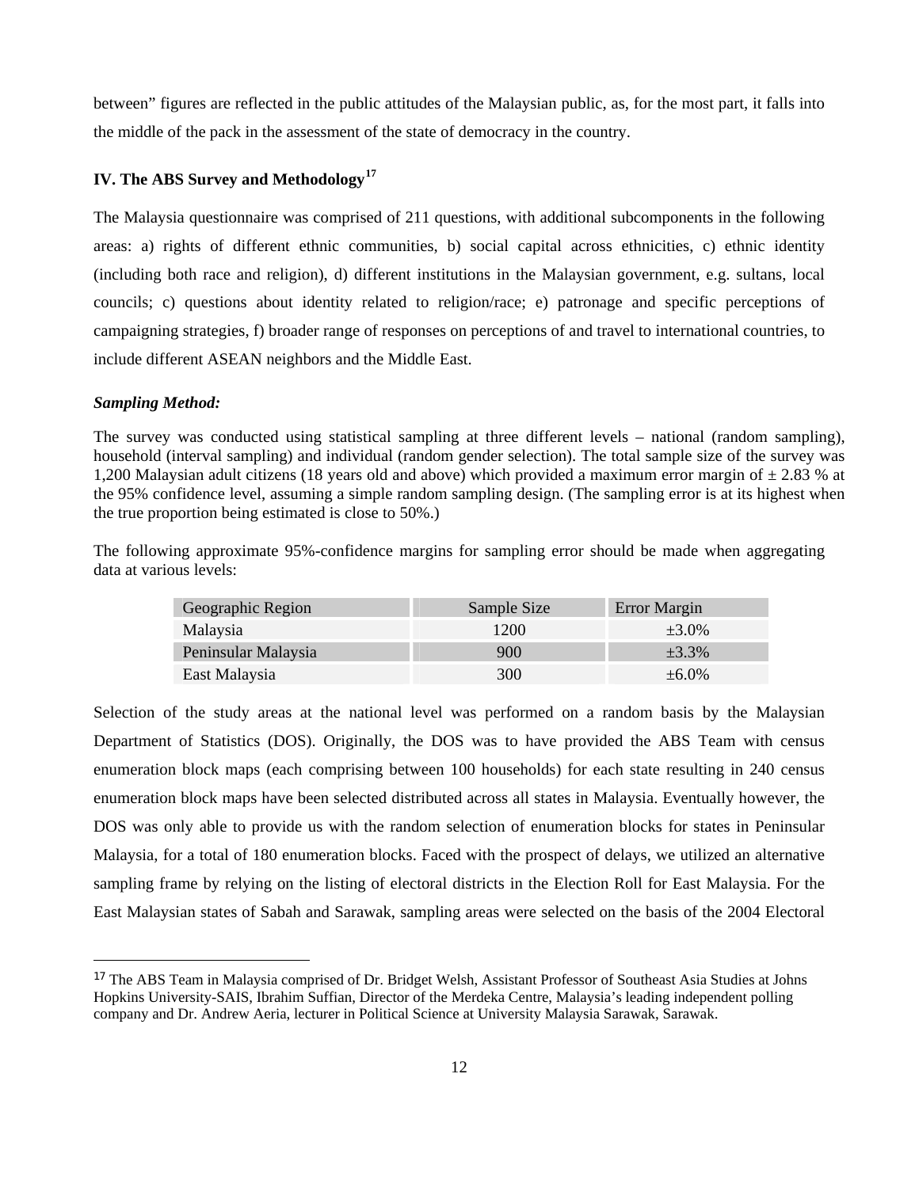between" figures are reflected in the public attitudes of the Malaysian public, as, for the most part, it falls into the middle of the pack in the assessment of the state of democracy in the country.

## IV. The ABS Survey and Methodology[17]

The Malaysia questionnaire was comprised of 211 questions, with additional subcomponents in the following areas: a) rights of different ethnic communities, b) social capital across ethnicities, c) ethnic identity (including both race and religion), d) different institutions in the Malaysian government, e.g. sultans, local councils; c) questions about identity related to religion/race; e) patronage and specific perceptions of campaigning strategies, f) broader range of responses on perceptions of and travel to international countries, to include different ASEAN neighbors and the Middle East.

### *Sampling Method:*

The survey was conducted using statistical sampling at three different levels – national (random sampling), household (interval sampling) and individual (random gender selection). The total sample size of the survey was 1,200 Malaysian adult citizens (18 years old and above) which provided a maximum error margin of ± 2.83 % at the 95% confidence level, assuming a simple random sampling design. (The sampling error is at its highest when the true proportion being estimated is close to 50%.)

The following approximate 95%-confidence margins for sampling error should be made when aggregating data at various levels:

| Geographic Region | Sample Size | Error Margin |
|---|---|---|
| Malaysia | 1200 | ±3.0% |
| Peninsular Malaysia | 900 | ±3.3% |
| East Malaysia | 300 | ±6.0% |

Selection of the study areas at the national level was performed on a random basis by the Malaysian Department of Statistics (DOS). Originally, the DOS was to have provided the ABS Team with census enumeration block maps (each comprising between 100 households) for each state resulting in 240 census enumeration block maps have been selected distributed across all states in Malaysia. Eventually however, the DOS was only able to provide us with the random selection of enumeration blocks for states in Peninsular Malaysia, for a total of 180 enumeration blocks. Faced with the prospect of delays, we utilized an alternative sampling frame by relying on the listing of electoral districts in the Election Roll for East Malaysia. For the East Malaysian states of Sabah and Sarawak, sampling areas were selected on the basis of the 2004 Electoral

---

[17] The ABS Team in Malaysia comprised of Dr. Bridget Welsh, Assistant Professor of Southeast Asia Studies at Johns Hopkins University-SAIS, Ibrahim Suffian, Director of the Merdeka Centre, Malaysia's leading independent polling company and Dr. Andrew Aeria, lecturer in Political Science at University Malaysia Sarawak, Sarawak.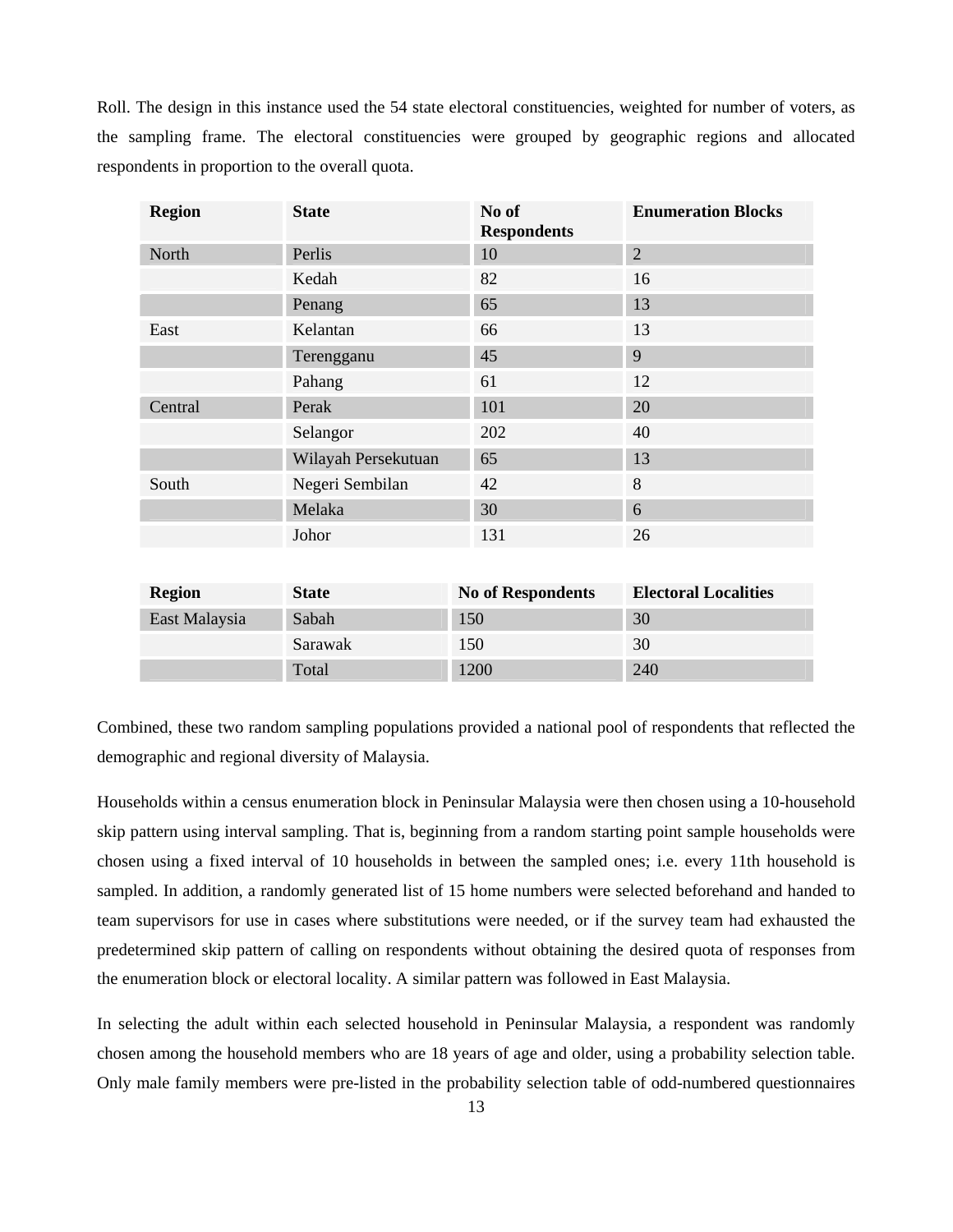Roll. The design in this instance used the 54 state electoral constituencies, weighted for number of voters, as the sampling frame. The electoral constituencies were grouped by geographic regions and allocated respondents in proportion to the overall quota.

| Region | State | No of Respondents | Enumeration Blocks |
|---|---|---|---|
| North | Perlis | 10 | 2 |
| | Kedah | 82 | 16 |
| | Penang | 65 | 13 |
| East | Kelantan | 66 | 13 |
| | Terengganu | 45 | 9 |
| | Pahang | 61 | 12 |
| Central | Perak | 101 | 20 |
| | Selangor | 202 | 40 |
| | Wilayah Persekutuan | 65 | 13 |
| South | Negeri Sembilan | 42 | 8 |
| | Melaka | 30 | 6 |
| | Johor | 131 | 26 |

| Region | State | No of Respondents | Electoral Localities |
|---|---|---|---|
| East Malaysia | Sabah | 150 | 30 |
| | Sarawak | 150 | 30 |
| | Total | 1200 | 240 |

Combined, these two random sampling populations provided a national pool of respondents that reflected the demographic and regional diversity of Malaysia.

Households within a census enumeration block in Peninsular Malaysia were then chosen using a 10-household skip pattern using interval sampling. That is, beginning from a random starting point sample households were chosen using a fixed interval of 10 households in between the sampled ones; i.e. every 11th household is sampled. In addition, a randomly generated list of 15 home numbers were selected beforehand and handed to team supervisors for use in cases where substitutions were needed, or if the survey team had exhausted the predetermined skip pattern of calling on respondents without obtaining the desired quota of responses from the enumeration block or electoral locality. A similar pattern was followed in East Malaysia.

In selecting the adult within each selected household in Peninsular Malaysia, a respondent was randomly chosen among the household members who are 18 years of age and older, using a probability selection table. Only male family members were pre-listed in the probability selection table of odd-numbered questionnaires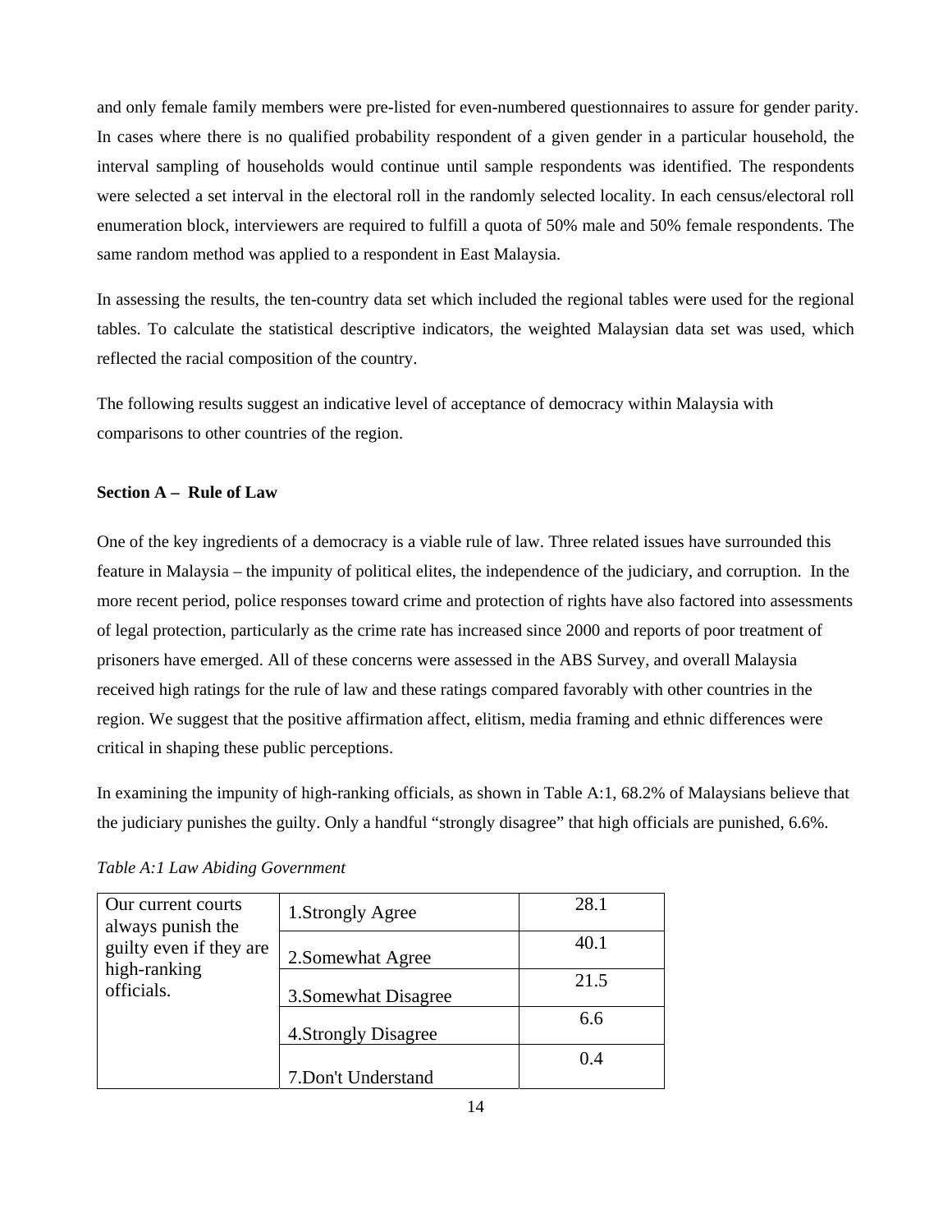and only female family members were pre-listed for even-numbered questionnaires to assure for gender parity. In cases where there is no qualified probability respondent of a given gender in a particular household, the interval sampling of households would continue until sample respondents was identified. The respondents were selected a set interval in the electoral roll in the randomly selected locality. In each census/electoral roll enumeration block, interviewers are required to fulfill a quota of 50% male and 50% female respondents. The same random method was applied to a respondent in East Malaysia.

In assessing the results, the ten-country data set which included the regional tables were used for the regional tables. To calculate the statistical descriptive indicators, the weighted Malaysian data set was used, which reflected the racial composition of the country.

The following results suggest an indicative level of acceptance of democracy within Malaysia with comparisons to other countries of the region.

**Section A – Rule of Law**

One of the key ingredients of a democracy is a viable rule of law. Three related issues have surrounded this feature in Malaysia – the impunity of political elites, the independence of the judiciary, and corruption. In the more recent period, police responses toward crime and protection of rights have also factored into assessments of legal protection, particularly as the crime rate has increased since 2000 and reports of poor treatment of prisoners have emerged. All of these concerns were assessed in the ABS Survey, and overall Malaysia received high ratings for the rule of law and these ratings compared favorably with other countries in the region. We suggest that the positive affirmation affect, elitism, media framing and ethnic differences were critical in shaping these public perceptions.

In examining the impunity of high-ranking officials, as shown in Table A:1, 68.2% of Malaysians believe that the judiciary punishes the guilty. Only a handful "strongly disagree" that high officials are punished, 6.6%.

*Table A:1 Law Abiding Government*

| | | |
|---|---|---|
| Our current courts always punish the guilty even if they are high-ranking officials. | 1.Strongly Agree | 28.1 |
| | 2.Somewhat Agree | 40.1 |
| | 3.Somewhat Disagree | 21.5 |
| | 4.Strongly Disagree | 6.6 |
| | 7.Don't Understand | 0.4 |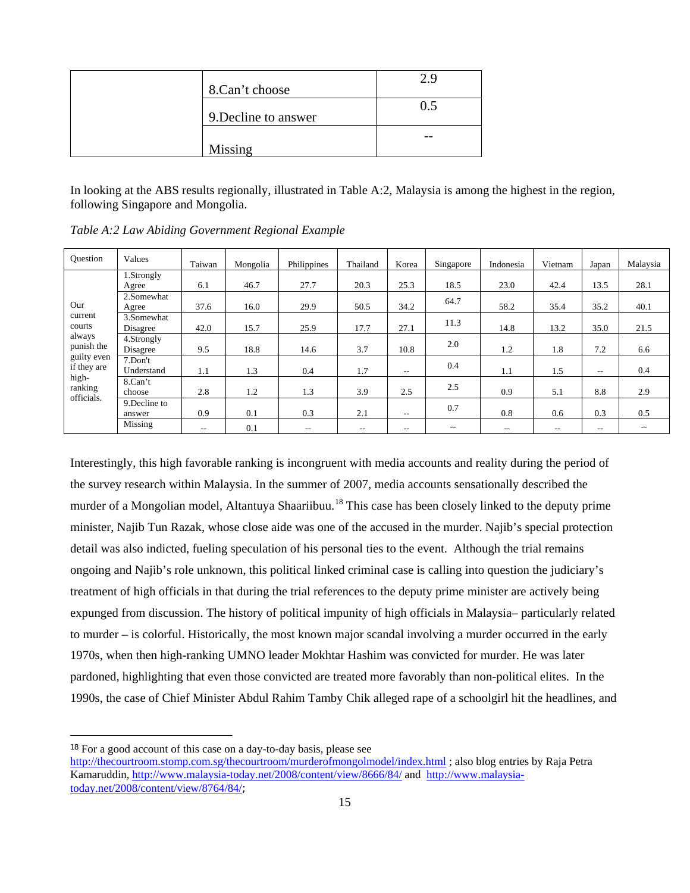| | | |
|---|---|---|
| | 8.Can't choose | 2.9 |
| | 9.Decline to answer | 0.5 |
| | Missing | -- |

In looking at the ABS results regionally, illustrated in Table A:2, Malaysia is among the highest in the region, following Singapore and Mongolia.

*Table A:2 Law Abiding Government Regional Example*

| Question | Values | Taiwan | Mongolia | Philippines | Thailand | Korea | Singapore | Indonesia | Vietnam | Japan | Malaysia |
|---|---|---|---|---|---|---|---|---|---|---|---|
| Our current courts always punish the guilty even if they are high-ranking officials. | 1.Strongly Agree | 6.1 | 46.7 | 27.7 | 20.3 | 25.3 | 18.5 | 23.0 | 42.4 | 13.5 | 28.1 |
| | 2.Somewhat Agree | 37.6 | 16.0 | 29.9 | 50.5 | 34.2 | 64.7 | 58.2 | 35.4 | 35.2 | 40.1 |
| | 3.Somewhat Disagree | 42.0 | 15.7 | 25.9 | 17.7 | 27.1 | 11.3 | 14.8 | 13.2 | 35.0 | 21.5 |
| | 4.Strongly Disagree | 9.5 | 18.8 | 14.6 | 3.7 | 10.8 | 2.0 | 1.2 | 1.8 | 7.2 | 6.6 |
| | 7.Don't Understand | 1.1 | 1.3 | 0.4 | 1.7 | -- | 0.4 | 1.1 | 1.5 | -- | 0.4 |
| | 8.Can't choose | 2.8 | 1.2 | 1.3 | 3.9 | 2.5 | 2.5 | 0.9 | 5.1 | 8.8 | 2.9 |
| | 9.Decline to answer | 0.9 | 0.1 | 0.3 | 2.1 | -- | 0.7 | 0.8 | 0.6 | 0.3 | 0.5 |
| | Missing | -- | 0.1 | -- | -- | -- | -- | -- | -- | -- | -- |

Interestingly, this high favorable ranking is incongruent with media accounts and reality during the period of the survey research within Malaysia. In the summer of 2007, media accounts sensationally described the murder of a Mongolian model, Altantuya Shaariibuu.[18] This case has been closely linked to the deputy prime minister, Najib Tun Razak, whose close aide was one of the accused in the murder. Najib's special protection detail was also indicted, fueling speculation of his personal ties to the event. Although the trial remains ongoing and Najib's role unknown, this political linked criminal case is calling into question the judiciary's treatment of high officials in that during the trial references to the deputy prime minister are actively being expunged from discussion. The history of political impunity of high officials in Malaysia– particularly related to murder – is colorful. Historically, the most known major scandal involving a murder occurred in the early 1970s, when then high-ranking UMNO leader Mokhtar Hashim was convicted for murder. He was later pardoned, highlighting that even those convicted are treated more favorably than non-political elites. In the 1990s, the case of Chief Minister Abdul Rahim Tamby Chik alleged rape of a schoolgirl hit the headlines, and

---

[18] For a good account of this case on a day-to-day basis, please see http://thecourtroom.stomp.com.sg/thecourtroom/murderofmongolmodel/index.html ; also blog entries by Raja Petra Kamaruddin, http://www.malaysia-today.net/2008/content/view/8666/84/ and http://www.malaysia-today.net/2008/content/view/8764/84/;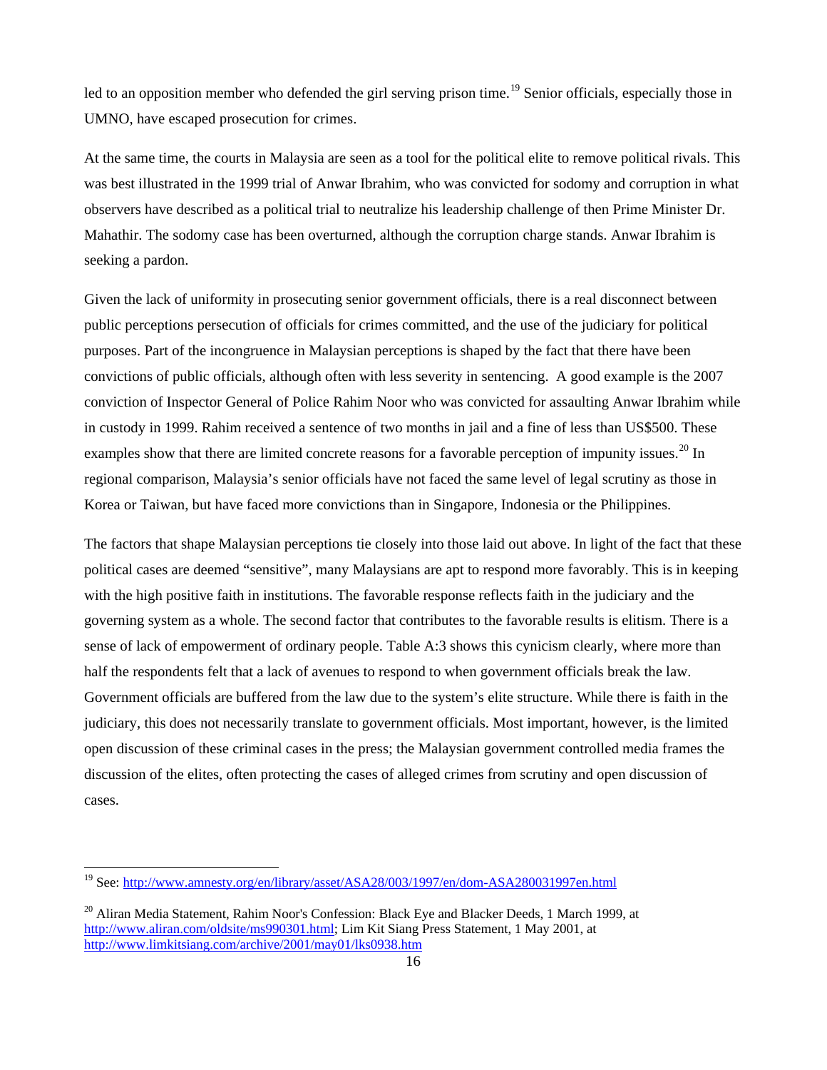led to an opposition member who defended the girl serving prison time.[19] Senior officials, especially those in UMNO, have escaped prosecution for crimes.

At the same time, the courts in Malaysia are seen as a tool for the political elite to remove political rivals. This was best illustrated in the 1999 trial of Anwar Ibrahim, who was convicted for sodomy and corruption in what observers have described as a political trial to neutralize his leadership challenge of then Prime Minister Dr. Mahathir. The sodomy case has been overturned, although the corruption charge stands. Anwar Ibrahim is seeking a pardon.

Given the lack of uniformity in prosecuting senior government officials, there is a real disconnect between public perceptions persecution of officials for crimes committed, and the use of the judiciary for political purposes. Part of the incongruence in Malaysian perceptions is shaped by the fact that there have been convictions of public officials, although often with less severity in sentencing. A good example is the 2007 conviction of Inspector General of Police Rahim Noor who was convicted for assaulting Anwar Ibrahim while in custody in 1999. Rahim received a sentence of two months in jail and a fine of less than US$500. These examples show that there are limited concrete reasons for a favorable perception of impunity issues.[20] In regional comparison, Malaysia's senior officials have not faced the same level of legal scrutiny as those in Korea or Taiwan, but have faced more convictions than in Singapore, Indonesia or the Philippines.

The factors that shape Malaysian perceptions tie closely into those laid out above. In light of the fact that these political cases are deemed "sensitive", many Malaysians are apt to respond more favorably. This is in keeping with the high positive faith in institutions. The favorable response reflects faith in the judiciary and the governing system as a whole. The second factor that contributes to the favorable results is elitism. There is a sense of lack of empowerment of ordinary people. Table A:3 shows this cynicism clearly, where more than half the respondents felt that a lack of avenues to respond to when government officials break the law. Government officials are buffered from the law due to the system's elite structure. While there is faith in the judiciary, this does not necessarily translate to government officials. Most important, however, is the limited open discussion of these criminal cases in the press; the Malaysian government controlled media frames the discussion of the elites, often protecting the cases of alleged crimes from scrutiny and open discussion of cases.

---

[19] See: http://www.amnesty.org/en/library/asset/ASA28/003/1997/en/dom-ASA280031997en.html

[20] Aliran Media Statement, Rahim Noor's Confession: Black Eye and Blacker Deeds, 1 March 1999, at http://www.aliran.com/oldsite/ms990301.html; Lim Kit Siang Press Statement, 1 May 2001, at http://www.limkitsiang.com/archive/2001/may01/lks0938.htm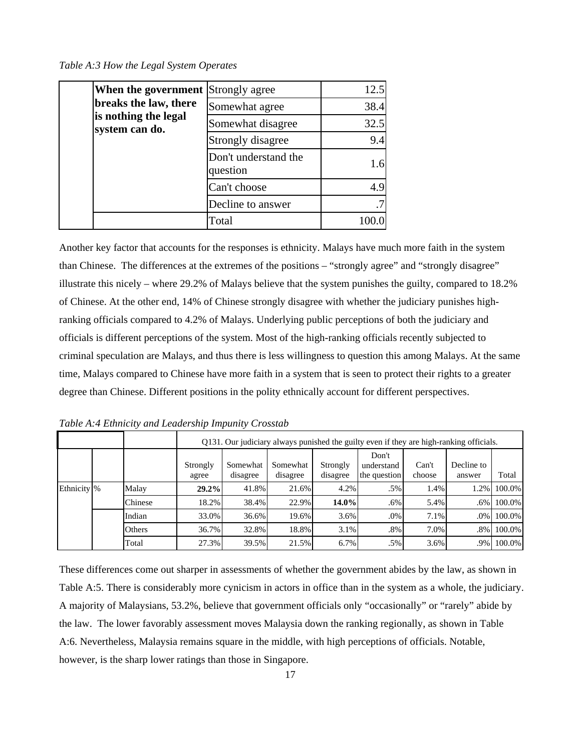*Table A:3 How the Legal System Operates*

| | | | |
|---|---|---|---|
| | **When the government breaks the law, there is nothing the legal system can do.** | Strongly agree | 12.5 |
| | | Somewhat agree | 38.4 |
| | | Somewhat disagree | 32.5 |
| | | Strongly disagree | 9.4 |
| | | Don't understand the question | 1.6 |
| | | Can't choose | 4.9 |
| | | Decline to answer | .7 |
| | | Total | 100.0 |

Another key factor that accounts for the responses is ethnicity. Malays have much more faith in the system than Chinese. The differences at the extremes of the positions – "strongly agree" and "strongly disagree" illustrate this nicely – where 29.2% of Malays believe that the system punishes the guilty, compared to 18.2% of Chinese. At the other end, 14% of Chinese strongly disagree with whether the judiciary punishes high-ranking officials compared to 4.2% of Malays. Underlying public perceptions of both the judiciary and officials is different perceptions of the system. Most of the high-ranking officials recently subjected to criminal speculation are Malays, and thus there is less willingness to question this among Malays. At the same time, Malays compared to Chinese have more faith in a system that is seen to protect their rights to a greater degree than Chinese. Different positions in the polity ethnically account for different perspectives.

*Table A:4 Ethnicity and Leadership Impunity Crosstab*

| | | | Q131. Our judiciary always punished the guilty even if they are high-ranking officials. | | | | | | | |
|---|---|---|---|---|---|---|---|---|---|---|
| | | | Strongly agree | Somewhat disagree | Somewhat disagree | Strongly disagree | Don't understand the question | Can't choose | Decline to answer | Total |
| Ethnicity | % | Malay | **29.2%** | 41.8% | 21.6% | 4.2% | .5% | 1.4% | 1.2% | 100.0% |
| | | Chinese | 18.2% | 38.4% | 22.9% | **14.0%** | .6% | 5.4% | .6% | 100.0% |
| | | Indian | 33.0% | 36.6% | 19.6% | 3.6% | .0% | 7.1% | .0% | 100.0% |
| | | Others | 36.7% | 32.8% | 18.8% | 3.1% | .8% | 7.0% | .8% | 100.0% |
| | | Total | 27.3% | 39.5% | 21.5% | 6.7% | .5% | 3.6% | .9% | 100.0% |

These differences come out sharper in assessments of whether the government abides by the law, as shown in Table A:5. There is considerably more cynicism in actors in office than in the system as a whole, the judiciary. A majority of Malaysians, 53.2%, believe that government officials only "occasionally" or "rarely" abide by the law. The lower favorably assessment moves Malaysia down the ranking regionally, as shown in Table A:6. Nevertheless, Malaysia remains square in the middle, with high perceptions of officials. Notable, however, is the sharp lower ratings than those in Singapore.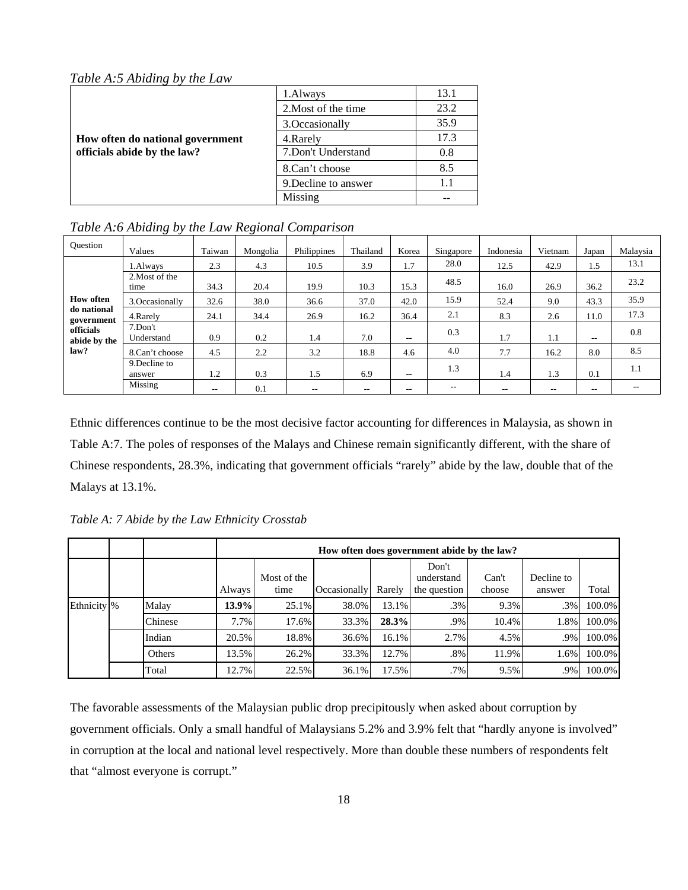*Table A:5 Abiding by the Law*

| | | |
|---|---|---|
| **How often do national government officials abide by the law?** | 1.Always | 13.1 |
| | 2.Most of the time | 23.2 |
| | 3.Occasionally | 35.9 |
| | 4.Rarely | 17.3 |
| | 7.Don't Understand | 0.8 |
| | 8.Can't choose | 8.5 |
| | 9.Decline to answer | 1.1 |
| | Missing | -- |

*Table A:6 Abiding by the Law Regional Comparison*

| Question | Values | Taiwan | Mongolia | Philippines | Thailand | Korea | Singapore | Indonesia | Vietnam | Japan | Malaysia |
|---|---|---|---|---|---|---|---|---|---|---|---|
| **How often do national government officials abide by the law?** | 1.Always | 2.3 | 4.3 | 10.5 | 3.9 | 1.7 | 28.0 | 12.5 | 42.9 | 1.5 | 13.1 |
| | 2.Most of the time | 34.3 | 20.4 | 19.9 | 10.3 | 15.3 | 48.5 | 16.0 | 26.9 | 36.2 | 23.2 |
| | 3.Occasionally | 32.6 | 38.0 | 36.6 | 37.0 | 42.0 | 15.9 | 52.4 | 9.0 | 43.3 | 35.9 |
| | 4.Rarely | 24.1 | 34.4 | 26.9 | 16.2 | 36.4 | 2.1 | 8.3 | 2.6 | 11.0 | 17.3 |
| | 7.Don't Understand | 0.9 | 0.2 | 1.4 | 7.0 | -- | 0.3 | 1.7 | 1.1 | -- | 0.8 |
| | 8.Can't choose | 4.5 | 2.2 | 3.2 | 18.8 | 4.6 | 4.0 | 7.7 | 16.2 | 8.0 | 8.5 |
| | 9.Decline to answer | 1.2 | 0.3 | 1.5 | 6.9 | -- | 1.3 | 1.4 | 1.3 | 0.1 | 1.1 |
| | Missing | -- | 0.1 | -- | -- | -- | -- | -- | -- | -- | -- |

Ethnic differences continue to be the most decisive factor accounting for differences in Malaysia, as shown in Table A:7. The poles of responses of the Malays and Chinese remain significantly different, with the share of Chinese respondents, 28.3%, indicating that government officials "rarely" abide by the law, double that of the Malays at 13.1%.

*Table A: 7 Abide by the Law Ethnicity Crosstab*

| | | | How often does government abide by the law? | | | | | | | |
|---|---|---|---|---|---|---|---|---|---|---|
| | | | Always | Most of the time | Occasionally | Rarely | Don't understand the question | Can't choose | Decline to answer | Total |
| Ethnicity | % | Malay | **13.9%** | 25.1% | 38.0% | 13.1% | .3% | 9.3% | .3% | 100.0% |
| | | Chinese | 7.7% | 17.6% | 33.3% | **28.3%** | .9% | 10.4% | 1.8% | 100.0% |
| | | Indian | 20.5% | 18.8% | 36.6% | 16.1% | 2.7% | 4.5% | .9% | 100.0% |
| | | Others | 13.5% | 26.2% | 33.3% | 12.7% | .8% | 11.9% | 1.6% | 100.0% |
| | | Total | 12.7% | 22.5% | 36.1% | 17.5% | .7% | 9.5% | .9% | 100.0% |

The favorable assessments of the Malaysian public drop precipitously when asked about corruption by government officials. Only a small handful of Malaysians 5.2% and 3.9% felt that "hardly anyone is involved" in corruption at the local and national level respectively. More than double these numbers of respondents felt that "almost everyone is corrupt."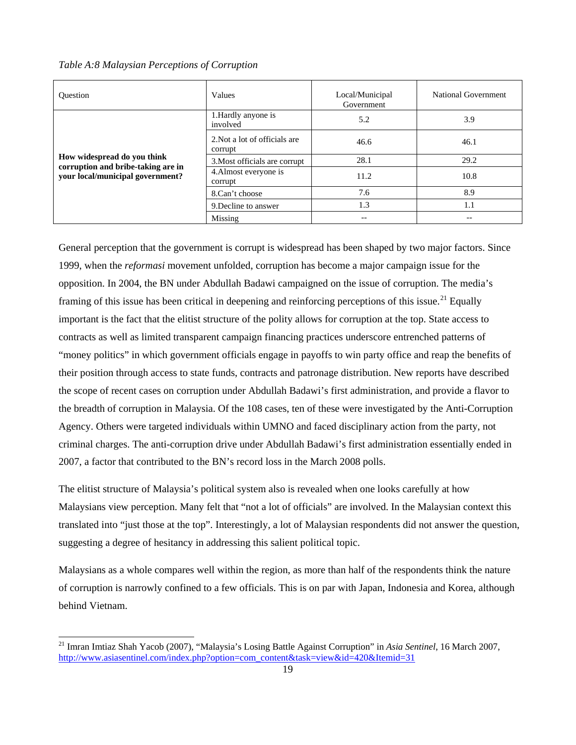*Table A:8 Malaysian Perceptions of Corruption*

| Question | Values | Local/Municipal Government | National Government |
|---|---|---|---|
| **How widespread do you think corruption and bribe-taking are in your local/municipal government?** | 1.Hardly anyone is involved | 5.2 | 3.9 |
| | 2.Not a lot of officials are corrupt | 46.6 | 46.1 |
| | 3.Most officials are corrupt | 28.1 | 29.2 |
| | 4.Almost everyone is corrupt | 11.2 | 10.8 |
| | 8.Can't choose | 7.6 | 8.9 |
| | 9.Decline to answer | 1.3 | 1.1 |
| | Missing | -- | -- |

General perception that the government is corrupt is widespread has been shaped by two major factors. Since 1999, when the *reformasi* movement unfolded, corruption has become a major campaign issue for the opposition. In 2004, the BN under Abdullah Badawi campaigned on the issue of corruption. The media's framing of this issue has been critical in deepening and reinforcing perceptions of this issue.[21] Equally important is the fact that the elitist structure of the polity allows for corruption at the top. State access to contracts as well as limited transparent campaign financing practices underscore entrenched patterns of "money politics" in which government officials engage in payoffs to win party office and reap the benefits of their position through access to state funds, contracts and patronage distribution. New reports have described the scope of recent cases on corruption under Abdullah Badawi's first administration, and provide a flavor to the breadth of corruption in Malaysia. Of the 108 cases, ten of these were investigated by the Anti-Corruption Agency. Others were targeted individuals within UMNO and faced disciplinary action from the party, not criminal charges. The anti-corruption drive under Abdullah Badawi's first administration essentially ended in 2007, a factor that contributed to the BN's record loss in the March 2008 polls.

The elitist structure of Malaysia's political system also is revealed when one looks carefully at how Malaysians view perception. Many felt that "not a lot of officials" are involved. In the Malaysian context this translated into "just those at the top". Interestingly, a lot of Malaysian respondents did not answer the question, suggesting a degree of hesitancy in addressing this salient political topic.

Malaysians as a whole compares well within the region, as more than half of the respondents think the nature of corruption is narrowly confined to a few officials. This is on par with Japan, Indonesia and Korea, although behind Vietnam.

[21] Imran Imtiaz Shah Yacob (2007), "Malaysia's Losing Battle Against Corruption" in *Asia Sentinel*, 16 March 2007, http://www.asiasentinel.com/index.php?option=com_content&task=view&id=420&Itemid=31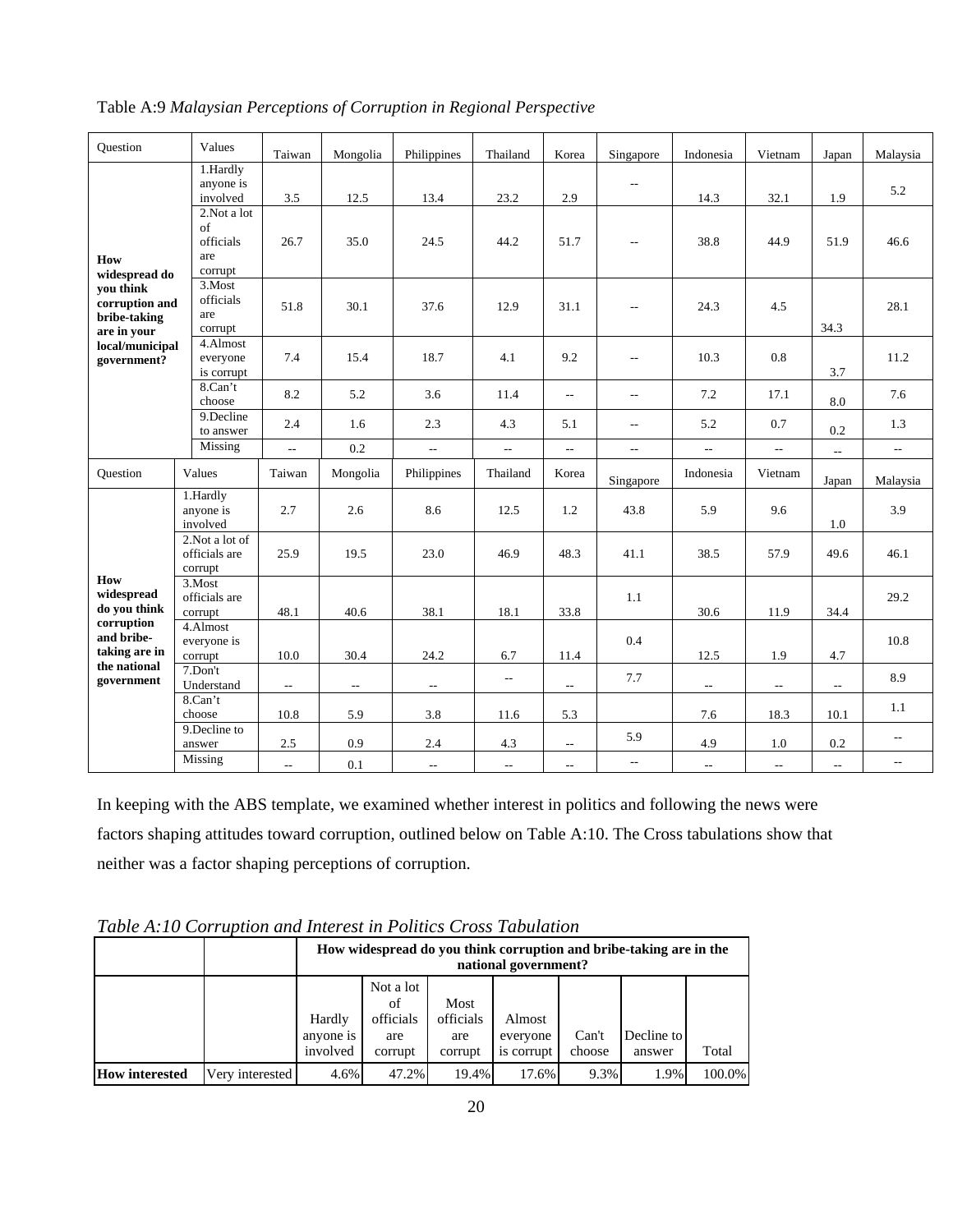Table A:9 *Malaysian Perceptions of Corruption in Regional Perspective*

| Question | Values | Taiwan | Mongolia | Philippines | Thailand | Korea | Singapore | Indonesia | Vietnam | Japan | Malaysia |
|---|---|---|---|---|---|---|---|---|---|---|---|
| **How widespread do you think corruption and bribe-taking are in your local/municipal government?** | 1.Hardly anyone is involved | 3.5 | 12.5 | 13.4 | 23.2 | 2.9 | -- | 14.3 | 32.1 | 1.9 | 5.2 |
| | 2.Not a lot of officials are corrupt | 26.7 | 35.0 | 24.5 | 44.2 | 51.7 | -- | 38.8 | 44.9 | 51.9 | 46.6 |
| | 3.Most officials are corrupt | 51.8 | 30.1 | 37.6 | 12.9 | 31.1 | -- | 24.3 | 4.5 | 34.3 | 28.1 |
| | 4.Almost everyone is corrupt | 7.4 | 15.4 | 18.7 | 4.1 | 9.2 | -- | 10.3 | 0.8 | 3.7 | 11.2 |
| | 8.Can't choose | 8.2 | 5.2 | 3.6 | 11.4 | -- | -- | 7.2 | 17.1 | 8.0 | 7.6 |
| | 9.Decline to answer | 2.4 | 1.6 | 2.3 | 4.3 | 5.1 | -- | 5.2 | 0.7 | 0.2 | 1.3 |
| | Missing | -- | 0.2 | -- | -- | -- | -- | -- | -- | -- | -- |
| **Question** | **Values** | **Taiwan** | **Mongolia** | **Philippines** | **Thailand** | **Korea** | **Singapore** | **Indonesia** | **Vietnam** | **Japan** | **Malaysia** |
| **How widespread do you think corruption and bribe-taking are in the national government** | 1.Hardly anyone is involved | 2.7 | 2.6 | 8.6 | 12.5 | 1.2 | 43.8 | 5.9 | 9.6 | 1.0 | 3.9 |
| | 2.Not a lot of officials are corrupt | 25.9 | 19.5 | 23.0 | 46.9 | 48.3 | 41.1 | 38.5 | 57.9 | 49.6 | 46.1 |
| | 3.Most officials are corrupt | 48.1 | 40.6 | 38.1 | 18.1 | 33.8 | 1.1 | 30.6 | 11.9 | 34.4 | 29.2 |
| | 4.Almost everyone is corrupt | 10.0 | 30.4 | 24.2 | 6.7 | 11.4 | 0.4 | 12.5 | 1.9 | 4.7 | 10.8 |
| | 7.Don't Understand | -- | -- | -- | -- | -- | 7.7 | -- | -- | -- | 8.9 |
| | 8.Can't choose | 10.8 | 5.9 | 3.8 | 11.6 | 5.3 | | 7.6 | 18.3 | 10.1 | 1.1 |
| | 9.Decline to answer | 2.5 | 0.9 | 2.4 | 4.3 | -- | 5.9 | 4.9 | 1.0 | 0.2 | -- |
| | Missing | -- | 0.1 | -- | -- | -- | -- | -- | -- | -- | -- |

In keeping with the ABS template, we examined whether interest in politics and following the news were factors shaping attitudes toward corruption, outlined below on Table A:10. The Cross tabulations show that neither was a factor shaping perceptions of corruption.

*Table A:10 Corruption and Interest in Politics Cross Tabulation*

| | | How widespread do you think corruption and bribe-taking are in the national government? | | | | | | |
|---|---|---|---|---|---|---|---|---|
| | | Hardly anyone is involved | Not a lot of officials are corrupt | Most officials are corrupt | Almost everyone is corrupt | Can't choose | Decline to answer | Total |
| **How interested** | Very interested | 4.6% | 47.2% | 19.4% | 17.6% | 9.3% | 1.9% | 100.0% |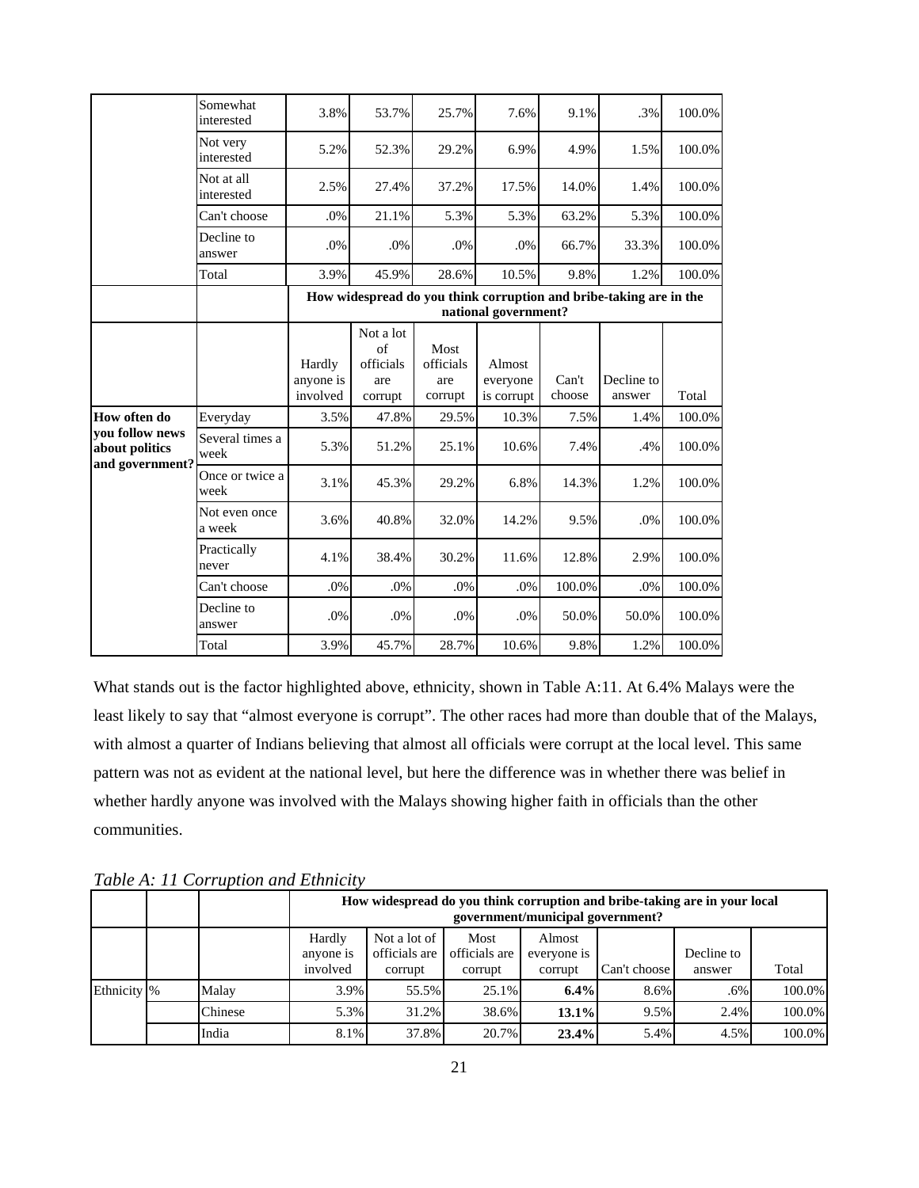| | | | | | | | | |
|---|---|---|---|---|---|---|---|---|
| | Somewhat interested | 3.8% | 53.7% | 25.7% | 7.6% | 9.1% | .3% | 100.0% |
| | Not very interested | 5.2% | 52.3% | 29.2% | 6.9% | 4.9% | 1.5% | 100.0% |
| | Not at all interested | 2.5% | 27.4% | 37.2% | 17.5% | 14.0% | 1.4% | 100.0% |
| | Can't choose | .0% | 21.1% | 5.3% | 5.3% | 63.2% | 5.3% | 100.0% |
| | Decline to answer | .0% | .0% | .0% | .0% | 66.7% | 33.3% | 100.0% |
| | Total | 3.9% | 45.9% | 28.6% | 10.5% | 9.8% | 1.2% | 100.0% |

| | | How widespread do you think corruption and bribe-taking are in the national government? | | | | | | |
|---|---|---|---|---|---|---|---|---|
| | | Hardly anyone is involved | Not a lot of officials are corrupt | Most officials are corrupt | Almost everyone is corrupt | Can't choose | Decline to answer | Total |
| **How often do you follow news about politics and government?** | Everyday | 3.5% | 47.8% | 29.5% | 10.3% | 7.5% | 1.4% | 100.0% |
| | Several times a week | 5.3% | 51.2% | 25.1% | 10.6% | 7.4% | .4% | 100.0% |
| | Once or twice a week | 3.1% | 45.3% | 29.2% | 6.8% | 14.3% | 1.2% | 100.0% |
| | Not even once a week | 3.6% | 40.8% | 32.0% | 14.2% | 9.5% | .0% | 100.0% |
| | Practically never | 4.1% | 38.4% | 30.2% | 11.6% | 12.8% | 2.9% | 100.0% |
| | Can't choose | .0% | .0% | .0% | .0% | 100.0% | .0% | 100.0% |
| | Decline to answer | .0% | .0% | .0% | .0% | 50.0% | 50.0% | 100.0% |
| | Total | 3.9% | 45.7% | 28.7% | 10.6% | 9.8% | 1.2% | 100.0% |

What stands out is the factor highlighted above, ethnicity, shown in Table A:11. At 6.4% Malays were the least likely to say that "almost everyone is corrupt". The other races had more than double that of the Malays, with almost a quarter of Indians believing that almost all officials were corrupt at the local level. This same pattern was not as evident at the national level, but here the difference was in whether there was belief in whether hardly anyone was involved with the Malays showing higher faith in officials than the other communities.

*Table A: 11 Corruption and Ethnicity*

| | | | How widespread do you think corruption and bribe-taking are in your local government/municipal government? | | | | | | |
|---|---|---|---|---|---|---|---|---|---|
| | | | Hardly anyone is involved | Not a lot of officials are corrupt | Most officials are corrupt | Almost everyone is corrupt | Can't choose | Decline to answer | Total |
| Ethnicity | % | Malay | 3.9% | 55.5% | 25.1% | **6.4%** | 8.6% | .6% | 100.0% |
| | | Chinese | 5.3% | 31.2% | 38.6% | **13.1%** | 9.5% | 2.4% | 100.0% |
| | | India | 8.1% | 37.8% | 20.7% | **23.4%** | 5.4% | 4.5% | 100.0% |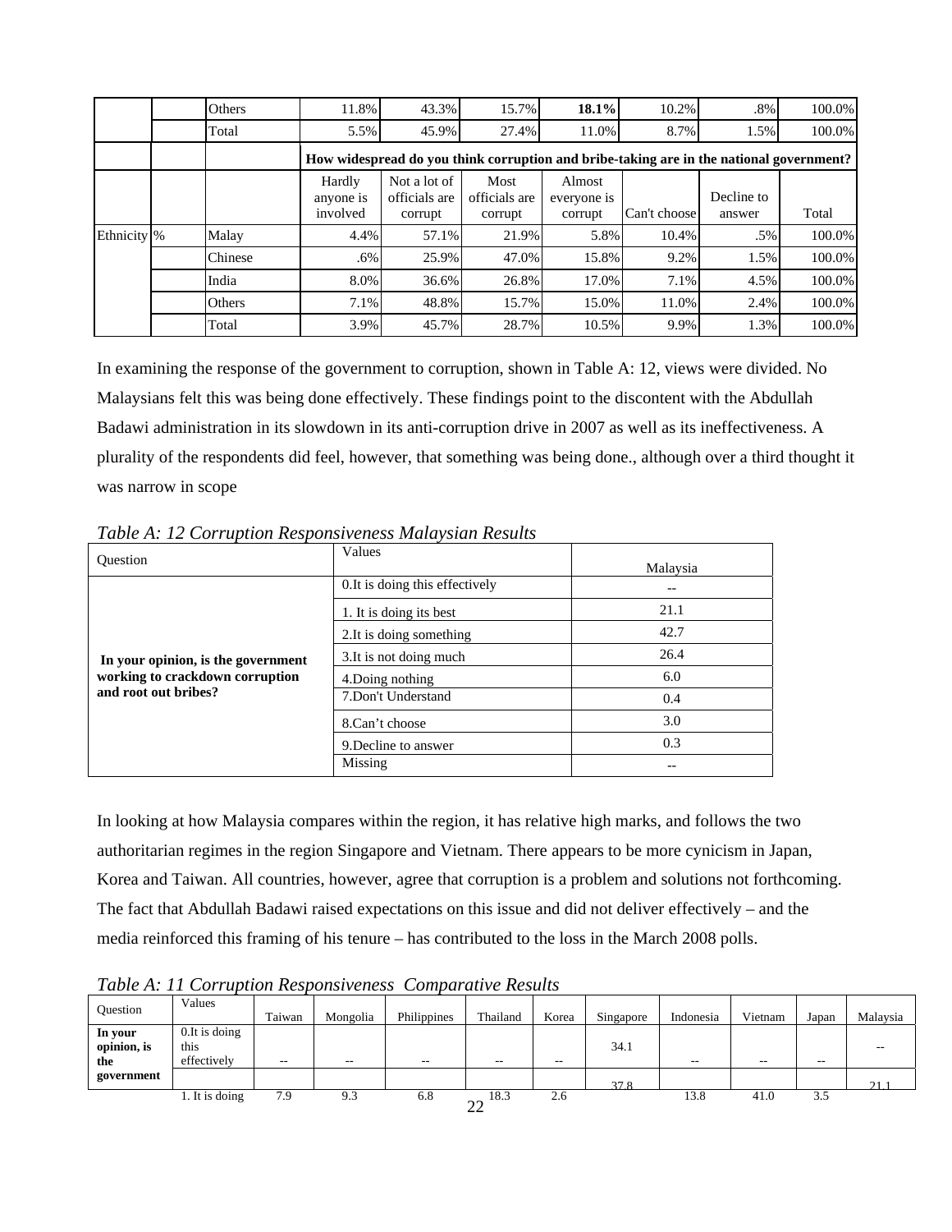| | | | | | | | | | |
|---|---|---|---|---|---|---|---|---|---|
| | | Others | 11.8% | 43.3% | 15.7% | **18.1%** | 10.2% | .8% | 100.0% |
| | | Total | 5.5% | 45.9% | 27.4% | 11.0% | 8.7% | 1.5% | 100.0% |
| | | | **How widespread do you think corruption and bribe-taking are in the national government?** | | | | | | |
| | | | Hardly anyone is involved | Not a lot of officials are corrupt | Most officials are corrupt | Almost everyone is corrupt | Can't choose | Decline to answer | Total |
| Ethnicity | % | Malay | 4.4% | 57.1% | 21.9% | 5.8% | 10.4% | .5% | 100.0% |
| | | Chinese | .6% | 25.9% | 47.0% | 15.8% | 9.2% | 1.5% | 100.0% |
| | | India | 8.0% | 36.6% | 26.8% | 17.0% | 7.1% | 4.5% | 100.0% |
| | | Others | 7.1% | 48.8% | 15.7% | 15.0% | 11.0% | 2.4% | 100.0% |
| | | Total | 3.9% | 45.7% | 28.7% | 10.5% | 9.9% | 1.3% | 100.0% |

In examining the response of the government to corruption, shown in Table A: 12, views were divided. No Malaysians felt this was being done effectively. These findings point to the discontent with the Abdullah Badawi administration in its slowdown in its anti-corruption drive in 2007 as well as its ineffectiveness. A plurality of the respondents did feel, however, that something was being done., although over a third thought it was narrow in scope

*Table A: 12 Corruption Responsiveness Malaysian Results*

| Question | Values | Malaysia |
|---|---|---|
| **In your opinion, is the government working to crackdown corruption and root out bribes?** | 0.It is doing this effectively | -- |
| | 1. It is doing its best | 21.1 |
| | 2.It is doing something | 42.7 |
| | 3.It is not doing much | 26.4 |
| | 4.Doing nothing | 6.0 |
| | 7.Don't Understand | 0.4 |
| | 8.Can't choose | 3.0 |
| | 9.Decline to answer | 0.3 |
| | Missing | -- |

In looking at how Malaysia compares within the region, it has relative high marks, and follows the two authoritarian regimes in the region Singapore and Vietnam. There appears to be more cynicism in Japan, Korea and Taiwan. All countries, however, agree that corruption is a problem and solutions not forthcoming. The fact that Abdullah Badawi raised expectations on this issue and did not deliver effectively – and the media reinforced this framing of his tenure – has contributed to the loss in the March 2008 polls.

*Table A: 11 Corruption Responsiveness Comparative Results*

| Question | Values | Taiwan | Mongolia | Philippines | Thailand | Korea | Singapore | Indonesia | Vietnam | Japan | Malaysia |
|---|---|---|---|---|---|---|---|---|---|---|---|
| **In your opinion, is the government** | 0.It is doing this effectively | -- | -- | -- | -- | -- | 34.1 | -- | -- | -- | -- |
| | 1. It is doing | 7.9 | 9.3 | 6.8 | 18.3 | 2.6 | 37.8 | 13.8 | 41.0 | 3.5 | 21.1 |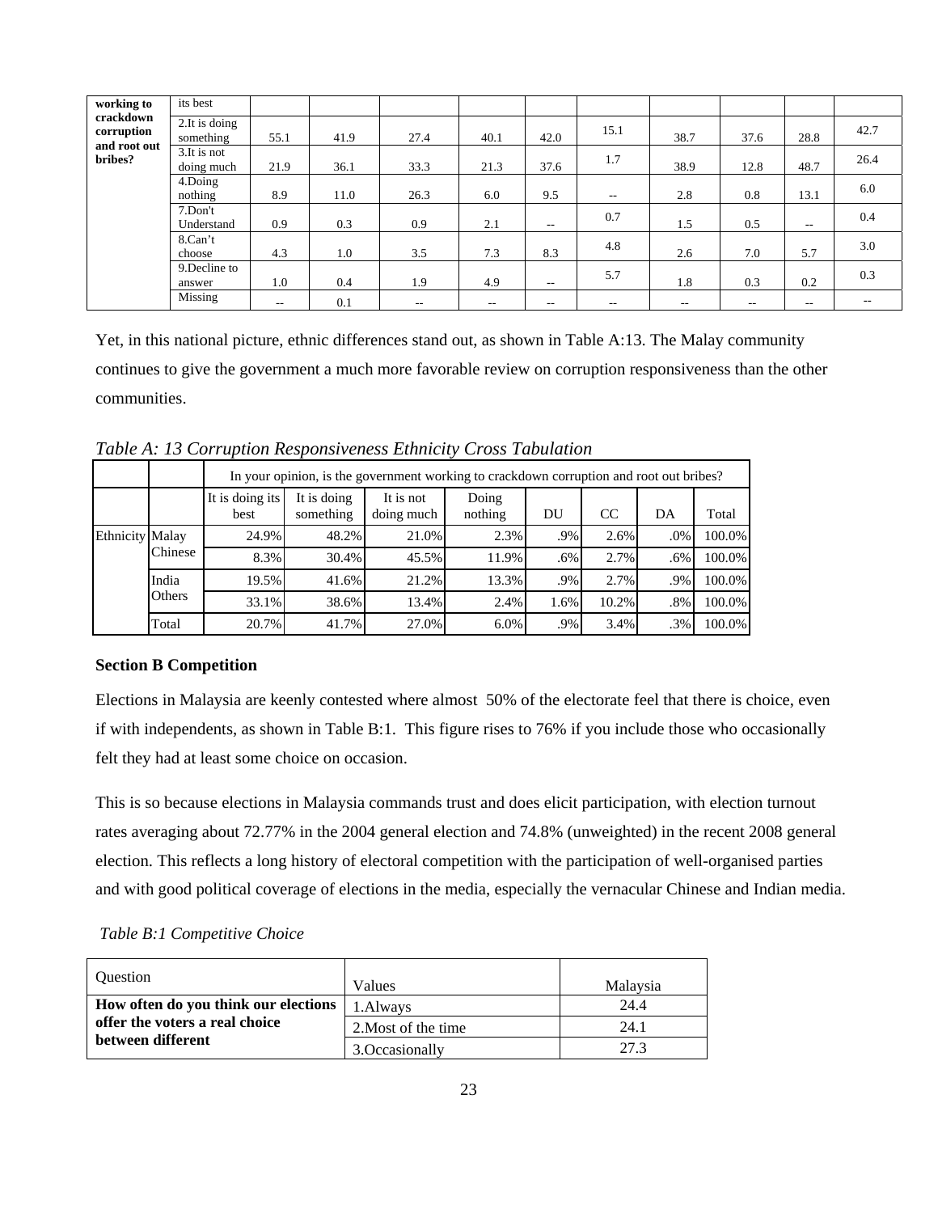| working to crackdown corruption and root out bribes? | its best | | | | | | | | | | |
|---|---|---|---|---|---|---|---|---|---|---|---|
| | 2.It is doing something | 55.1 | 41.9 | 27.4 | 40.1 | 42.0 | 15.1 | 38.7 | 37.6 | 28.8 | 42.7 |
| | 3.It is not doing much | 21.9 | 36.1 | 33.3 | 21.3 | 37.6 | 1.7 | 38.9 | 12.8 | 48.7 | 26.4 |
| | 4.Doing nothing | 8.9 | 11.0 | 26.3 | 6.0 | 9.5 | -- | 2.8 | 0.8 | 13.1 | 6.0 |
| | 7.Don't Understand | 0.9 | 0.3 | 0.9 | 2.1 | -- | 0.7 | 1.5 | 0.5 | -- | 0.4 |
| | 8.Can't choose | 4.3 | 1.0 | 3.5 | 7.3 | 8.3 | 4.8 | 2.6 | 7.0 | 5.7 | 3.0 |
| | 9.Decline to answer | 1.0 | 0.4 | 1.9 | 4.9 | -- | 5.7 | 1.8 | 0.3 | 0.2 | 0.3 |
| | Missing | -- | 0.1 | -- | -- | -- | -- | -- | -- | -- | -- |

Yet, in this national picture, ethnic differences stand out, as shown in Table A:13. The Malay community continues to give the government a much more favorable review on corruption responsiveness than the other communities.

*Table A: 13 Corruption Responsiveness Ethnicity Cross Tabulation*

| | | In your opinion, is the government working to crackdown corruption and root out bribes? | | | | | | | |
|---|---|---|---|---|---|---|---|---|---|
| | | It is doing its best | It is doing something | It is not doing much | Doing nothing | DU | CC | DA | Total |
| Ethnicity | Malay | 24.9% | 48.2% | 21.0% | 2.3% | .9% | 2.6% | .0% | 100.0% |
| | Chinese | 8.3% | 30.4% | 45.5% | 11.9% | .6% | 2.7% | .6% | 100.0% |
| | India | 19.5% | 41.6% | 21.2% | 13.3% | .9% | 2.7% | .9% | 100.0% |
| | Others | 33.1% | 38.6% | 13.4% | 2.4% | 1.6% | 10.2% | .8% | 100.0% |
| | Total | 20.7% | 41.7% | 27.0% | 6.0% | .9% | 3.4% | .3% | 100.0% |

**Section B Competition**

Elections in Malaysia are keenly contested where almost 50% of the electorate feel that there is choice, even if with independents, as shown in Table B:1. This figure rises to 76% if you include those who occasionally felt they had at least some choice on occasion.

This is so because elections in Malaysia commands trust and does elicit participation, with election turnout rates averaging about 72.77% in the 2004 general election and 74.8% (unweighted) in the recent 2008 general election. This reflects a long history of electoral competition with the participation of well-organised parties and with good political coverage of elections in the media, especially the vernacular Chinese and Indian media.

*Table B:1 Competitive Choice*

| Question | Values | Malaysia |
|---|---|---|
| **How often do you think our elections offer the voters a real choice between different** | 1.Always | 24.4 |
| | 2.Most of the time | 24.1 |
| | 3.Occasionally | 27.3 |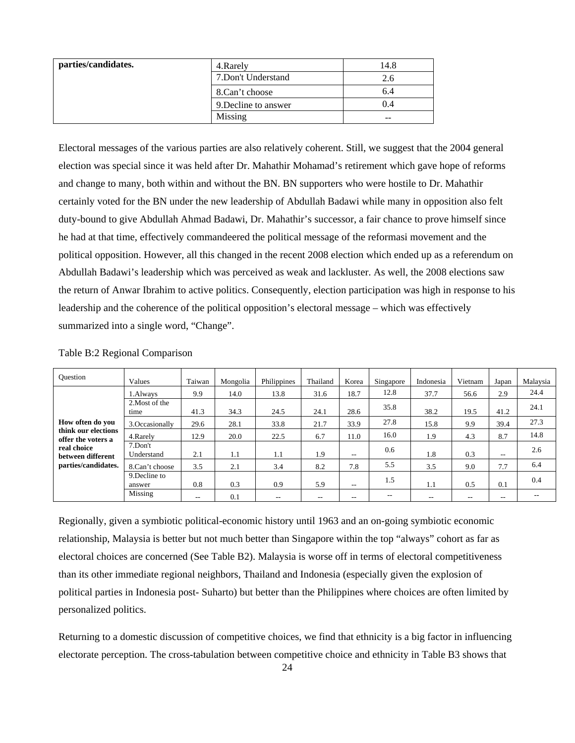| parties/candidates. | | |
|---|---|---|
| | 4.Rarely | 14.8 |
| | 7.Don't Understand | 2.6 |
| | 8.Can't choose | 6.4 |
| | 9.Decline to answer | 0.4 |
| | Missing | -- |

Electoral messages of the various parties are also relatively coherent. Still, we suggest that the 2004 general election was special since it was held after Dr. Mahathir Mohamad's retirement which gave hope of reforms and change to many, both within and without the BN. BN supporters who were hostile to Dr. Mahathir certainly voted for the BN under the new leadership of Abdullah Badawi while many in opposition also felt duty-bound to give Abdullah Ahmad Badawi, Dr. Mahathir's successor, a fair chance to prove himself since he had at that time, effectively commandeered the political message of the reformasi movement and the political opposition. However, all this changed in the recent 2008 election which ended up as a referendum on Abdullah Badawi's leadership which was perceived as weak and lackluster. As well, the 2008 elections saw the return of Anwar Ibrahim to active politics. Consequently, election participation was high in response to his leadership and the coherence of the political opposition's electoral message – which was effectively summarized into a single word, "Change".

Table B:2 Regional Comparison

| Question | Values | Taiwan | Mongolia | Philippines | Thailand | Korea | Singapore | Indonesia | Vietnam | Japan | Malaysia |
|---|---|---|---|---|---|---|---|---|---|---|---|
| **How often do you think our elections offer the voters a real choice between different parties/candidates.** | 1.Always | 9.9 | 14.0 | 13.8 | 31.6 | 18.7 | 12.8 | 37.7 | 56.6 | 2.9 | 24.4 |
| | 2.Most of the time | 41.3 | 34.3 | 24.5 | 24.1 | 28.6 | 35.8 | 38.2 | 19.5 | 41.2 | 24.1 |
| | 3.Occasionally | 29.6 | 28.1 | 33.8 | 21.7 | 33.9 | 27.8 | 15.8 | 9.9 | 39.4 | 27.3 |
| | 4.Rarely | 12.9 | 20.0 | 22.5 | 6.7 | 11.0 | 16.0 | 1.9 | 4.3 | 8.7 | 14.8 |
| | 7.Don't Understand | 2.1 | 1.1 | 1.1 | 1.9 | -- | 0.6 | 1.8 | 0.3 | -- | 2.6 |
| | 8.Can't choose | 3.5 | 2.1 | 3.4 | 8.2 | 7.8 | 5.5 | 3.5 | 9.0 | 7.7 | 6.4 |
| | 9.Decline to answer | 0.8 | 0.3 | 0.9 | 5.9 | -- | 1.5 | 1.1 | 0.5 | 0.1 | 0.4 |
| | Missing | -- | 0.1 | -- | -- | -- | -- | -- | -- | -- | -- |

Regionally, given a symbiotic political-economic history until 1963 and an on-going symbiotic economic relationship, Malaysia is better but not much better than Singapore within the top "always" cohort as far as electoral choices are concerned (See Table B2). Malaysia is worse off in terms of electoral competitiveness than its other immediate regional neighbors, Thailand and Indonesia (especially given the explosion of political parties in Indonesia post- Suharto) but better than the Philippines where choices are often limited by personalized politics.

Returning to a domestic discussion of competitive choices, we find that ethnicity is a big factor in influencing electorate perception. The cross-tabulation between competitive choice and ethnicity in Table B3 shows that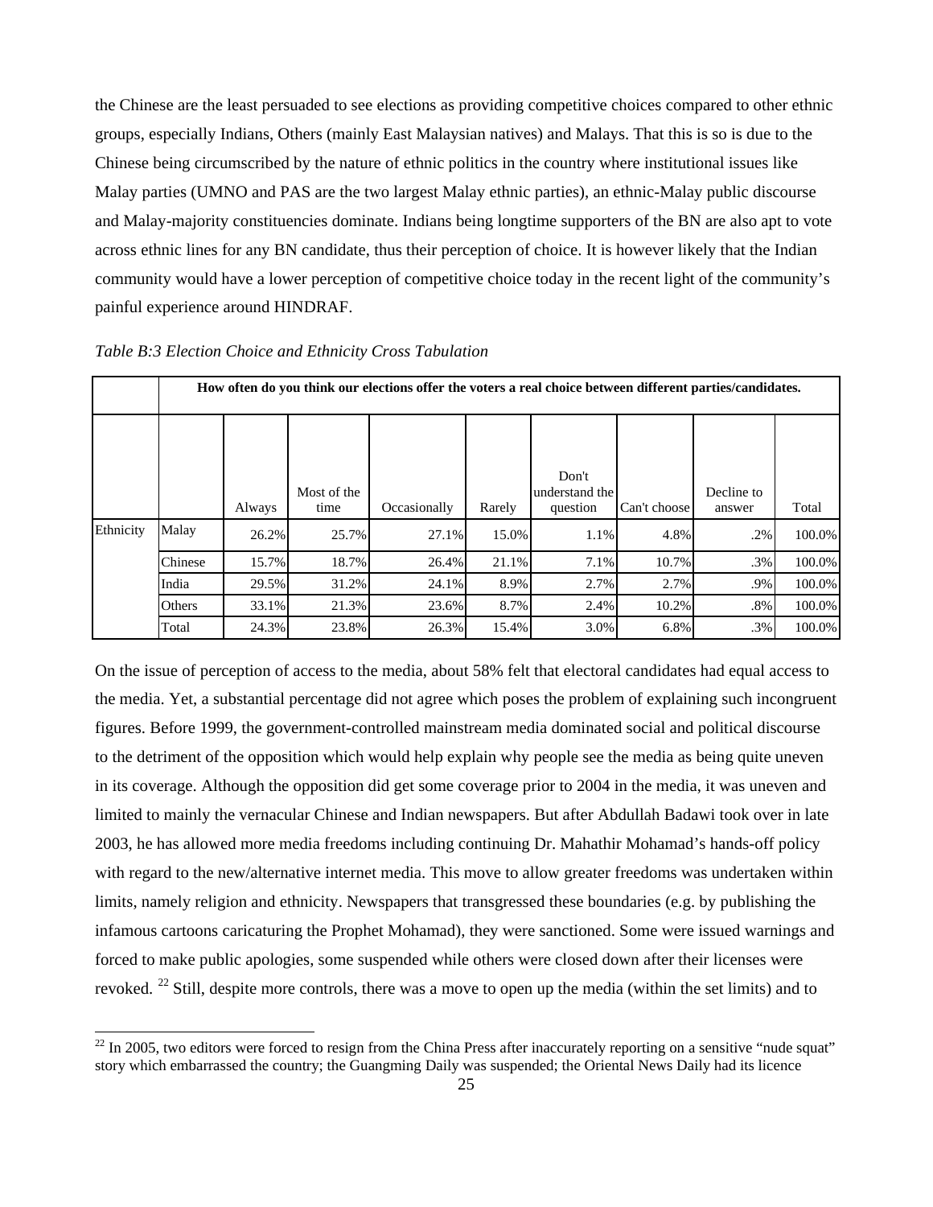the Chinese are the least persuaded to see elections as providing competitive choices compared to other ethnic groups, especially Indians, Others (mainly East Malaysian natives) and Malays. That this is so is due to the Chinese being circumscribed by the nature of ethnic politics in the country where institutional issues like Malay parties (UMNO and PAS are the two largest Malay ethnic parties), an ethnic-Malay public discourse and Malay-majority constituencies dominate. Indians being longtime supporters of the BN are also apt to vote across ethnic lines for any BN candidate, thus their perception of choice. It is however likely that the Indian community would have a lower perception of competitive choice today in the recent light of the community's painful experience around HINDRAF.

*Table B:3 Election Choice and Ethnicity Cross Tabulation*

| | | How often do you think our elections offer the voters a real choice between different parties/candidates. | | | | | | | |
|---|---|---|---|---|---|---|---|---|---|
| | | Always | Most of the time | Occasionally | Rarely | Don't understand the question | Can't choose | Decline to answer | Total |
| Ethnicity | Malay | 26.2% | 25.7% | 27.1% | 15.0% | 1.1% | 4.8% | .2% | 100.0% |
| | Chinese | 15.7% | 18.7% | 26.4% | 21.1% | 7.1% | 10.7% | .3% | 100.0% |
| | India | 29.5% | 31.2% | 24.1% | 8.9% | 2.7% | 2.7% | .9% | 100.0% |
| | Others | 33.1% | 21.3% | 23.6% | 8.7% | 2.4% | 10.2% | .8% | 100.0% |
| | Total | 24.3% | 23.8% | 26.3% | 15.4% | 3.0% | 6.8% | .3% | 100.0% |

On the issue of perception of access to the media, about 58% felt that electoral candidates had equal access to the media. Yet, a substantial percentage did not agree which poses the problem of explaining such incongruent figures. Before 1999, the government-controlled mainstream media dominated social and political discourse to the detriment of the opposition which would help explain why people see the media as being quite uneven in its coverage. Although the opposition did get some coverage prior to 2004 in the media, it was uneven and limited to mainly the vernacular Chinese and Indian newspapers. But after Abdullah Badawi took over in late 2003, he has allowed more media freedoms including continuing Dr. Mahathir Mohamad's hands-off policy with regard to the new/alternative internet media. This move to allow greater freedoms was undertaken within limits, namely religion and ethnicity. Newspapers that transgressed these boundaries (e.g. by publishing the infamous cartoons caricaturing the Prophet Mohamad), they were sanctioned. Some were issued warnings and forced to make public apologies, some suspended while others were closed down after their licenses were revoked. [22] Still, despite more controls, there was a move to open up the media (within the set limits) and to

[22] In 2005, two editors were forced to resign from the China Press after inaccurately reporting on a sensitive "nude squat" story which embarrassed the country; the Guangming Daily was suspended; the Oriental News Daily had its licence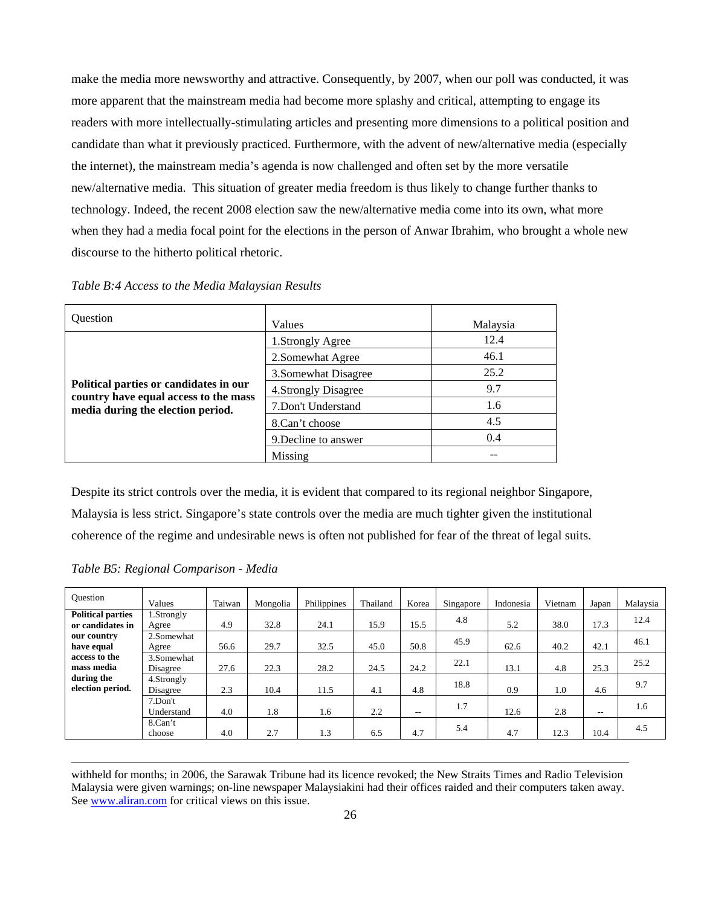make the media more newsworthy and attractive. Consequently, by 2007, when our poll was conducted, it was more apparent that the mainstream media had become more splashy and critical, attempting to engage its readers with more intellectually-stimulating articles and presenting more dimensions to a political position and candidate than what it previously practiced. Furthermore, with the advent of new/alternative media (especially the internet), the mainstream media's agenda is now challenged and often set by the more versatile new/alternative media. This situation of greater media freedom is thus likely to change further thanks to technology. Indeed, the recent 2008 election saw the new/alternative media come into its own, what more when they had a media focal point for the elections in the person of Anwar Ibrahim, who brought a whole new discourse to the hitherto political rhetoric.

*Table B:4 Access to the Media Malaysian Results*

| Question | Values | Malaysia |
|---|---|---|
| **Political parties or candidates in our country have equal access to the mass media during the election period.** | 1.Strongly Agree | 12.4 |
| | 2.Somewhat Agree | 46.1 |
| | 3.Somewhat Disagree | 25.2 |
| | 4.Strongly Disagree | 9.7 |
| | 7.Don't Understand | 1.6 |
| | 8.Can't choose | 4.5 |
| | 9.Decline to answer | 0.4 |
| | Missing | -- |

Despite its strict controls over the media, it is evident that compared to its regional neighbor Singapore, Malaysia is less strict. Singapore's state controls over the media are much tighter given the institutional coherence of the regime and undesirable news is often not published for fear of the threat of legal suits.

*Table B5: Regional Comparison - Media*

| Question | Values | Taiwan | Mongolia | Philippines | Thailand | Korea | Singapore | Indonesia | Vietnam | Japan | Malaysia |
|---|---|---|---|---|---|---|---|---|---|---|---|
| **Political parties or candidates in our country have equal access to the mass media during the election period.** | 1.Strongly Agree | 4.9 | 32.8 | 24.1 | 15.9 | 15.5 | 4.8 | 5.2 | 38.0 | 17.3 | 12.4 |
| | 2.Somewhat Agree | 56.6 | 29.7 | 32.5 | 45.0 | 50.8 | 45.9 | 62.6 | 40.2 | 42.1 | 46.1 |
| | 3.Somewhat Disagree | 27.6 | 22.3 | 28.2 | 24.5 | 24.2 | 22.1 | 13.1 | 4.8 | 25.3 | 25.2 |
| | 4.Strongly Disagree | 2.3 | 10.4 | 11.5 | 4.1 | 4.8 | 18.8 | 0.9 | 1.0 | 4.6 | 9.7 |
| | 7.Don't Understand | 4.0 | 1.8 | 1.6 | 2.2 | -- | 1.7 | 12.6 | 2.8 | -- | 1.6 |
| | 8.Can't choose | 4.0 | 2.7 | 1.3 | 6.5 | 4.7 | 5.4 | 4.7 | 12.3 | 10.4 | 4.5 |

withheld for months; in 2006, the Sarawak Tribune had its licence revoked; the New Straits Times and Radio Television Malaysia were given warnings; on-line newspaper Malaysiakini had their offices raided and their computers taken away. See www.aliran.com for critical views on this issue.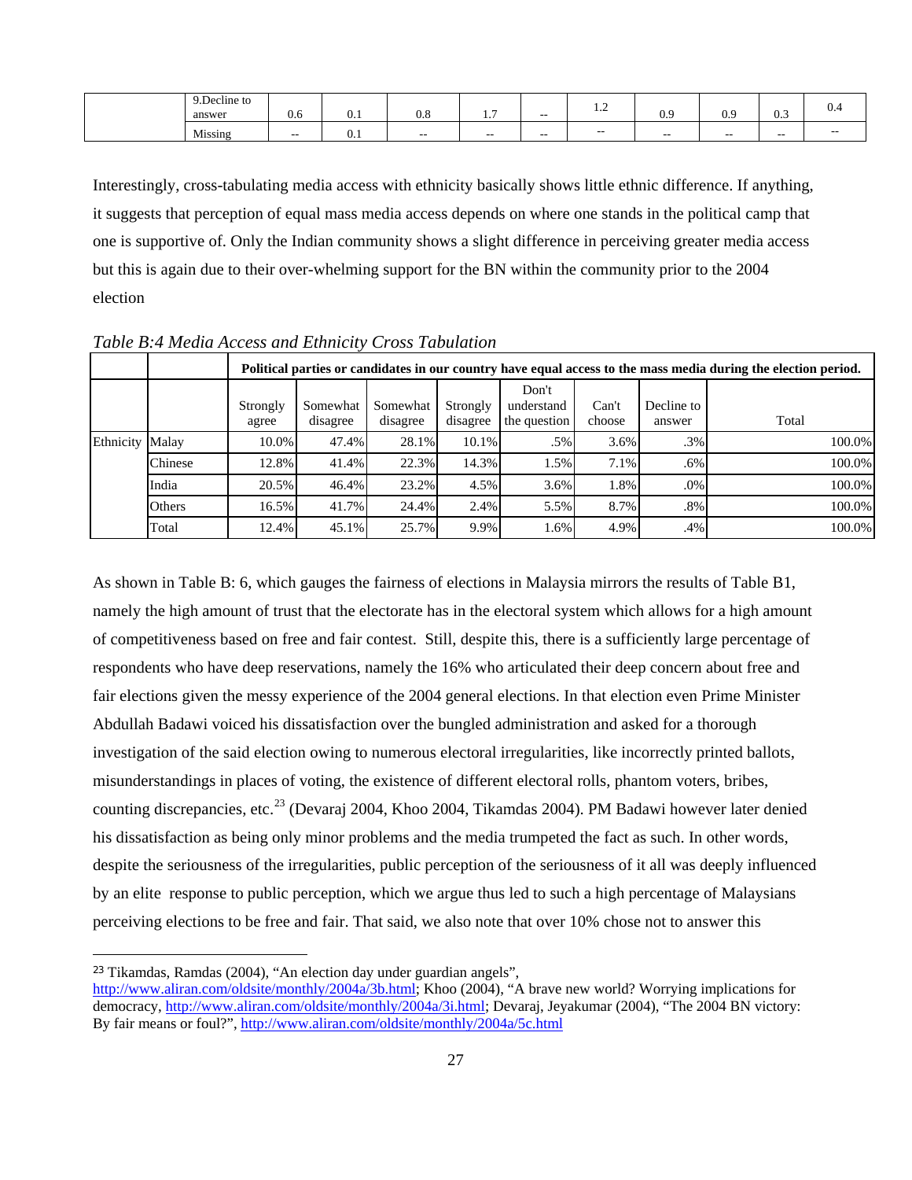| | 9.Decline to answer | 0.6 | 0.1 | 0.8 | 1.7 | -- | 1.2 | 0.9 | 0.9 | 0.3 | 0.4 |
|---|---|---|---|---|---|---|---|---|---|---|---|
| | Missing | -- | 0.1 | -- | -- | -- | -- | -- | -- | -- | -- |

Interestingly, cross-tabulating media access with ethnicity basically shows little ethnic difference. If anything, it suggests that perception of equal mass media access depends on where one stands in the political camp that one is supportive of. Only the Indian community shows a slight difference in perceiving greater media access but this is again due to their over-whelming support for the BN within the community prior to the 2004 election

*Table B:4 Media Access and Ethnicity Cross Tabulation*

| | | **Political parties or candidates in our country have equal access to the mass media during the election period.** | | | | | | | |
|---|---|---|---|---|---|---|---|---|---|
| | | Strongly agree | Somewhat disagree | Somewhat disagree | Strongly disagree | Don't understand the question | Can't choose | Decline to answer | Total |
| Ethnicity | Malay | 10.0% | 47.4% | 28.1% | 10.1% | .5% | 3.6% | .3% | 100.0% |
| | Chinese | 12.8% | 41.4% | 22.3% | 14.3% | 1.5% | 7.1% | .6% | 100.0% |
| | India | 20.5% | 46.4% | 23.2% | 4.5% | 3.6% | 1.8% | .0% | 100.0% |
| | Others | 16.5% | 41.7% | 24.4% | 2.4% | 5.5% | 8.7% | .8% | 100.0% |
| | Total | 12.4% | 45.1% | 25.7% | 9.9% | 1.6% | 4.9% | .4% | 100.0% |

As shown in Table B: 6, which gauges the fairness of elections in Malaysia mirrors the results of Table B1, namely the high amount of trust that the electorate has in the electoral system which allows for a high amount of competitiveness based on free and fair contest. Still, despite this, there is a sufficiently large percentage of respondents who have deep reservations, namely the 16% who articulated their deep concern about free and fair elections given the messy experience of the 2004 general elections. In that election even Prime Minister Abdullah Badawi voiced his dissatisfaction over the bungled administration and asked for a thorough investigation of the said election owing to numerous electoral irregularities, like incorrectly printed ballots, misunderstandings in places of voting, the existence of different electoral rolls, phantom voters, bribes, counting discrepancies, etc.[23] (Devaraj 2004, Khoo 2004, Tikamdas 2004). PM Badawi however later denied his dissatisfaction as being only minor problems and the media trumpeted the fact as such. In other words, despite the seriousness of the irregularities, public perception of the seriousness of it all was deeply influenced by an elite response to public perception, which we argue thus led to such a high percentage of Malaysians perceiving elections to be free and fair. That said, we also note that over 10% chose not to answer this

---

[23] Tikamdas, Ramdas (2004), "An election day under guardian angels", http://www.aliran.com/oldsite/monthly/2004a/3b.html; Khoo (2004), "A brave new world? Worrying implications for democracy, http://www.aliran.com/oldsite/monthly/2004a/3i.html; Devaraj, Jeyakumar (2004), "The 2004 BN victory: By fair means or foul?", http://www.aliran.com/oldsite/monthly/2004a/5c.html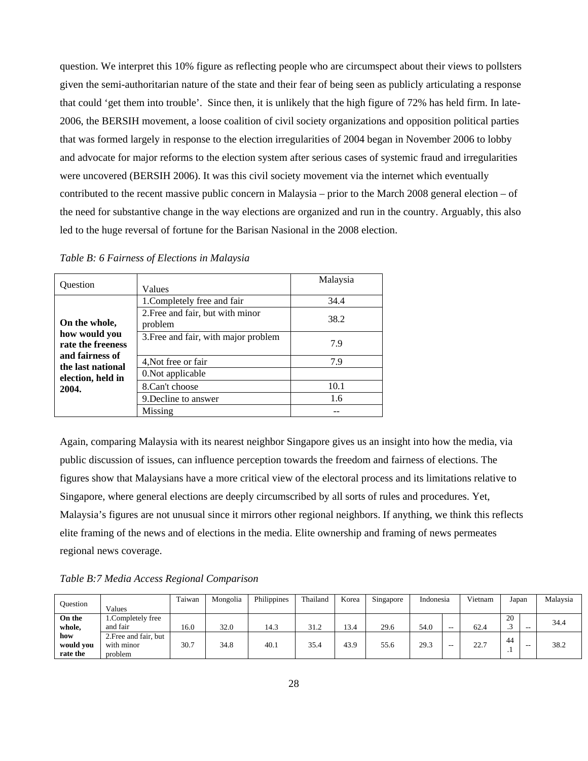question. We interpret this 10% figure as reflecting people who are circumspect about their views to pollsters given the semi-authoritarian nature of the state and their fear of being seen as publicly articulating a response that could 'get them into trouble'. Since then, it is unlikely that the high figure of 72% has held firm. In late-2006, the BERSIH movement, a loose coalition of civil society organizations and opposition political parties that was formed largely in response to the election irregularities of 2004 began in November 2006 to lobby and advocate for major reforms to the election system after serious cases of systemic fraud and irregularities were uncovered (BERSIH 2006). It was this civil society movement via the internet which eventually contributed to the recent massive public concern in Malaysia – prior to the March 2008 general election – of the need for substantive change in the way elections are organized and run in the country. Arguably, this also led to the huge reversal of fortune for the Barisan Nasional in the 2008 election.

*Table B: 6 Fairness of Elections in Malaysia*

| Question | Values | Malaysia |
|---|---|---|
| **On the whole, how would you rate the freeness and fairness of the last national election, held in 2004.** | 1.Completely free and fair | 34.4 |
| | 2.Free and fair, but with minor problem | 38.2 |
| | 3.Free and fair, with major problem | 7.9 |
| | 4,Not free or fair | 7.9 |
| | 0.Not applicable | |
| | 8.Can't choose | 10.1 |
| | 9.Decline to answer | 1.6 |
| | Missing | -- |

Again, comparing Malaysia with its nearest neighbor Singapore gives us an insight into how the media, via public discussion of issues, can influence perception towards the freedom and fairness of elections. The figures show that Malaysians have a more critical view of the electoral process and its limitations relative to Singapore, where general elections are deeply circumscribed by all sorts of rules and procedures. Yet, Malaysia's figures are not unusual since it mirrors other regional neighbors. If anything, we think this reflects elite framing of the news and of elections in the media. Elite ownership and framing of news permeates regional news coverage.

*Table B:7 Media Access Regional Comparison*

| Question | Values | Taiwan | Mongolia | Philippines | Thailand | Korea | Singapore | Indonesia | | Vietnam | Japan | | Malaysia |
|---|---|---|---|---|---|---|---|---|---|---|---|---|---|
| **On the whole, how would you rate the** | 1.Completely free and fair | 16.0 | 32.0 | 14.3 | 31.2 | 13.4 | 29.6 | 54.0 | -- | 62.4 | 20.3 | -- | 34.4 |
| | 2.Free and fair, but with minor problem | 30.7 | 34.8 | 40.1 | 35.4 | 43.9 | 55.6 | 29.3 | -- | 22.7 | 44.1 | -- | 38.2 |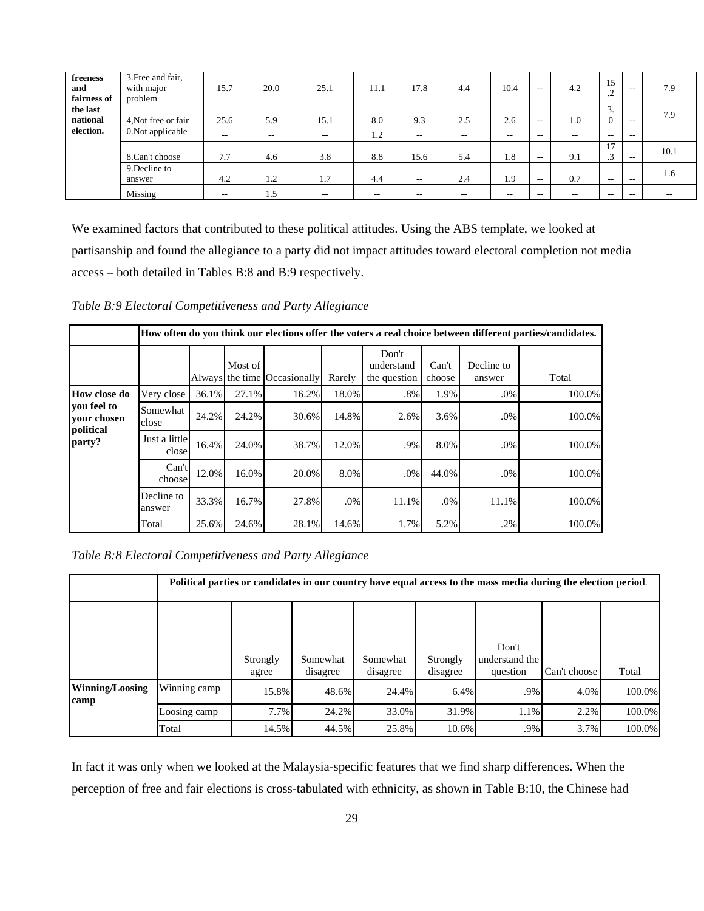| freeness and fairness of the last national election. | 3.Free and fair, with major problem | 15.7 | 20.0 | 25.1 | 11.1 | 17.8 | 4.4 | 10.4 | -- | 4.2 | 15.2 | -- | 7.9 |
|---|---|---|---|---|---|---|---|---|---|---|---|---|---|
| | 4,Not free or fair | 25.6 | 5.9 | 15.1 | 8.0 | 9.3 | 2.5 | 2.6 | -- | 1.0 | 3.0 | -- | 7.9 |
| | 0.Not applicable | -- | -- | -- | 1.2 | -- | -- | -- | -- | -- | -- | -- | |
| | 8.Can't choose | 7.7 | 4.6 | 3.8 | 8.8 | 15.6 | 5.4 | 1.8 | -- | 9.1 | 17.3 | -- | 10.1 |
| | 9.Decline to answer | 4.2 | 1.2 | 1.7 | 4.4 | -- | 2.4 | 1.9 | -- | 0.7 | -- | -- | 1.6 |
| | Missing | -- | 1.5 | -- | -- | -- | -- | -- | -- | -- | -- | -- | -- |

We examined factors that contributed to these political attitudes. Using the ABS template, we looked at partisanship and found the allegiance to a party did not impact attitudes toward electoral completion not media access – both detailed in Tables B:8 and B:9 respectively.

*Table B:9 Electoral Competitiveness and Party Allegiance*

| | | How often do you think our elections offer the voters a real choice between different parties/candidates. | | | | | | | |
|---|---|---|---|---|---|---|---|---|---|
| | | Always | Most of the time | Occasionally | Rarely | Don't understand the question | Can't choose | Decline to answer | Total |
| **How close do you feel to your chosen political party?** | Very close | 36.1% | 27.1% | 16.2% | 18.0% | .8% | 1.9% | .0% | 100.0% |
| | Somewhat close | 24.2% | 24.2% | 30.6% | 14.8% | 2.6% | 3.6% | .0% | 100.0% |
| | Just a little close | 16.4% | 24.0% | 38.7% | 12.0% | .9% | 8.0% | .0% | 100.0% |
| | Can't choose | 12.0% | 16.0% | 20.0% | 8.0% | .0% | 44.0% | .0% | 100.0% |
| | Decline to answer | 33.3% | 16.7% | 27.8% | .0% | 11.1% | .0% | 11.1% | 100.0% |
| | Total | 25.6% | 24.6% | 28.1% | 14.6% | 1.7% | 5.2% | .2% | 100.0% |

*Table B:8 Electoral Competitiveness and Party Allegiance*

| | | Political parties or candidates in our country have equal access to the mass media during the election period. | | | | | | |
|---|---|---|---|---|---|---|---|---|
| | | Strongly agree | Somewhat disagree | Somewhat disagree | Strongly disagree | Don't understand the question | Can't choose | Total |
| **Winning/Loosing camp** | Winning camp | 15.8% | 48.6% | 24.4% | 6.4% | .9% | 4.0% | 100.0% |
| | Loosing camp | 7.7% | 24.2% | 33.0% | 31.9% | 1.1% | 2.2% | 100.0% |
| | Total | 14.5% | 44.5% | 25.8% | 10.6% | .9% | 3.7% | 100.0% |

In fact it was only when we looked at the Malaysia-specific features that we find sharp differences. When the perception of free and fair elections is cross-tabulated with ethnicity, as shown in Table B:10, the Chinese had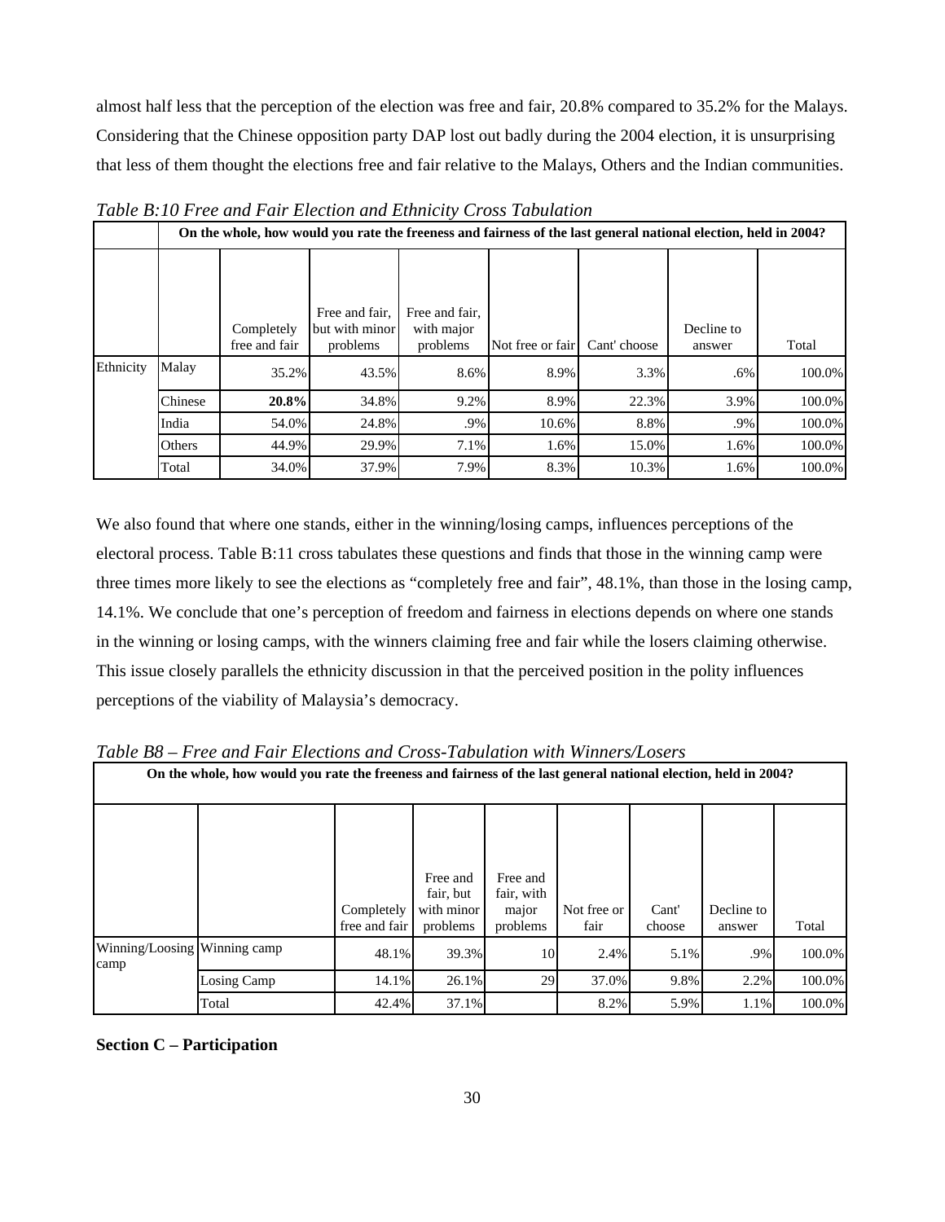almost half less that the perception of the election was free and fair, 20.8% compared to 35.2% for the Malays. Considering that the Chinese opposition party DAP lost out badly during the 2004 election, it is unsurprising that less of them thought the elections free and fair relative to the Malays, Others and the Indian communities.

*Table B:10 Free and Fair Election and Ethnicity Cross Tabulation*

| | | On the whole, how would you rate the freeness and fairness of the last general national election, held in 2004? | | | | | | |
|---|---|---|---|---|---|---|---|---|
| | | Completely free and fair | Free and fair, but with minor problems | Free and fair, with major problems | Not free or fair | Cant' choose | Decline to answer | Total |
| Ethnicity | Malay | 35.2% | 43.5% | 8.6% | 8.9% | 3.3% | .6% | 100.0% |
| | Chinese | **20.8%** | 34.8% | 9.2% | 8.9% | 22.3% | 3.9% | 100.0% |
| | India | 54.0% | 24.8% | .9% | 10.6% | 8.8% | .9% | 100.0% |
| | Others | 44.9% | 29.9% | 7.1% | 1.6% | 15.0% | 1.6% | 100.0% |
| | Total | 34.0% | 37.9% | 7.9% | 8.3% | 10.3% | 1.6% | 100.0% |

We also found that where one stands, either in the winning/losing camps, influences perceptions of the electoral process. Table B:11 cross tabulates these questions and finds that those in the winning camp were three times more likely to see the elections as "completely free and fair", 48.1%, than those in the losing camp, 14.1%. We conclude that one's perception of freedom and fairness in elections depends on where one stands in the winning or losing camps, with the winners claiming free and fair while the losers claiming otherwise. This issue closely parallels the ethnicity discussion in that the perceived position in the polity influences perceptions of the viability of Malaysia's democracy.

*Table B8 – Free and Fair Elections and Cross-Tabulation with Winners/Losers*

| On the whole, how would you rate the freeness and fairness of the last general national election, held in 2004? | | | | | | | | |
|---|---|---|---|---|---|---|---|---|
| | | Completely free and fair | Free and fair, but with minor problems | Free and fair, with major problems | Not free or fair | Cant' choose | Decline to answer | Total |
| Winning/Loosing camp | Winning camp | 48.1% | 39.3% | 10 | 2.4% | 5.1% | .9% | 100.0% |
| | Losing Camp | 14.1% | 26.1% | 29 | 37.0% | 9.8% | 2.2% | 100.0% |
| | Total | 42.4% | 37.1% | | 8.2% | 5.9% | 1.1% | 100.0% |

**Section C – Participation**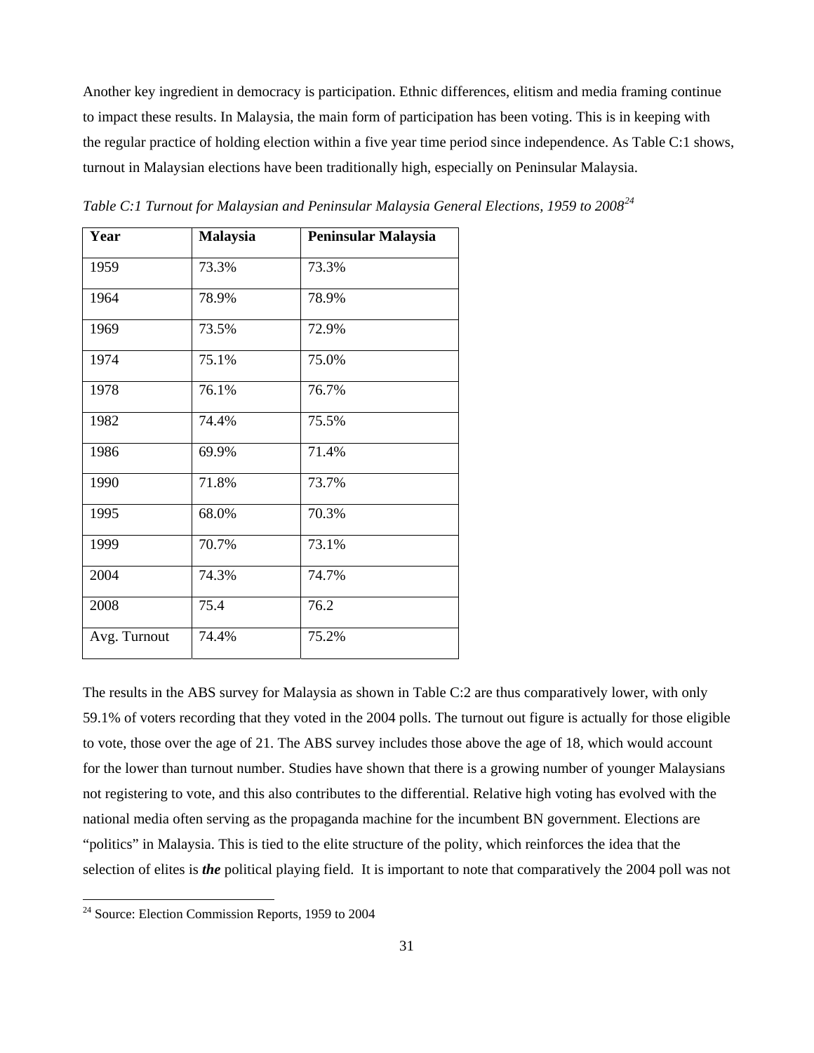Another key ingredient in democracy is participation. Ethnic differences, elitism and media framing continue to impact these results. In Malaysia, the main form of participation has been voting. This is in keeping with the regular practice of holding election within a five year time period since independence. As Table C:1 shows, turnout in Malaysian elections have been traditionally high, especially on Peninsular Malaysia.

*Table C:1 Turnout for Malaysian and Peninsular Malaysia General Elections, 1959 to 2008*[24]

| Year | Malaysia | Peninsular Malaysia |
|---|---|---|
| 1959 | 73.3% | 73.3% |
| 1964 | 78.9% | 78.9% |
| 1969 | 73.5% | 72.9% |
| 1974 | 75.1% | 75.0% |
| 1978 | 76.1% | 76.7% |
| 1982 | 74.4% | 75.5% |
| 1986 | 69.9% | 71.4% |
| 1990 | 71.8% | 73.7% |
| 1995 | 68.0% | 70.3% |
| 1999 | 70.7% | 73.1% |
| 2004 | 74.3% | 74.7% |
| 2008 | 75.4 | 76.2 |
| Avg. Turnout | 74.4% | 75.2% |

The results in the ABS survey for Malaysia as shown in Table C:2 are thus comparatively lower, with only 59.1% of voters recording that they voted in the 2004 polls. The turnout out figure is actually for those eligible to vote, those over the age of 21. The ABS survey includes those above the age of 18, which would account for the lower than turnout number. Studies have shown that there is a growing number of younger Malaysians not registering to vote, and this also contributes to the differential. Relative high voting has evolved with the national media often serving as the propaganda machine for the incumbent BN government. Elections are "politics" in Malaysia. This is tied to the elite structure of the polity, which reinforces the idea that the selection of elites is ***the*** political playing field. It is important to note that comparatively the 2004 poll was not

[24] Source: Election Commission Reports, 1959 to 2004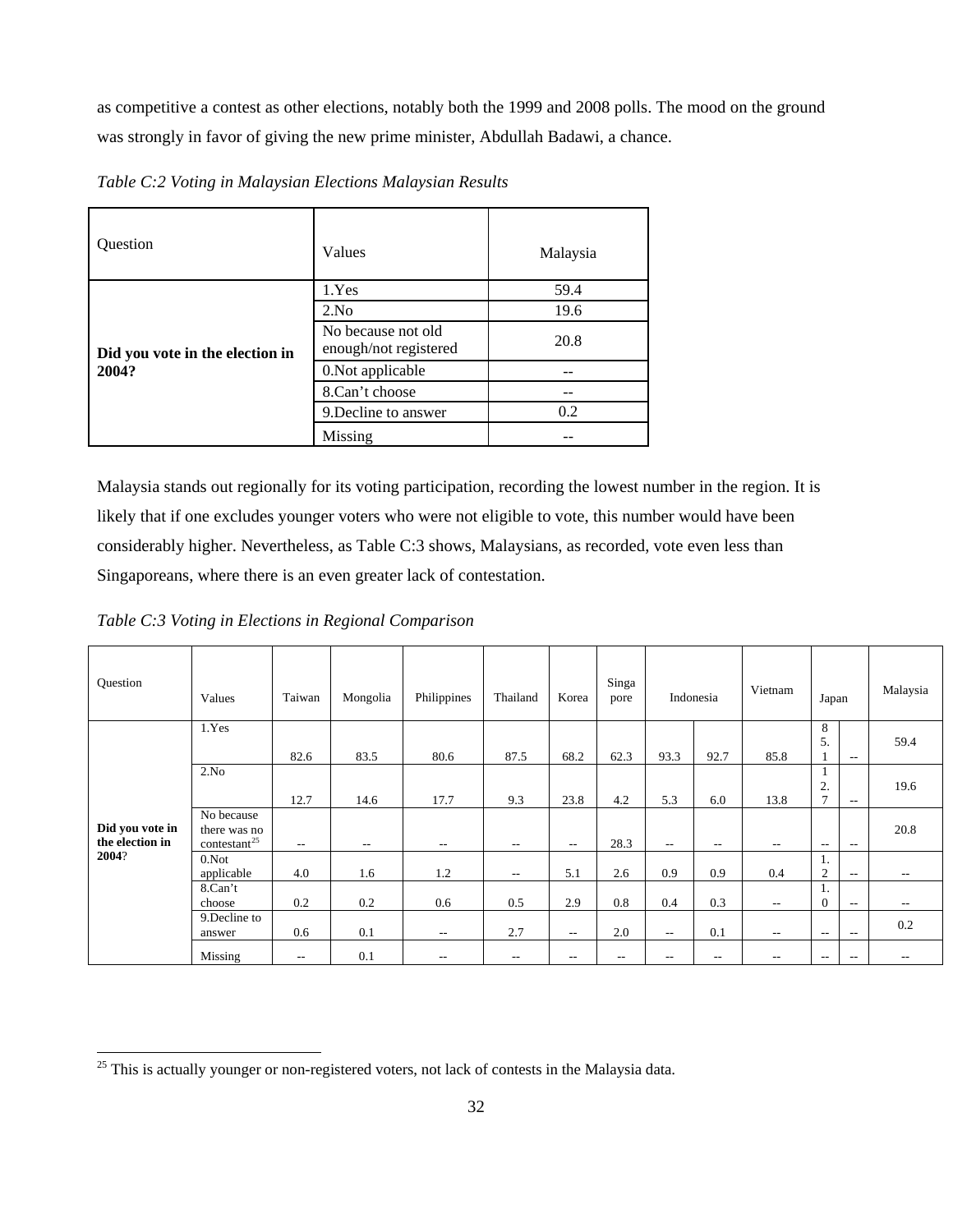as competitive a contest as other elections, notably both the 1999 and 2008 polls. The mood on the ground was strongly in favor of giving the new prime minister, Abdullah Badawi, a chance.

*Table C:2 Voting in Malaysian Elections Malaysian Results*

| Question | Values | Malaysia |
|---|---|---|
| **Did you vote in the election in 2004?** | 1.Yes | 59.4 |
| | 2.No | 19.6 |
| | No because not old enough/not registered | 20.8 |
| | 0.Not applicable | -- |
| | 8.Can't choose | -- |
| | 9.Decline to answer | 0.2 |
| | Missing | -- |

Malaysia stands out regionally for its voting participation, recording the lowest number in the region. It is likely that if one excludes younger voters who were not eligible to vote, this number would have been considerably higher. Nevertheless, as Table C:3 shows, Malaysians, as recorded, vote even less than Singaporeans, where there is an even greater lack of contestation.

*Table C:3 Voting in Elections in Regional Comparison*

| Question | Values | Taiwan | Mongolia | Philippines | Thailand | Korea | Singapore | Indonesia | | Vietnam | Japan | | Malaysia |
|---|---|---|---|---|---|---|---|---|---|---|---|---|---|
| **Did you vote in the election in 2004?** | 1.Yes | 82.6 | 83.5 | 80.6 | 87.5 | 68.2 | 62.3 | 93.3 | 92.7 | 85.8 | 85.1 | -- | 59.4 |
| | 2.No | 12.7 | 14.6 | 17.7 | 9.3 | 23.8 | 4.2 | 5.3 | 6.0 | 13.8 | 12.7 | -- | 19.6 |
| | No because there was no contestant[25] | -- | -- | -- | -- | -- | 28.3 | -- | -- | -- | -- | -- | 20.8 |
| | 0.Not applicable | 4.0 | 1.6 | 1.2 | -- | 5.1 | 2.6 | 0.9 | 0.9 | 0.4 | 1.2 | -- | -- |
| | 8.Can't choose | 0.2 | 0.2 | 0.6 | 0.5 | 2.9 | 0.8 | 0.4 | 0.3 | -- | 1.0 | -- | -- |
| | 9.Decline to answer | 0.6 | 0.1 | -- | 2.7 | -- | 2.0 | -- | 0.1 | -- | -- | -- | 0.2 |
| | Missing | -- | 0.1 | -- | -- | -- | -- | -- | -- | -- | -- | -- | -- |

[25] This is actually younger or non-registered voters, not lack of contests in the Malaysia data.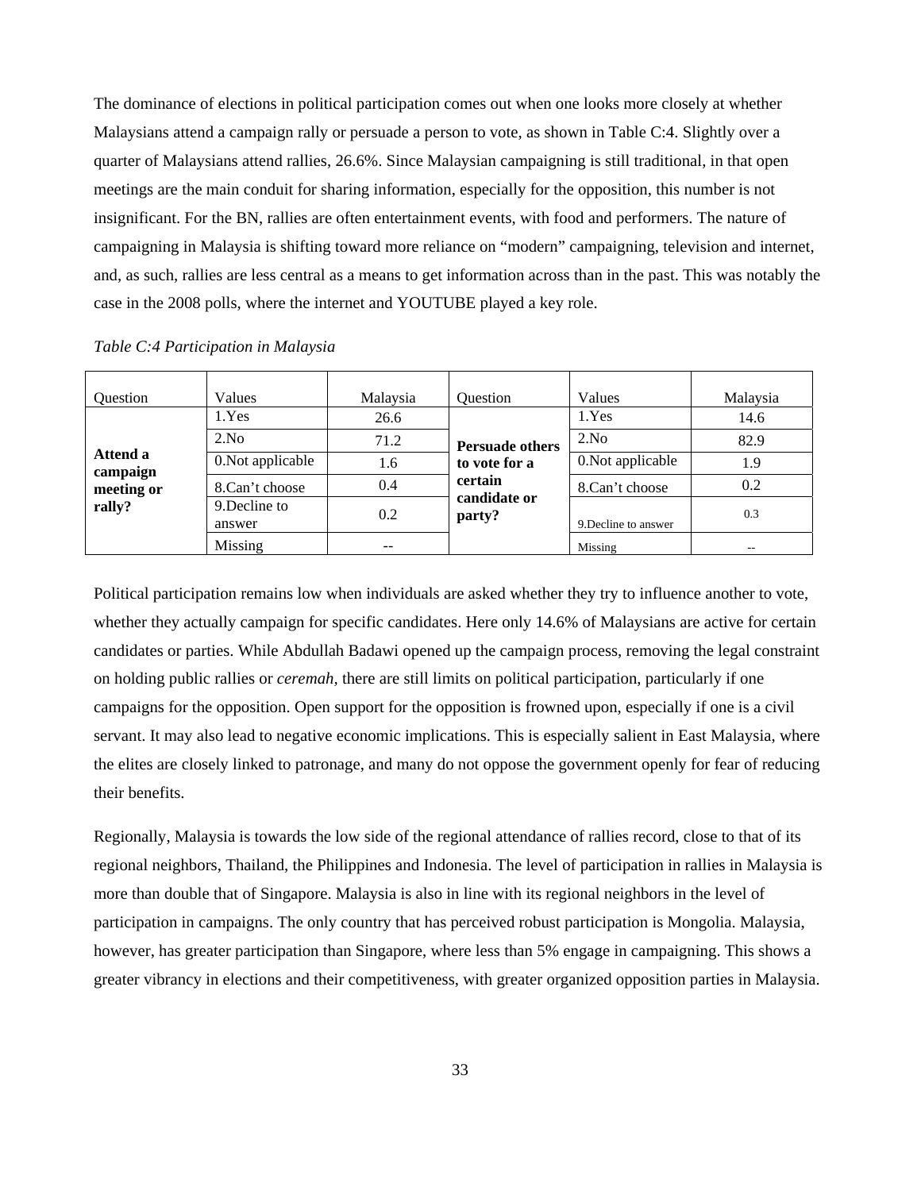The dominance of elections in political participation comes out when one looks more closely at whether Malaysians attend a campaign rally or persuade a person to vote, as shown in Table C:4. Slightly over a quarter of Malaysians attend rallies, 26.6%. Since Malaysian campaigning is still traditional, in that open meetings are the main conduit for sharing information, especially for the opposition, this number is not insignificant. For the BN, rallies are often entertainment events, with food and performers. The nature of campaigning in Malaysia is shifting toward more reliance on "modern" campaigning, television and internet, and, as such, rallies are less central as a means to get information across than in the past. This was notably the case in the 2008 polls, where the internet and YOUTUBE played a key role.

*Table C:4 Participation in Malaysia*

| Question | Values | Malaysia | Question | Values | Malaysia |
|---|---|---|---|---|---|
| **Attend a campaign meeting or rally?** | 1.Yes | 26.6 | **Persuade others to vote for a certain candidate or party?** | 1.Yes | 14.6 |
| | 2.No | 71.2 | | 2.No | 82.9 |
| | 0.Not applicable | 1.6 | | 0.Not applicable | 1.9 |
| | 8.Can't choose | 0.4 | | 8.Can't choose | 0.2 |
| | 9.Decline to answer | 0.2 | | 9.Decline to answer | 0.3 |
| | Missing | -- | | Missing | -- |

Political participation remains low when individuals are asked whether they try to influence another to vote, whether they actually campaign for specific candidates. Here only 14.6% of Malaysians are active for certain candidates or parties. While Abdullah Badawi opened up the campaign process, removing the legal constraint on holding public rallies or *ceremah*, there are still limits on political participation, particularly if one campaigns for the opposition. Open support for the opposition is frowned upon, especially if one is a civil servant. It may also lead to negative economic implications. This is especially salient in East Malaysia, where the elites are closely linked to patronage, and many do not oppose the government openly for fear of reducing their benefits.

Regionally, Malaysia is towards the low side of the regional attendance of rallies record, close to that of its regional neighbors, Thailand, the Philippines and Indonesia. The level of participation in rallies in Malaysia is more than double that of Singapore. Malaysia is also in line with its regional neighbors in the level of participation in campaigns. The only country that has perceived robust participation is Mongolia. Malaysia, however, has greater participation than Singapore, where less than 5% engage in campaigning. This shows a greater vibrancy in elections and their competitiveness, with greater organized opposition parties in Malaysia.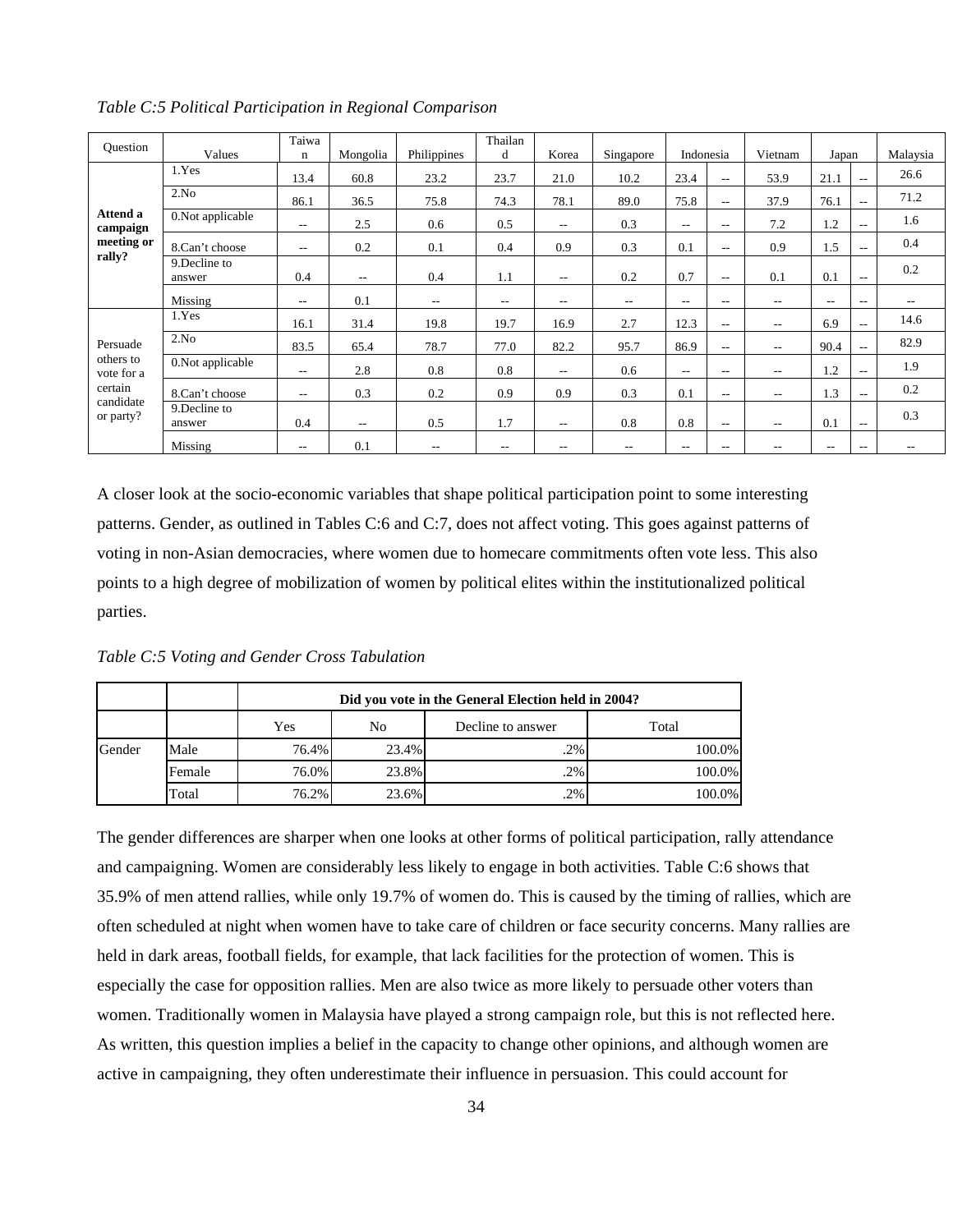*Table C:5 Political Participation in Regional Comparison*

| Question | Values | Taiwan | Mongolia | Philippines | Thailand | Korea | Singapore | Indonesia | | Vietnam | Japan | | Malaysia |
|---|---|---|---|---|---|---|---|---|---|---|---|---|---|
| **Attend a campaign meeting or rally?** | 1.Yes | 13.4 | 60.8 | 23.2 | 23.7 | 21.0 | 10.2 | 23.4 | -- | 53.9 | 21.1 | -- | 26.6 |
| | 2.No | 86.1 | 36.5 | 75.8 | 74.3 | 78.1 | 89.0 | 75.8 | -- | 37.9 | 76.1 | -- | 71.2 |
| | 0.Not applicable | -- | 2.5 | 0.6 | 0.5 | -- | 0.3 | -- | -- | 7.2 | 1.2 | -- | 1.6 |
| | 8.Can't choose | -- | 0.2 | 0.1 | 0.4 | 0.9 | 0.3 | 0.1 | -- | 0.9 | 1.5 | -- | 0.4 |
| | 9.Decline to answer | 0.4 | -- | 0.4 | 1.1 | -- | 0.2 | 0.7 | -- | 0.1 | 0.1 | -- | 0.2 |
| | Missing | -- | 0.1 | -- | -- | -- | -- | -- | -- | -- | -- | -- | -- |
| Persuade others to vote for a certain candidate or party? | 1.Yes | 16.1 | 31.4 | 19.8 | 19.7 | 16.9 | 2.7 | 12.3 | -- | -- | 6.9 | -- | 14.6 |
| | 2.No | 83.5 | 65.4 | 78.7 | 77.0 | 82.2 | 95.7 | 86.9 | -- | -- | 90.4 | -- | 82.9 |
| | 0.Not applicable | -- | 2.8 | 0.8 | 0.8 | -- | 0.6 | -- | -- | -- | 1.2 | -- | 1.9 |
| | 8.Can't choose | -- | 0.3 | 0.2 | 0.9 | 0.9 | 0.3 | 0.1 | -- | -- | 1.3 | -- | 0.2 |
| | 9.Decline to answer | 0.4 | -- | 0.5 | 1.7 | -- | 0.8 | 0.8 | -- | -- | 0.1 | -- | 0.3 |
| | Missing | -- | 0.1 | -- | -- | -- | -- | -- | -- | -- | -- | -- | -- |

A closer look at the socio-economic variables that shape political participation point to some interesting patterns. Gender, as outlined in Tables C:6 and C:7, does not affect voting. This goes against patterns of voting in non-Asian democracies, where women due to homecare commitments often vote less. This also points to a high degree of mobilization of women by political elites within the institutionalized political parties.

*Table C:5 Voting and Gender Cross Tabulation*

| | | Did you vote in the General Election held in 2004? | | | |
|---|---|---|---|---|---|
| | | Yes | No | Decline to answer | Total |
| Gender | Male | 76.4% | 23.4% | .2% | 100.0% |
| | Female | 76.0% | 23.8% | .2% | 100.0% |
| | Total | 76.2% | 23.6% | .2% | 100.0% |

The gender differences are sharper when one looks at other forms of political participation, rally attendance and campaigning. Women are considerably less likely to engage in both activities. Table C:6 shows that 35.9% of men attend rallies, while only 19.7% of women do. This is caused by the timing of rallies, which are often scheduled at night when women have to take care of children or face security concerns. Many rallies are held in dark areas, football fields, for example, that lack facilities for the protection of women. This is especially the case for opposition rallies. Men are also twice as more likely to persuade other voters than women. Traditionally women in Malaysia have played a strong campaign role, but this is not reflected here. As written, this question implies a belief in the capacity to change other opinions, and although women are active in campaigning, they often underestimate their influence in persuasion. This could account for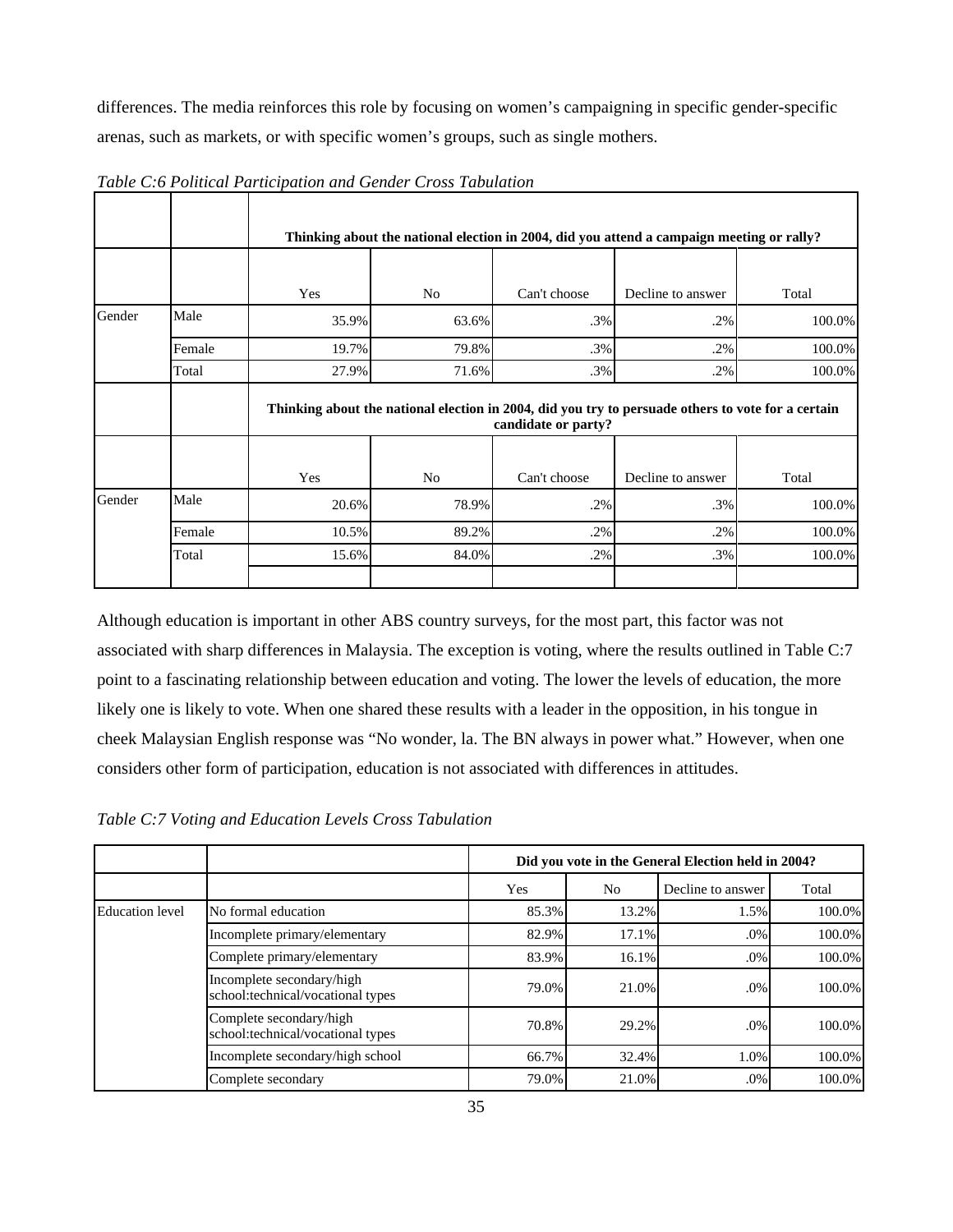differences. The media reinforces this role by focusing on women's campaigning in specific gender-specific arenas, such as markets, or with specific women's groups, such as single mothers.

*Table C:6 Political Participation and Gender Cross Tabulation*

| | | Thinking about the national election in 2004, did you attend a campaign meeting or rally? | | | | |
|---|---|---|---|---|---|---|
| | | Yes | No | Can't choose | Decline to answer | Total |
| Gender | Male | 35.9% | 63.6% | .3% | .2% | 100.0% |
| | Female | 19.7% | 79.8% | .3% | .2% | 100.0% |
| | Total | 27.9% | 71.6% | .3% | .2% | 100.0% |
| | | **Thinking about the national election in 2004, did you try to persuade others to vote for a certain candidate or party?** | | | | |
| | | Yes | No | Can't choose | Decline to answer | Total |
| Gender | Male | 20.6% | 78.9% | .2% | .3% | 100.0% |
| | Female | 10.5% | 89.2% | .2% | .2% | 100.0% |
| | Total | 15.6% | 84.0% | .2% | .3% | 100.0% |

Although education is important in other ABS country surveys, for the most part, this factor was not associated with sharp differences in Malaysia. The exception is voting, where the results outlined in Table C:7 point to a fascinating relationship between education and voting. The lower the levels of education, the more likely one is likely to vote. When one shared these results with a leader in the opposition, in his tongue in cheek Malaysian English response was "No wonder, la. The BN always in power what." However, when one considers other form of participation, education is not associated with differences in attitudes.

*Table C:7 Voting and Education Levels Cross Tabulation*

| | | Did you vote in the General Election held in 2004? | | | |
|---|---|---|---|---|---|
| | | Yes | No | Decline to answer | Total |
| Education level | No formal education | 85.3% | 13.2% | 1.5% | 100.0% |
| | Incomplete primary/elementary | 82.9% | 17.1% | .0% | 100.0% |
| | Complete primary/elementary | 83.9% | 16.1% | .0% | 100.0% |
| | Incomplete secondary/high school:technical/vocational types | 79.0% | 21.0% | .0% | 100.0% |
| | Complete secondary/high school:technical/vocational types | 70.8% | 29.2% | .0% | 100.0% |
| | Incomplete secondary/high school | 66.7% | 32.4% | 1.0% | 100.0% |
| | Complete secondary | 79.0% | 21.0% | .0% | 100.0% |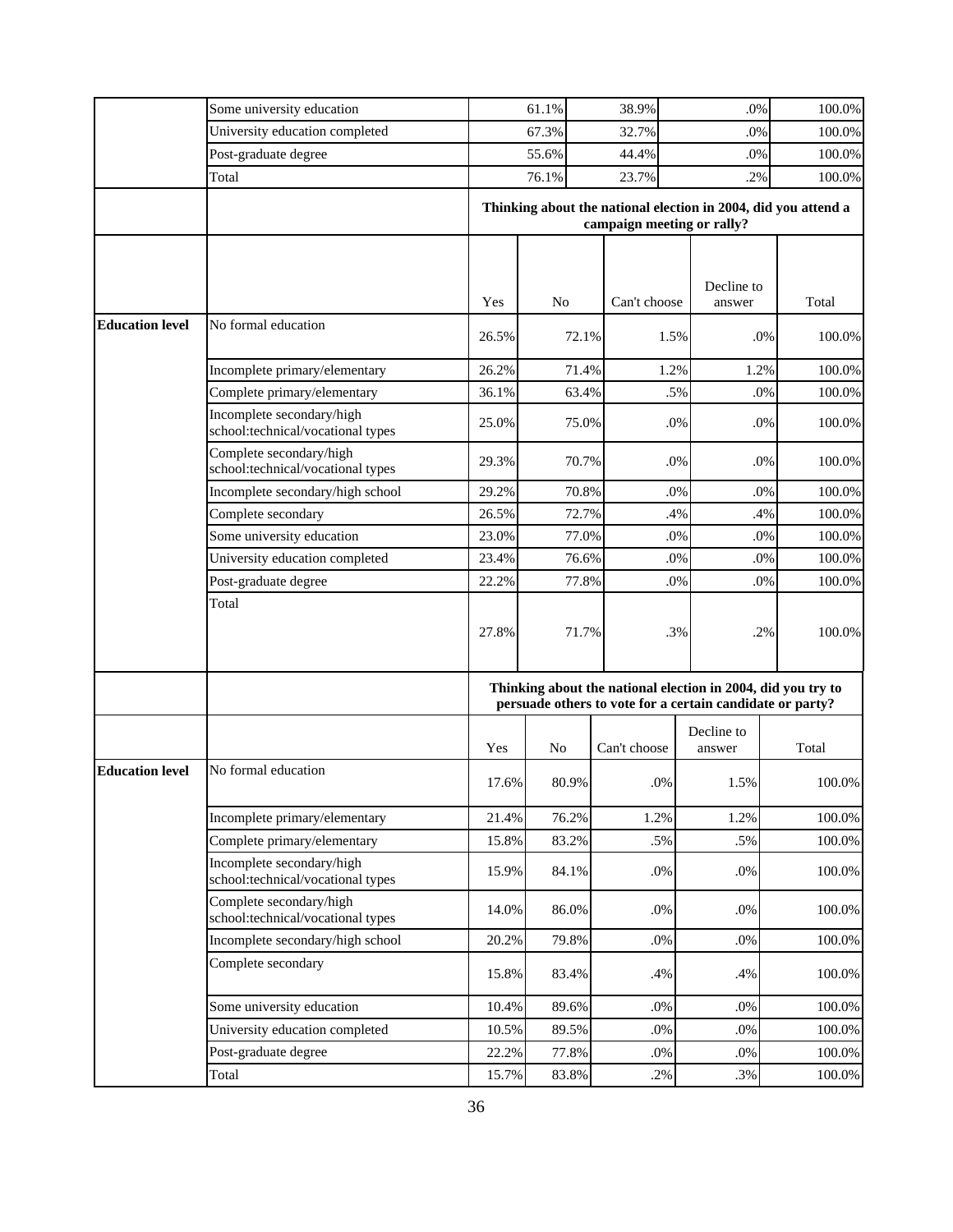| | | | | | | |
|---|---|---|---|---|---|---|
| | Some university education | 61.1% | 38.9% | .0% | 100.0% | |
| | University education completed | 67.3% | 32.7% | .0% | 100.0% | |
| | Post-graduate degree | 55.6% | 44.4% | .0% | 100.0% | |
| | Total | 76.1% | 23.7% | .2% | 100.0% | |

| | | Thinking about the national election in 2004, did you attend a campaign meeting or rally? | | | | |
|---|---|---|---|---|---|---|
| | | Yes | No | Can't choose | Decline to answer | Total |
| **Education level** | No formal education | 26.5% | 72.1% | 1.5% | .0% | 100.0% |
| | Incomplete primary/elementary | 26.2% | 71.4% | 1.2% | 1.2% | 100.0% |
| | Complete primary/elementary | 36.1% | 63.4% | .5% | .0% | 100.0% |
| | Incomplete secondary/high school:technical/vocational types | 25.0% | 75.0% | .0% | .0% | 100.0% |
| | Complete secondary/high school:technical/vocational types | 29.3% | 70.7% | .0% | .0% | 100.0% |
| | Incomplete secondary/high school | 29.2% | 70.8% | .0% | .0% | 100.0% |
| | Complete secondary | 26.5% | 72.7% | .4% | .4% | 100.0% |
| | Some university education | 23.0% | 77.0% | .0% | .0% | 100.0% |
| | University education completed | 23.4% | 76.6% | .0% | .0% | 100.0% |
| | Post-graduate degree | 22.2% | 77.8% | .0% | .0% | 100.0% |
| | Total | 27.8% | 71.7% | .3% | .2% | 100.0% |

| | | Thinking about the national election in 2004, did you try to persuade others to vote for a certain candidate or party? | | | | |
|---|---|---|---|---|---|---|
| | | Yes | No | Can't choose | Decline to answer | Total |
| **Education level** | No formal education | 17.6% | 80.9% | .0% | 1.5% | 100.0% |
| | Incomplete primary/elementary | 21.4% | 76.2% | 1.2% | 1.2% | 100.0% |
| | Complete primary/elementary | 15.8% | 83.2% | .5% | .5% | 100.0% |
| | Incomplete secondary/high school:technical/vocational types | 15.9% | 84.1% | .0% | .0% | 100.0% |
| | Complete secondary/high school:technical/vocational types | 14.0% | 86.0% | .0% | .0% | 100.0% |
| | Incomplete secondary/high school | 20.2% | 79.8% | .0% | .0% | 100.0% |
| | Complete secondary | 15.8% | 83.4% | .4% | .4% | 100.0% |
| | Some university education | 10.4% | 89.6% | .0% | .0% | 100.0% |
| | University education completed | 10.5% | 89.5% | .0% | .0% | 100.0% |
| | Post-graduate degree | 22.2% | 77.8% | .0% | .0% | 100.0% |
| | Total | 15.7% | 83.8% | .2% | .3% | 100.0% |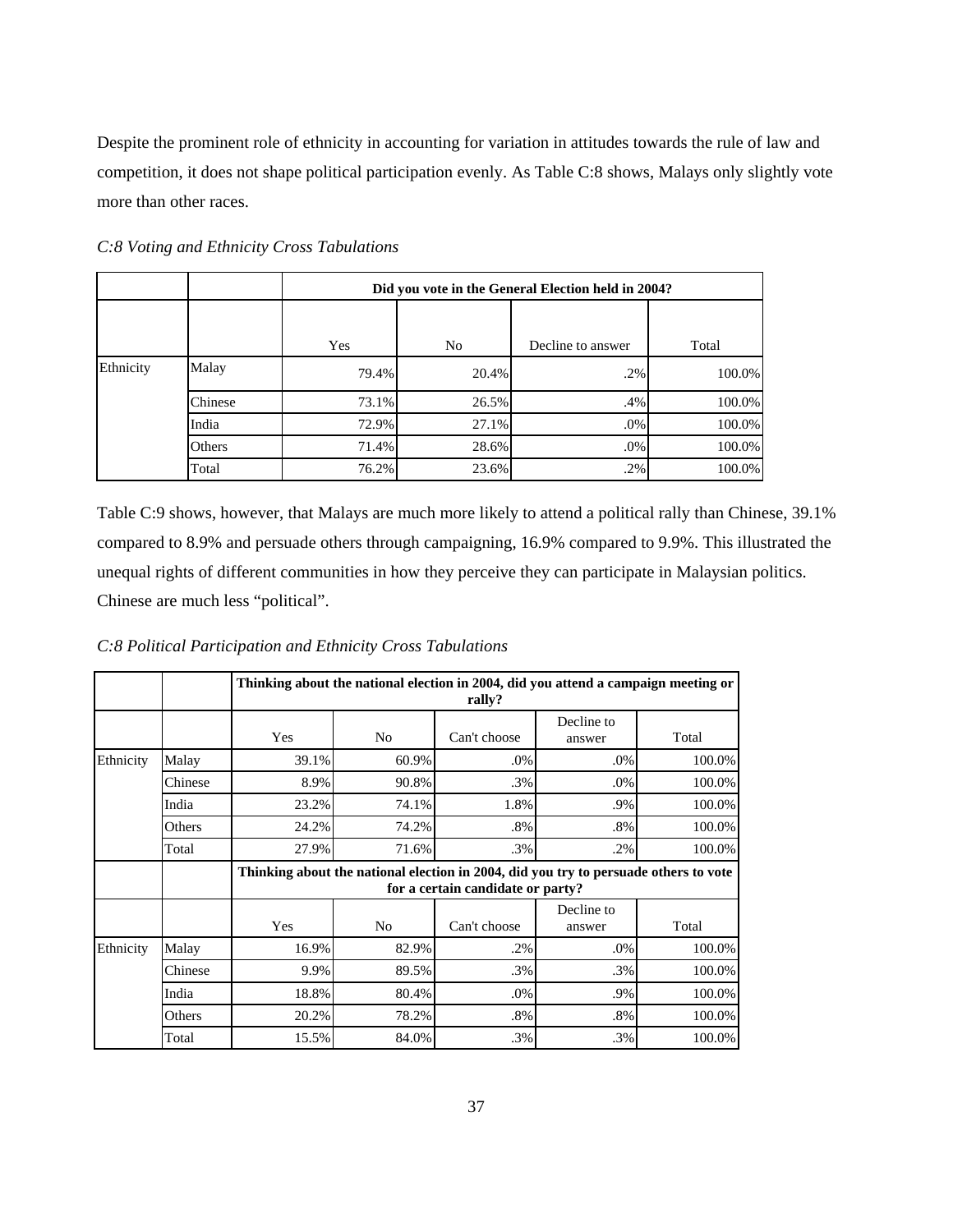Despite the prominent role of ethnicity in accounting for variation in attitudes towards the rule of law and competition, it does not shape political participation evenly. As Table C:8 shows, Malays only slightly vote more than other races.

*C:8 Voting and Ethnicity Cross Tabulations*

| | | Did you vote in the General Election held in 2004? | | | |
|---|---|---|---|---|---|
| | | Yes | No | Decline to answer | Total |
| Ethnicity | Malay | 79.4% | 20.4% | .2% | 100.0% |
| | Chinese | 73.1% | 26.5% | .4% | 100.0% |
| | India | 72.9% | 27.1% | .0% | 100.0% |
| | Others | 71.4% | 28.6% | .0% | 100.0% |
| | Total | 76.2% | 23.6% | .2% | 100.0% |

Table C:9 shows, however, that Malays are much more likely to attend a political rally than Chinese, 39.1% compared to 8.9% and persuade others through campaigning, 16.9% compared to 9.9%. This illustrated the unequal rights of different communities in how they perceive they can participate in Malaysian politics. Chinese are much less "political".

*C:8 Political Participation and Ethnicity Cross Tabulations*

| | | Thinking about the national election in 2004, did you attend a campaign meeting or rally? | | | | |
|---|---|---|---|---|---|---|
| | | Yes | No | Can't choose | Decline to answer | Total |
| Ethnicity | Malay | 39.1% | 60.9% | .0% | .0% | 100.0% |
| | Chinese | 8.9% | 90.8% | .3% | .0% | 100.0% |
| | India | 23.2% | 74.1% | 1.8% | .9% | 100.0% |
| | Others | 24.2% | 74.2% | .8% | .8% | 100.0% |
| | Total | 27.9% | 71.6% | .3% | .2% | 100.0% |
| | | Thinking about the national election in 2004, did you try to persuade others to vote for a certain candidate or party? | | | | |
| | | Yes | No | Can't choose | Decline to answer | Total |
| Ethnicity | Malay | 16.9% | 82.9% | .2% | .0% | 100.0% |
| | Chinese | 9.9% | 89.5% | .3% | .3% | 100.0% |
| | India | 18.8% | 80.4% | .0% | .9% | 100.0% |
| | Others | 20.2% | 78.2% | .8% | .8% | 100.0% |
| | Total | 15.5% | 84.0% | .3% | .3% | 100.0% |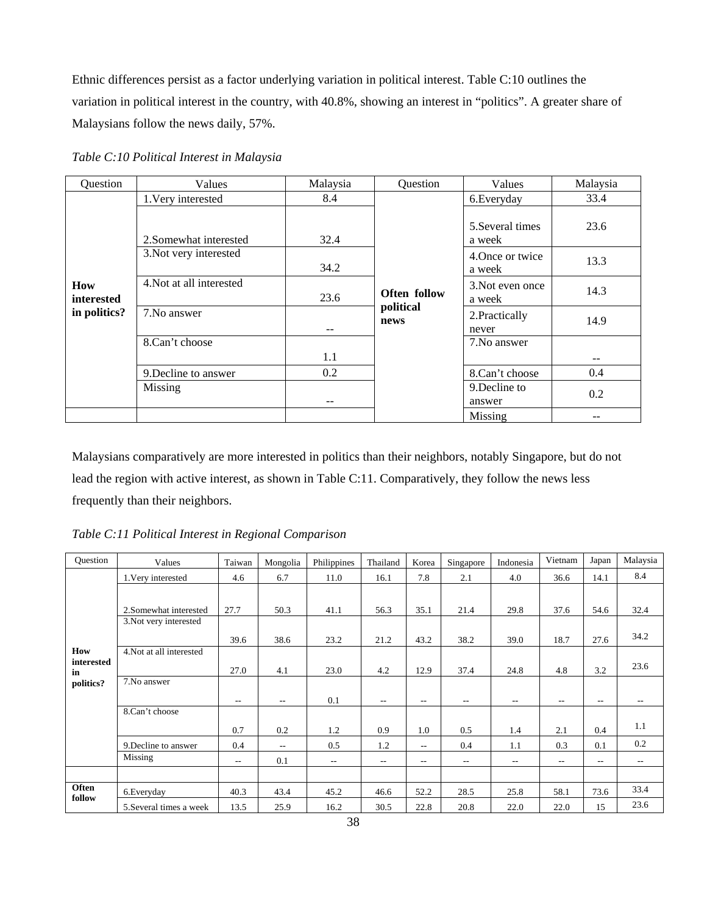Ethnic differences persist as a factor underlying variation in political interest. Table C:10 outlines the variation in political interest in the country, with 40.8%, showing an interest in "politics". A greater share of Malaysians follow the news daily, 57%.

*Table C:10 Political Interest in Malaysia*

| Question | Values | Malaysia | Question | Values | Malaysia |
|---|---|---|---|---|---|
| **How interested in politics?** | 1.Very interested | 8.4 | **Often follow political news** | 6.Everyday | 33.4 |
| | 2.Somewhat interested | 32.4 | | 5.Several times a week | 23.6 |
| | 3.Not very interested | 34.2 | | 4.Once or twice a week | 13.3 |
| | 4.Not at all interested | 23.6 | | 3.Not even once a week | 14.3 |
| | 7.No answer | -- | | 2.Practically never | 14.9 |
| | 8.Can't choose | 1.1 | | 7.No answer | -- |
| | 9.Decline to answer | 0.2 | | 8.Can't choose | 0.4 |
| | Missing | -- | | 9.Decline to answer | 0.2 |
| | | | | Missing | -- |

Malaysians comparatively are more interested in politics than their neighbors, notably Singapore, but do not lead the region with active interest, as shown in Table C:11. Comparatively, they follow the news less frequently than their neighbors.

*Table C:11 Political Interest in Regional Comparison*

| Question | Values | Taiwan | Mongolia | Philippines | Thailand | Korea | Singapore | Indonesia | Vietnam | Japan | Malaysia |
|---|---|---|---|---|---|---|---|---|---|---|---|
| **How interested in politics?** | 1.Very interested | 4.6 | 6.7 | 11.0 | 16.1 | 7.8 | 2.1 | 4.0 | 36.6 | 14.1 | 8.4 |
| | 2.Somewhat interested | 27.7 | 50.3 | 41.1 | 56.3 | 35.1 | 21.4 | 29.8 | 37.6 | 54.6 | 32.4 |
| | 3.Not very interested | 39.6 | 38.6 | 23.2 | 21.2 | 43.2 | 38.2 | 39.0 | 18.7 | 27.6 | 34.2 |
| | 4.Not at all interested | 27.0 | 4.1 | 23.0 | 4.2 | 12.9 | 37.4 | 24.8 | 4.8 | 3.2 | 23.6 |
| | 7.No answer | -- | -- | 0.1 | -- | -- | -- | -- | -- | -- | -- |
| | 8.Can't choose | 0.7 | 0.2 | 1.2 | 0.9 | 1.0 | 0.5 | 1.4 | 2.1 | 0.4 | 1.1 |
| | 9.Decline to answer | 0.4 | -- | 0.5 | 1.2 | -- | 0.4 | 1.1 | 0.3 | 0.1 | 0.2 |
| | Missing | -- | 0.1 | -- | -- | -- | -- | -- | -- | -- | -- |
| | | | | | | | | | | | |
| **Often follow** | 6.Everyday | 40.3 | 43.4 | 45.2 | 46.6 | 52.2 | 28.5 | 25.8 | 58.1 | 73.6 | 33.4 |
| | 5.Several times a week | 13.5 | 25.9 | 16.2 | 30.5 | 22.8 | 20.8 | 22.0 | 22.0 | 15 | 23.6 |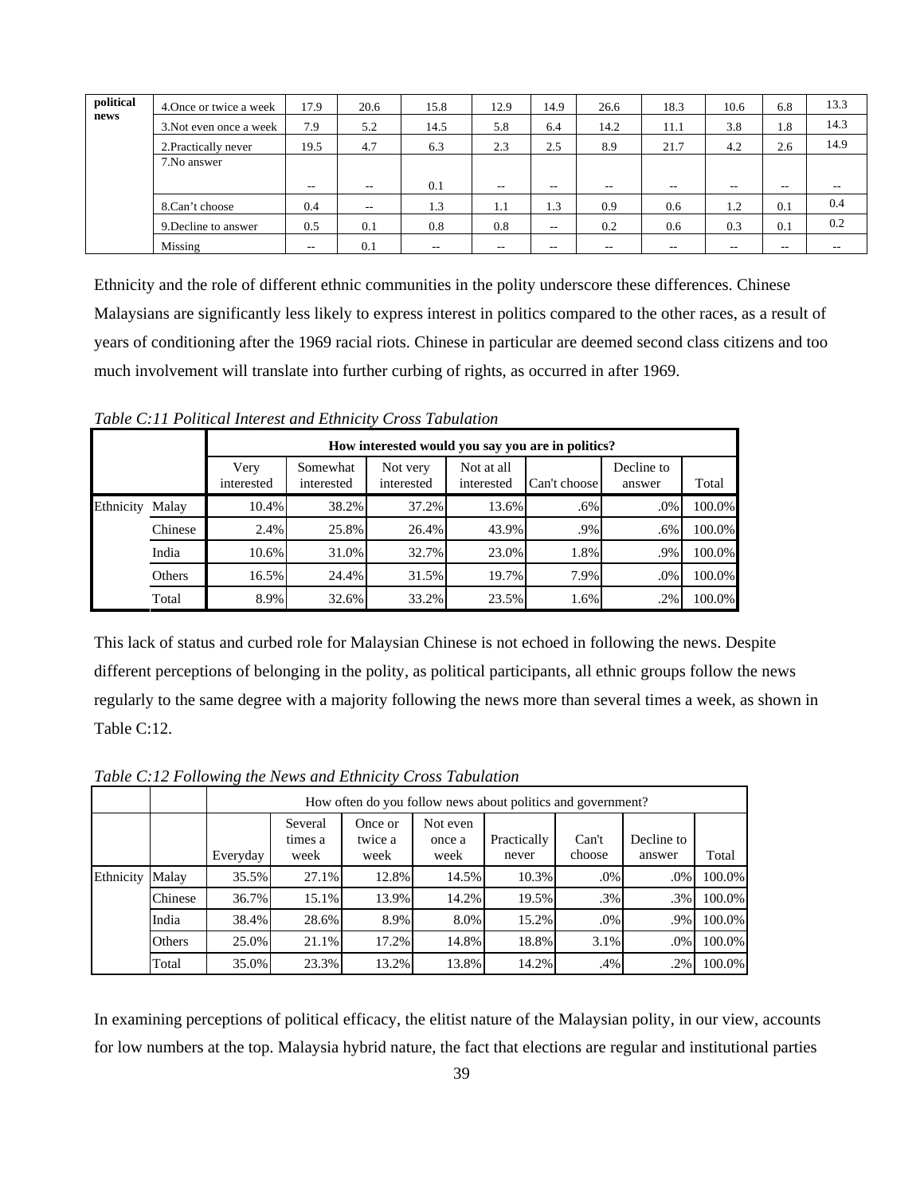| political news | 4.Once or twice a week | 17.9 | 20.6 | 15.8 | 12.9 | 14.9 | 26.6 | 18.3 | 10.6 | 6.8 | 13.3 |
|---|---|---|---|---|---|---|---|---|---|---|---|
| | 3.Not even once a week | 7.9 | 5.2 | 14.5 | 5.8 | 6.4 | 14.2 | 11.1 | 3.8 | 1.8 | 14.3 |
| | 2.Practically never | 19.5 | 4.7 | 6.3 | 2.3 | 2.5 | 8.9 | 21.7 | 4.2 | 2.6 | 14.9 |
| | 7.No answer | -- | -- | 0.1 | -- | -- | -- | -- | -- | -- | -- |
| | 8.Can't choose | 0.4 | -- | 1.3 | 1.1 | 1.3 | 0.9 | 0.6 | 1.2 | 0.1 | 0.4 |
| | 9.Decline to answer | 0.5 | 0.1 | 0.8 | 0.8 | -- | 0.2 | 0.6 | 0.3 | 0.1 | 0.2 |
| | Missing | -- | 0.1 | -- | -- | -- | -- | -- | -- | -- | -- |

Ethnicity and the role of different ethnic communities in the polity underscore these differences. Chinese Malaysians are significantly less likely to express interest in politics compared to the other races, as a result of years of conditioning after the 1969 racial riots. Chinese in particular are deemed second class citizens and too much involvement will translate into further curbing of rights, as occurred in after 1969.

*Table C:11 Political Interest and Ethnicity Cross Tabulation*

| | | How interested would you say you are in politics? | | | | | | |
|---|---|---|---|---|---|---|---|---|
| | | Very interested | Somewhat interested | Not very interested | Not at all interested | Can't choose | Decline to answer | Total |
| Ethnicity | Malay | 10.4% | 38.2% | 37.2% | 13.6% | .6% | .0% | 100.0% |
| | Chinese | 2.4% | 25.8% | 26.4% | 43.9% | .9% | .6% | 100.0% |
| | India | 10.6% | 31.0% | 32.7% | 23.0% | 1.8% | .9% | 100.0% |
| | Others | 16.5% | 24.4% | 31.5% | 19.7% | 7.9% | .0% | 100.0% |
| | Total | 8.9% | 32.6% | 33.2% | 23.5% | 1.6% | .2% | 100.0% |

This lack of status and curbed role for Malaysian Chinese is not echoed in following the news. Despite different perceptions of belonging in the polity, as political participants, all ethnic groups follow the news regularly to the same degree with a majority following the news more than several times a week, as shown in Table C:12.

*Table C:12 Following the News and Ethnicity Cross Tabulation*

| | | How often do you follow news about politics and government? | | | | | | | |
|---|---|---|---|---|---|---|---|---|---|
| | | Everyday | Several times a week | Once or twice a week | Not even once a week | Practically never | Can't choose | Decline to answer | Total |
| Ethnicity | Malay | 35.5% | 27.1% | 12.8% | 14.5% | 10.3% | .0% | .0% | 100.0% |
| | Chinese | 36.7% | 15.1% | 13.9% | 14.2% | 19.5% | .3% | .3% | 100.0% |
| | India | 38.4% | 28.6% | 8.9% | 8.0% | 15.2% | .0% | .9% | 100.0% |
| | Others | 25.0% | 21.1% | 17.2% | 14.8% | 18.8% | 3.1% | .0% | 100.0% |
| | Total | 35.0% | 23.3% | 13.2% | 13.8% | 14.2% | .4% | .2% | 100.0% |

In examining perceptions of political efficacy, the elitist nature of the Malaysian polity, in our view, accounts for low numbers at the top. Malaysia hybrid nature, the fact that elections are regular and institutional parties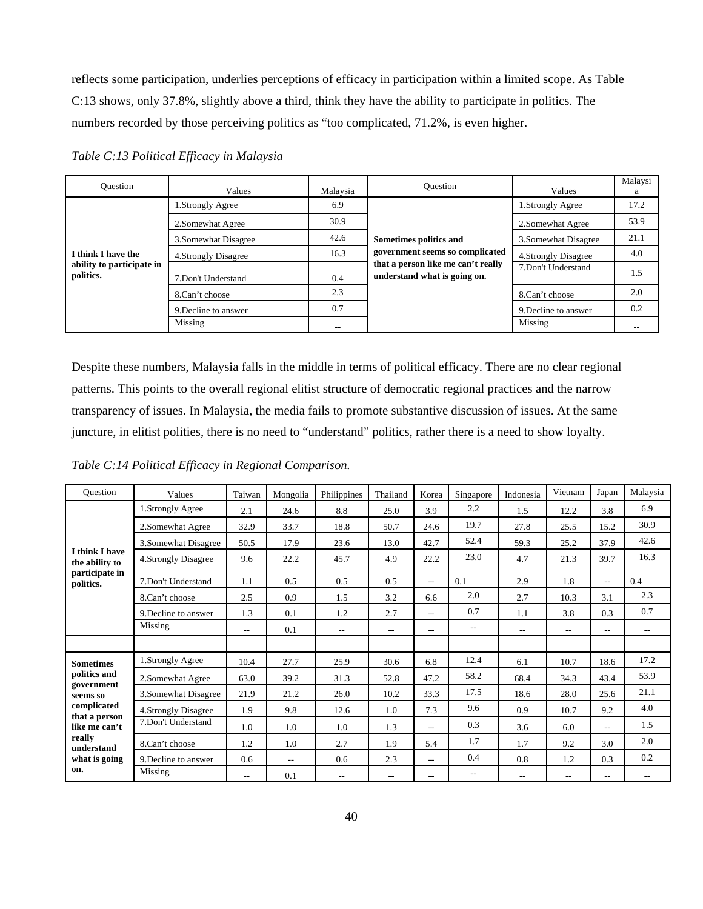reflects some participation, underlies perceptions of efficacy in participation within a limited scope. As Table C:13 shows, only 37.8%, slightly above a third, think they have the ability to participate in politics. The numbers recorded by those perceiving politics as "too complicated, 71.2%, is even higher.

*Table C:13 Political Efficacy in Malaysia*

| Question | Values | Malaysia | Question | Values | Malaysia |
|---|---|---|---|---|---|
| **I think I have the ability to participate in politics.** | 1.Strongly Agree | 6.9 | **Sometimes politics and government seems so complicated that a person like me can't really understand what is going on.** | 1.Strongly Agree | 17.2 |
| | 2.Somewhat Agree | 30.9 | | 2.Somewhat Agree | 53.9 |
| | 3.Somewhat Disagree | 42.6 | | 3.Somewhat Disagree | 21.1 |
| | 4.Strongly Disagree | 16.3 | | 4.Strongly Disagree | 4.0 |
| | 7.Don't Understand | 0.4 | | 7.Don't Understand | 1.5 |
| | 8.Can't choose | 2.3 | | 8.Can't choose | 2.0 |
| | 9.Decline to answer | 0.7 | | 9.Decline to answer | 0.2 |
| | Missing | -- | | Missing | -- |

Despite these numbers, Malaysia falls in the middle in terms of political efficacy. There are no clear regional patterns. This points to the overall regional elitist structure of democratic regional practices and the narrow transparency of issues. In Malaysia, the media fails to promote substantive discussion of issues. At the same juncture, in elitist polities, there is no need to "understand" politics, rather there is a need to show loyalty.

*Table C:14 Political Efficacy in Regional Comparison.*

| Question | Values | Taiwan | Mongolia | Philippines | Thailand | Korea | Singapore | Indonesia | Vietnam | Japan | Malaysia |
|---|---|---|---|---|---|---|---|---|---|---|---|
| **I think I have the ability to participate in politics.** | 1.Strongly Agree | 2.1 | 24.6 | 8.8 | 25.0 | 3.9 | 2.2 | 1.5 | 12.2 | 3.8 | 6.9 |
| | 2.Somewhat Agree | 32.9 | 33.7 | 18.8 | 50.7 | 24.6 | 19.7 | 27.8 | 25.5 | 15.2 | 30.9 |
| | 3.Somewhat Disagree | 50.5 | 17.9 | 23.6 | 13.0 | 42.7 | 52.4 | 59.3 | 25.2 | 37.9 | 42.6 |
| | 4.Strongly Disagree | 9.6 | 22.2 | 45.7 | 4.9 | 22.2 | 23.0 | 4.7 | 21.3 | 39.7 | 16.3 |
| | 7.Don't Understand | 1.1 | 0.5 | 0.5 | 0.5 | -- | 0.1 | 2.9 | 1.8 | -- | 0.4 |
| | 8.Can't choose | 2.5 | 0.9 | 1.5 | 3.2 | 6.6 | 2.0 | 2.7 | 10.3 | 3.1 | 2.3 |
| | 9.Decline to answer | 1.3 | 0.1 | 1.2 | 2.7 | -- | 0.7 | 1.1 | 3.8 | 0.3 | 0.7 |
| | Missing | -- | 0.1 | -- | -- | -- | -- | -- | -- | -- | -- |
| | | | | | | | | | | | |
| **Sometimes politics and government seems so complicated that a person like me can't really understand what is going on.** | 1.Strongly Agree | 10.4 | 27.7 | 25.9 | 30.6 | 6.8 | 12.4 | 6.1 | 10.7 | 18.6 | 17.2 |
| | 2.Somewhat Agree | 63.0 | 39.2 | 31.3 | 52.8 | 47.2 | 58.2 | 68.4 | 34.3 | 43.4 | 53.9 |
| | 3.Somewhat Disagree | 21.9 | 21.2 | 26.0 | 10.2 | 33.3 | 17.5 | 18.6 | 28.0 | 25.6 | 21.1 |
| | 4.Strongly Disagree | 1.9 | 9.8 | 12.6 | 1.0 | 7.3 | 9.6 | 0.9 | 10.7 | 9.2 | 4.0 |
| | 7.Don't Understand | 1.0 | 1.0 | 1.0 | 1.3 | -- | 0.3 | 3.6 | 6.0 | -- | 1.5 |
| | 8.Can't choose | 1.2 | 1.0 | 2.7 | 1.9 | 5.4 | 1.7 | 1.7 | 9.2 | 3.0 | 2.0 |
| | 9.Decline to answer | 0.6 | -- | 0.6 | 2.3 | -- | 0.4 | 0.8 | 1.2 | 0.3 | 0.2 |
| | Missing | -- | 0.1 | -- | -- | -- | -- | -- | -- | -- | -- |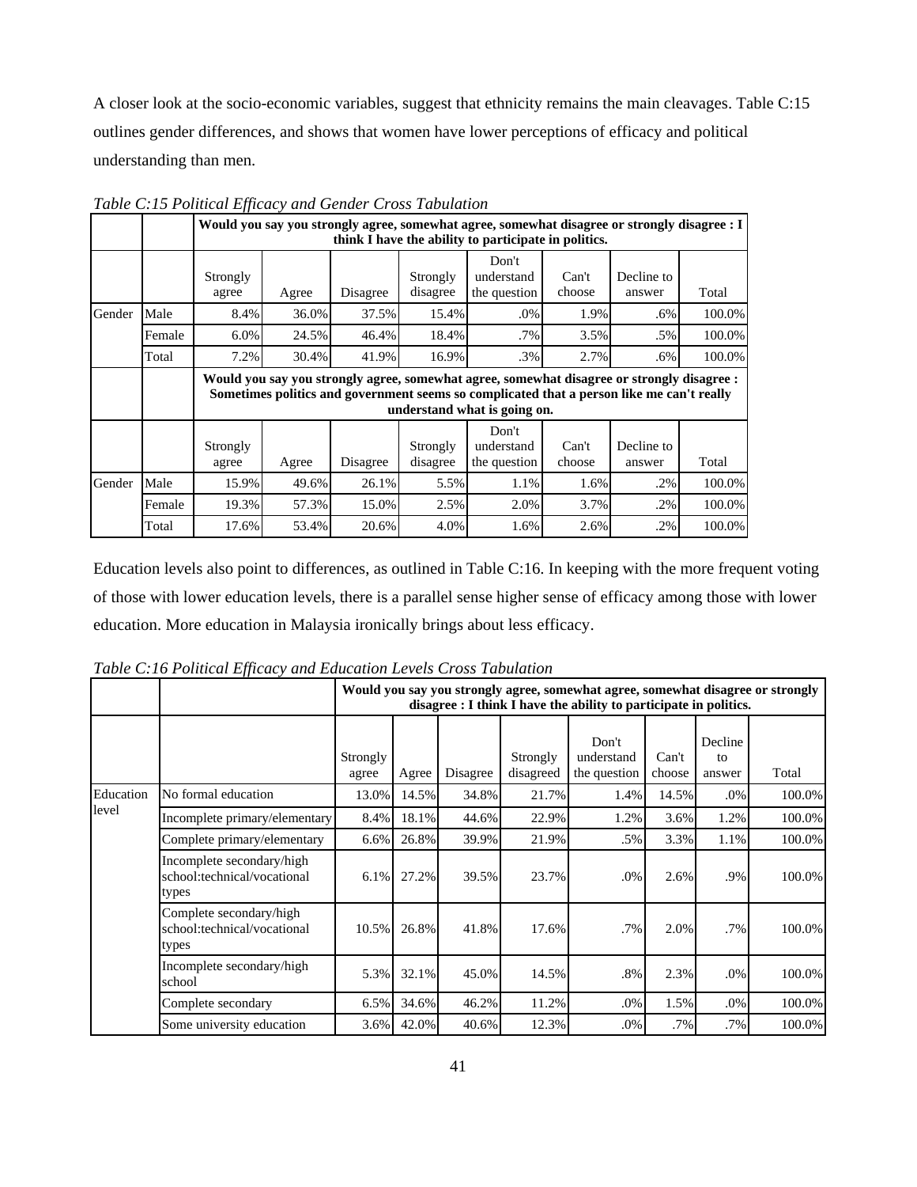A closer look at the socio-economic variables, suggest that ethnicity remains the main cleavages. Table C:15 outlines gender differences, and shows that women have lower perceptions of efficacy and political understanding than men.

*Table C:15 Political Efficacy and Gender Cross Tabulation*

| | | Would you say you strongly agree, somewhat agree, somewhat disagree or strongly disagree : I think I have the ability to participate in politics. | | | | | | | |
|---|---|---|---|---|---|---|---|---|---|
| | | Strongly agree | Agree | Disagree | Strongly disagree | Don't understand the question | Can't choose | Decline to answer | Total |
| Gender | Male | 8.4% | 36.0% | 37.5% | 15.4% | .0% | 1.9% | .6% | 100.0% |
| | Female | 6.0% | 24.5% | 46.4% | 18.4% | .7% | 3.5% | .5% | 100.0% |
| | Total | 7.2% | 30.4% | 41.9% | 16.9% | .3% | 2.7% | .6% | 100.0% |
| | | Would you say you strongly agree, somewhat agree, somewhat disagree or strongly disagree : Sometimes politics and government seems so complicated that a person like me can't really understand what is going on. | | | | | | | |
| | | Strongly agree | Agree | Disagree | Strongly disagree | Don't understand the question | Can't choose | Decline to answer | Total |
| Gender | Male | 15.9% | 49.6% | 26.1% | 5.5% | 1.1% | 1.6% | .2% | 100.0% |
| | Female | 19.3% | 57.3% | 15.0% | 2.5% | 2.0% | 3.7% | .2% | 100.0% |
| | Total | 17.6% | 53.4% | 20.6% | 4.0% | 1.6% | 2.6% | .2% | 100.0% |

Education levels also point to differences, as outlined in Table C:16. In keeping with the more frequent voting of those with lower education levels, there is a parallel sense higher sense of efficacy among those with lower education. More education in Malaysia ironically brings about less efficacy.

*Table C:16 Political Efficacy and Education Levels Cross Tabulation*

| | | Would you say you strongly agree, somewhat agree, somewhat disagree or strongly disagree : I think I have the ability to participate in politics. | | | | | | | |
|---|---|---|---|---|---|---|---|---|---|
| | | Strongly agree | Agree | Disagree | Strongly disagreed | Don't understand the question | Can't choose | Decline to answer | Total |
| Education level | No formal education | 13.0% | 14.5% | 34.8% | 21.7% | 1.4% | 14.5% | .0% | 100.0% |
| | Incomplete primary/elementary | 8.4% | 18.1% | 44.6% | 22.9% | 1.2% | 3.6% | 1.2% | 100.0% |
| | Complete primary/elementary | 6.6% | 26.8% | 39.9% | 21.9% | .5% | 3.3% | 1.1% | 100.0% |
| | Incomplete secondary/high school:technical/vocational types | 6.1% | 27.2% | 39.5% | 23.7% | .0% | 2.6% | .9% | 100.0% |
| | Complete secondary/high school:technical/vocational types | 10.5% | 26.8% | 41.8% | 17.6% | .7% | 2.0% | .7% | 100.0% |
| | Incomplete secondary/high school | 5.3% | 32.1% | 45.0% | 14.5% | .8% | 2.3% | .0% | 100.0% |
| | Complete secondary | 6.5% | 34.6% | 46.2% | 11.2% | .0% | 1.5% | .0% | 100.0% |
| | Some university education | 3.6% | 42.0% | 40.6% | 12.3% | .0% | .7% | .7% | 100.0% |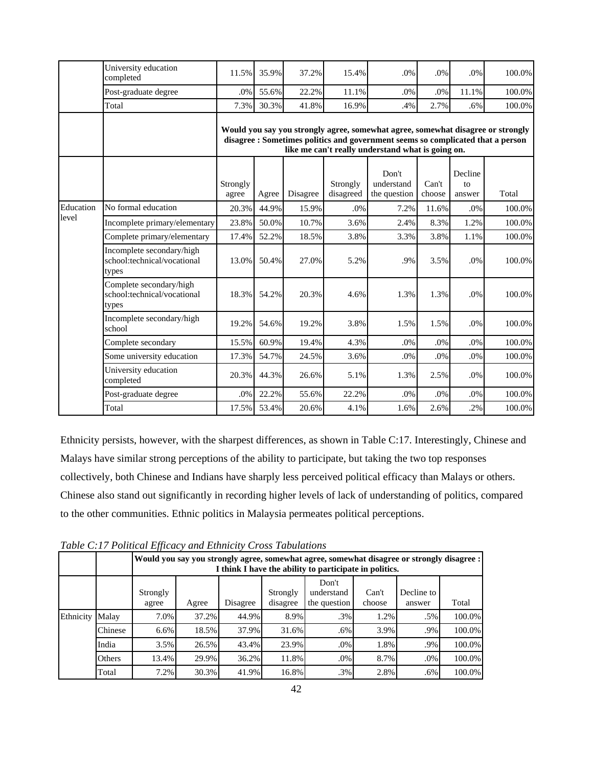| | | | | | | | | | |
|---|---|---|---|---|---|---|---|---|---|
| | University education completed | 11.5% | 35.9% | 37.2% | 15.4% | .0% | .0% | .0% | 100.0% |
| | Post-graduate degree | .0% | 55.6% | 22.2% | 11.1% | .0% | .0% | 11.1% | 100.0% |
| | Total | 7.3% | 30.3% | 41.8% | 16.9% | .4% | 2.7% | .6% | 100.0% |

| | | **Would you say you strongly agree, somewhat agree, somewhat disagree or strongly disagree : Sometimes politics and government seems so complicated that a person like me can't really understand what is going on.** | | | | | | | |
|---|---|---|---|---|---|---|---|---|---|
| | | Strongly agree | Agree | Disagree | Strongly disagreed | Don't understand the question | Can't choose | Decline to answer | Total |
| Education level | No formal education | 20.3% | 44.9% | 15.9% | .0% | 7.2% | 11.6% | .0% | 100.0% |
| | Incomplete primary/elementary | 23.8% | 50.0% | 10.7% | 3.6% | 2.4% | 8.3% | 1.2% | 100.0% |
| | Complete primary/elementary | 17.4% | 52.2% | 18.5% | 3.8% | 3.3% | 3.8% | 1.1% | 100.0% |
| | Incomplete secondary/high school:technical/vocational types | 13.0% | 50.4% | 27.0% | 5.2% | .9% | 3.5% | .0% | 100.0% |
| | Complete secondary/high school:technical/vocational types | 18.3% | 54.2% | 20.3% | 4.6% | 1.3% | 1.3% | .0% | 100.0% |
| | Incomplete secondary/high school | 19.2% | 54.6% | 19.2% | 3.8% | 1.5% | 1.5% | .0% | 100.0% |
| | Complete secondary | 15.5% | 60.9% | 19.4% | 4.3% | .0% | .0% | .0% | 100.0% |
| | Some university education | 17.3% | 54.7% | 24.5% | 3.6% | .0% | .0% | .0% | 100.0% |
| | University education completed | 20.3% | 44.3% | 26.6% | 5.1% | 1.3% | 2.5% | .0% | 100.0% |
| | Post-graduate degree | .0% | 22.2% | 55.6% | 22.2% | .0% | .0% | .0% | 100.0% |
| | Total | 17.5% | 53.4% | 20.6% | 4.1% | 1.6% | 2.6% | .2% | 100.0% |

Ethnicity persists, however, with the sharpest differences, as shown in Table C:17. Interestingly, Chinese and Malays have similar strong perceptions of the ability to participate, but taking the two top responses collectively, both Chinese and Indians have sharply less perceived political efficacy than Malays or others. Chinese also stand out significantly in recording higher levels of lack of understanding of politics, compared to the other communities. Ethnic politics in Malaysia permeates political perceptions.

*Table C:17 Political Efficacy and Ethnicity Cross Tabulations*

| | | **Would you say you strongly agree, somewhat agree, somewhat disagree or strongly disagree : I think I have the ability to participate in politics.** | | | | | | | |
|---|---|---|---|---|---|---|---|---|---|
| | | Strongly agree | Agree | Disagree | Strongly disagree | Don't understand the question | Can't choose | Decline to answer | Total |
| Ethnicity | Malay | 7.0% | 37.2% | 44.9% | 8.9% | .3% | 1.2% | .5% | 100.0% |
| | Chinese | 6.6% | 18.5% | 37.9% | 31.6% | .6% | 3.9% | .9% | 100.0% |
| | India | 3.5% | 26.5% | 43.4% | 23.9% | .0% | 1.8% | .9% | 100.0% |
| | Others | 13.4% | 29.9% | 36.2% | 11.8% | .0% | 8.7% | .0% | 100.0% |
| | Total | 7.2% | 30.3% | 41.9% | 16.8% | .3% | 2.8% | .6% | 100.0% |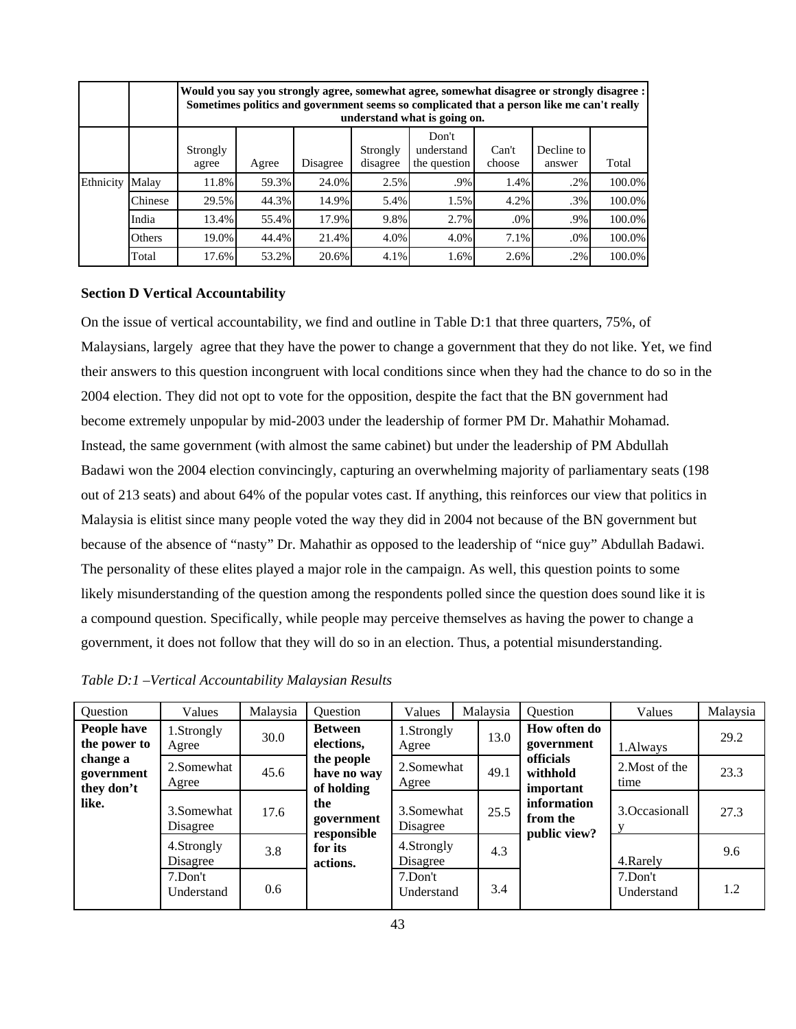| | | Would you say you strongly agree, somewhat agree, somewhat disagree or strongly disagree : Sometimes politics and government seems so complicated that a person like me can't really understand what is going on. | | | | | | | |
|---|---|---|---|---|---|---|---|---|---|
| | | Strongly agree | Agree | Disagree | Strongly disagree | Don't understand the question | Can't choose | Decline to answer | Total |
| Ethnicity | Malay | 11.8% | 59.3% | 24.0% | 2.5% | .9% | 1.4% | .2% | 100.0% |
| | Chinese | 29.5% | 44.3% | 14.9% | 5.4% | 1.5% | 4.2% | .3% | 100.0% |
| | India | 13.4% | 55.4% | 17.9% | 9.8% | 2.7% | .0% | .9% | 100.0% |
| | Others | 19.0% | 44.4% | 21.4% | 4.0% | 4.0% | 7.1% | .0% | 100.0% |
| | Total | 17.6% | 53.2% | 20.6% | 4.1% | 1.6% | 2.6% | .2% | 100.0% |

**Section D Vertical Accountability**

On the issue of vertical accountability, we find and outline in Table D:1 that three quarters, 75%, of Malaysians, largely agree that they have the power to change a government that they do not like. Yet, we find their answers to this question incongruent with local conditions since when they had the chance to do so in the 2004 election. They did not opt to vote for the opposition, despite the fact that the BN government had become extremely unpopular by mid-2003 under the leadership of former PM Dr. Mahathir Mohamad. Instead, the same government (with almost the same cabinet) but under the leadership of PM Abdullah Badawi won the 2004 election convincingly, capturing an overwhelming majority of parliamentary seats (198 out of 213 seats) and about 64% of the popular votes cast. If anything, this reinforces our view that politics in Malaysia is elitist since many people voted the way they did in 2004 not because of the BN government but because of the absence of "nasty" Dr. Mahathir as opposed to the leadership of "nice guy" Abdullah Badawi. The personality of these elites played a major role in the campaign. As well, this question points to some likely misunderstanding of the question among the respondents polled since the question does sound like it is a compound question. Specifically, while people may perceive themselves as having the power to change a government, it does not follow that they will do so in an election. Thus, a potential misunderstanding.

*Table D:1 –Vertical Accountability Malaysian Results*

| Question | Values | Malaysia | Question | Values | Malaysia | Question | Values | Malaysia |
|---|---|---|---|---|---|---|---|---|
| **People have the power to change a government they don't like.** | 1.Strongly Agree | 30.0 | **Between elections, the people have no way of holding the government responsible for its actions.** | 1.Strongly Agree | 13.0 | **How often do government officials withhold important information from the public view?** | 1.Always | 29.2 |
| | 2.Somewhat Agree | 45.6 | | 2.Somewhat Agree | 49.1 | | 2.Most of the time | 23.3 |
| | 3.Somewhat Disagree | 17.6 | | 3.Somewhat Disagree | 25.5 | | 3.Occasionally | 27.3 |
| | 4.Strongly Disagree | 3.8 | | 4.Strongly Disagree | 4.3 | | 4.Rarely | 9.6 |
| | 7.Don't Understand | 0.6 | | 7.Don't Understand | 3.4 | | 7.Don't Understand | 1.2 |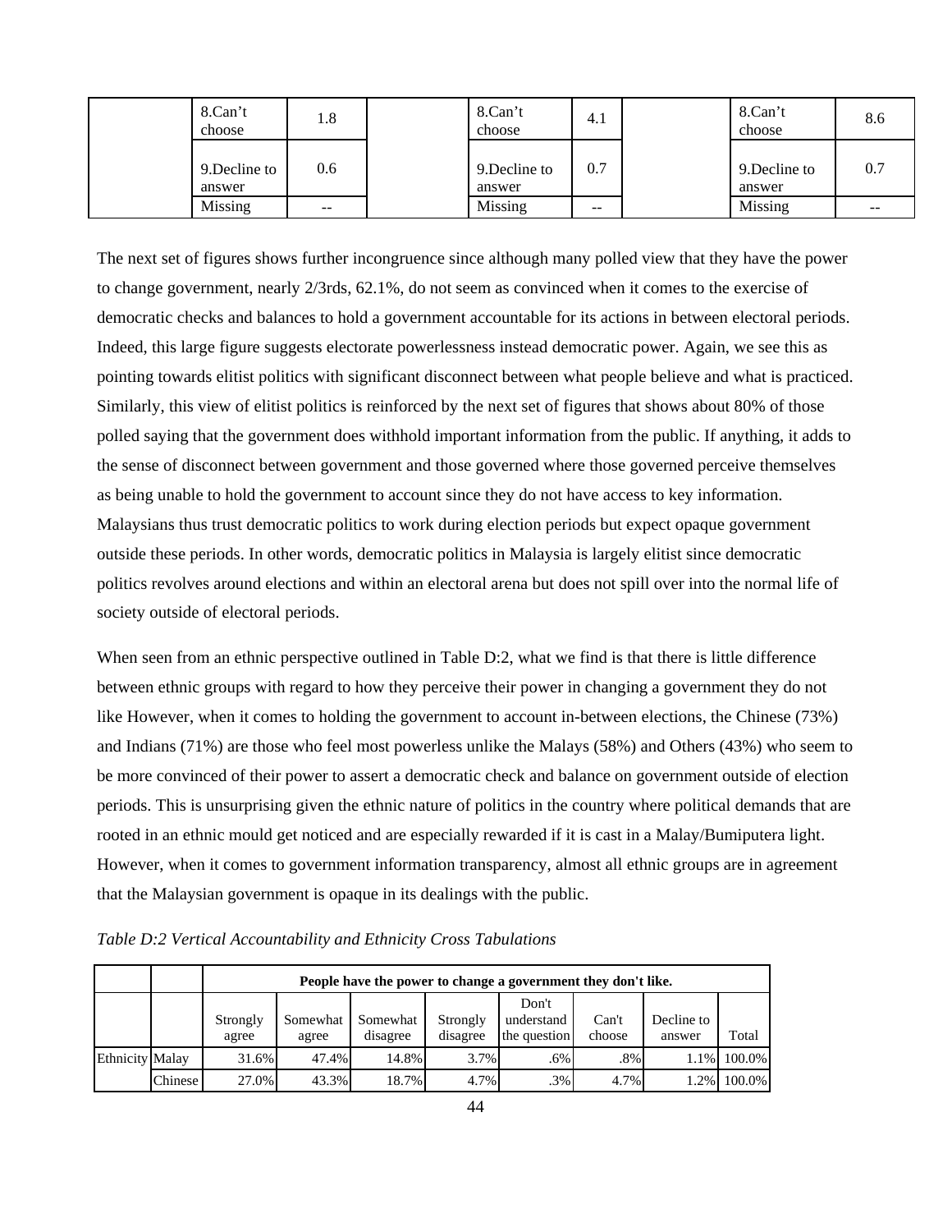| | 8.Can't choose | 1.8 | | 8.Can't choose | 4.1 | | 8.Can't choose | 8.6 |
|---|---|---|---|---|---|---|---|---|
| | 9.Decline to answer | 0.6 | | 9.Decline to answer | 0.7 | | 9.Decline to answer | 0.7 |
| | Missing | -- | | Missing | -- | | Missing | -- |

The next set of figures shows further incongruence since although many polled view that they have the power to change government, nearly 2/3rds, 62.1%, do not seem as convinced when it comes to the exercise of democratic checks and balances to hold a government accountable for its actions in between electoral periods. Indeed, this large figure suggests electorate powerlessness instead democratic power. Again, we see this as pointing towards elitist politics with significant disconnect between what people believe and what is practiced. Similarly, this view of elitist politics is reinforced by the next set of figures that shows about 80% of those polled saying that the government does withhold important information from the public. If anything, it adds to the sense of disconnect between government and those governed where those governed perceive themselves as being unable to hold the government to account since they do not have access to key information. Malaysians thus trust democratic politics to work during election periods but expect opaque government outside these periods. In other words, democratic politics in Malaysia is largely elitist since democratic politics revolves around elections and within an electoral arena but does not spill over into the normal life of society outside of electoral periods.

When seen from an ethnic perspective outlined in Table D:2, what we find is that there is little difference between ethnic groups with regard to how they perceive their power in changing a government they do not like However, when it comes to holding the government to account in-between elections, the Chinese (73%) and Indians (71%) are those who feel most powerless unlike the Malays (58%) and Others (43%) who seem to be more convinced of their power to assert a democratic check and balance on government outside of election periods. This is unsurprising given the ethnic nature of politics in the country where political demands that are rooted in an ethnic mould get noticed and are especially rewarded if it is cast in a Malay/Bumiputera light. However, when it comes to government information transparency, almost all ethnic groups are in agreement that the Malaysian government is opaque in its dealings with the public.

*Table D:2 Vertical Accountability and Ethnicity Cross Tabulations*

| | | People have the power to change a government they don't like. | | | | | | | |
|---|---|---|---|---|---|---|---|---|---|
| | | Strongly agree | Somewhat agree | Somewhat disagree | Strongly disagree | Don't understand the question | Can't choose | Decline to answer | Total |
| Ethnicity | Malay | 31.6% | 47.4% | 14.8% | 3.7% | .6% | .8% | 1.1% | 100.0% |
| | Chinese | 27.0% | 43.3% | 18.7% | 4.7% | .3% | 4.7% | 1.2% | 100.0% |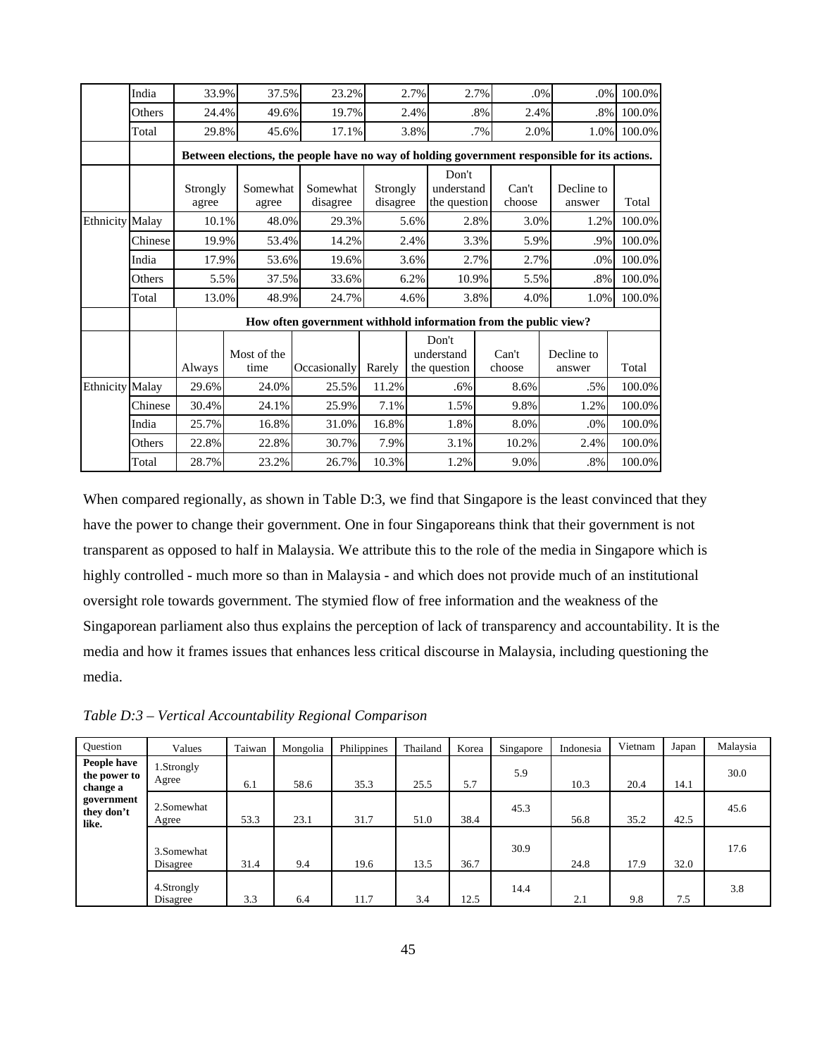| | | | | | | | | | |
|---|---|---|---|---|---|---|---|---|---|
| | India | 33.9% | 37.5% | 23.2% | 2.7% | 2.7% | .0% | .0% | 100.0% |
| | Others | 24.4% | 49.6% | 19.7% | 2.4% | .8% | 2.4% | .8% | 100.0% |
| | Total | 29.8% | 45.6% | 17.1% | 3.8% | .7% | 2.0% | 1.0% | 100.0% |

| | | Between elections, the people have no way of holding government responsible for its actions. | | | | | | | |
|---|---|---|---|---|---|---|---|---|---|
| | | Strongly agree | Somewhat agree | Somewhat disagree | Strongly disagree | Don't understand the question | Can't choose | Decline to answer | Total |
| Ethnicity | Malay | 10.1% | 48.0% | 29.3% | 5.6% | 2.8% | 3.0% | 1.2% | 100.0% |
| | Chinese | 19.9% | 53.4% | 14.2% | 2.4% | 3.3% | 5.9% | .9% | 100.0% |
| | India | 17.9% | 53.6% | 19.6% | 3.6% | 2.7% | 2.7% | .0% | 100.0% |
| | Others | 5.5% | 37.5% | 33.6% | 6.2% | 10.9% | 5.5% | .8% | 100.0% |
| | Total | 13.0% | 48.9% | 24.7% | 4.6% | 3.8% | 4.0% | 1.0% | 100.0% |

| | | How often government withhold information from the public view? | | | | | | | |
|---|---|---|---|---|---|---|---|---|---|
| | | Always | Most of the time | Occasionally | Rarely | Don't understand the question | Can't choose | Decline to answer | Total |
| Ethnicity | Malay | 29.6% | 24.0% | 25.5% | 11.2% | .6% | 8.6% | .5% | 100.0% |
| | Chinese | 30.4% | 24.1% | 25.9% | 7.1% | 1.5% | 9.8% | 1.2% | 100.0% |
| | India | 25.7% | 16.8% | 31.0% | 16.8% | 1.8% | 8.0% | .0% | 100.0% |
| | Others | 22.8% | 22.8% | 30.7% | 7.9% | 3.1% | 10.2% | 2.4% | 100.0% |
| | Total | 28.7% | 23.2% | 26.7% | 10.3% | 1.2% | 9.0% | .8% | 100.0% |

When compared regionally, as shown in Table D:3, we find that Singapore is the least convinced that they have the power to change their government. One in four Singaporeans think that their government is not transparent as opposed to half in Malaysia. We attribute this to the role of the media in Singapore which is highly controlled - much more so than in Malaysia - and which does not provide much of an institutional oversight role towards government. The stymied flow of free information and the weakness of the Singaporean parliament also thus explains the perception of lack of transparency and accountability. It is the media and how it frames issues that enhances less critical discourse in Malaysia, including questioning the media.

*Table D:3 – Vertical Accountability Regional Comparison*

| Question | Values | Taiwan | Mongolia | Philippines | Thailand | Korea | Singapore | Indonesia | Vietnam | Japan | Malaysia |
|---|---|---|---|---|---|---|---|---|---|---|---|
| **People have the power to change a government they don't like.** | 1.Strongly Agree | 6.1 | 58.6 | 35.3 | 25.5 | 5.7 | 5.9 | 10.3 | 20.4 | 14.1 | 30.0 |
| | 2.Somewhat Agree | 53.3 | 23.1 | 31.7 | 51.0 | 38.4 | 45.3 | 56.8 | 35.2 | 42.5 | 45.6 |
| | 3.Somewhat Disagree | 31.4 | 9.4 | 19.6 | 13.5 | 36.7 | 30.9 | 24.8 | 17.9 | 32.0 | 17.6 |
| | 4.Strongly Disagree | 3.3 | 6.4 | 11.7 | 3.4 | 12.5 | 14.4 | 2.1 | 9.8 | 7.5 | 3.8 |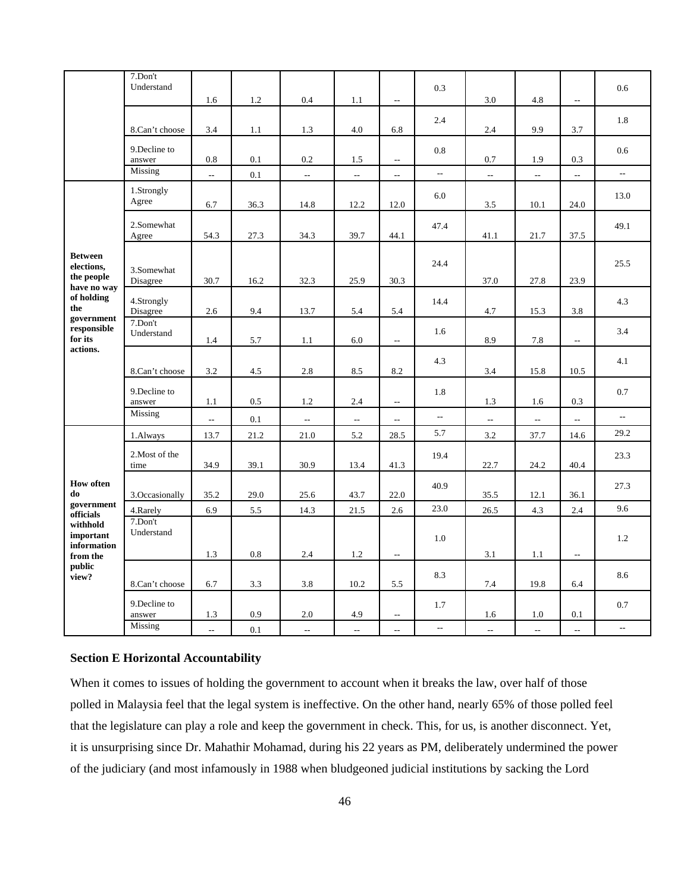| | | | | | | | | | | | |
|---|---|---|---|---|---|---|---|---|---|---|---|
| | 7.Don't Understand | 1.6 | 1.2 | 0.4 | 1.1 | -- | 0.3 | 3.0 | 4.8 | -- | 0.6 |
| | 8.Can't choose | 3.4 | 1.1 | 1.3 | 4.0 | 6.8 | 2.4 | 2.4 | 9.9 | 3.7 | 1.8 |
| | 9.Decline to answer | 0.8 | 0.1 | 0.2 | 1.5 | -- | 0.8 | 0.7 | 1.9 | 0.3 | 0.6 |
| | Missing | -- | 0.1 | -- | -- | -- | -- | -- | -- | -- | -- |
| **Between elections, the people have no way of holding the government responsible for its actions.** | 1.Strongly Agree | 6.7 | 36.3 | 14.8 | 12.2 | 12.0 | 6.0 | 3.5 | 10.1 | 24.0 | 13.0 |
| | 2.Somewhat Agree | 54.3 | 27.3 | 34.3 | 39.7 | 44.1 | 47.4 | 41.1 | 21.7 | 37.5 | 49.1 |
| | 3.Somewhat Disagree | 30.7 | 16.2 | 32.3 | 25.9 | 30.3 | 24.4 | 37.0 | 27.8 | 23.9 | 25.5 |
| | 4.Strongly Disagree | 2.6 | 9.4 | 13.7 | 5.4 | 5.4 | 14.4 | 4.7 | 15.3 | 3.8 | 4.3 |
| | 7.Don't Understand | 1.4 | 5.7 | 1.1 | 6.0 | -- | 1.6 | 8.9 | 7.8 | -- | 3.4 |
| | 8.Can't choose | 3.2 | 4.5 | 2.8 | 8.5 | 8.2 | 4.3 | 3.4 | 15.8 | 10.5 | 4.1 |
| | 9.Decline to answer | 1.1 | 0.5 | 1.2 | 2.4 | -- | 1.8 | 1.3 | 1.6 | 0.3 | 0.7 |
| | Missing | -- | 0.1 | -- | -- | -- | -- | -- | -- | -- | -- |
| **How often do government officials withhold important information from the public view?** | 1.Always | 13.7 | 21.2 | 21.0 | 5.2 | 28.5 | 5.7 | 3.2 | 37.7 | 14.6 | 29.2 |
| | 2.Most of the time | 34.9 | 39.1 | 30.9 | 13.4 | 41.3 | 19.4 | 22.7 | 24.2 | 40.4 | 23.3 |
| | 3.Occasionally | 35.2 | 29.0 | 25.6 | 43.7 | 22.0 | 40.9 | 35.5 | 12.1 | 36.1 | 27.3 |
| | 4.Rarely | 6.9 | 5.5 | 14.3 | 21.5 | 2.6 | 23.0 | 26.5 | 4.3 | 2.4 | 9.6 |
| | 7.Don't Understand | 1.3 | 0.8 | 2.4 | 1.2 | -- | 1.0 | 3.1 | 1.1 | -- | 1.2 |
| | 8.Can't choose | 6.7 | 3.3 | 3.8 | 10.2 | 5.5 | 8.3 | 7.4 | 19.8 | 6.4 | 8.6 |
| | 9.Decline to answer | 1.3 | 0.9 | 2.0 | 4.9 | -- | 1.7 | 1.6 | 1.0 | 0.1 | 0.7 |
| | Missing | -- | 0.1 | -- | -- | -- | -- | -- | -- | -- | -- |

### Section E Horizontal Accountability

When it comes to issues of holding the government to account when it breaks the law, over half of those polled in Malaysia feel that the legal system is ineffective. On the other hand, nearly 65% of those polled feel that the legislature can play a role and keep the government in check. This, for us, is another disconnect. Yet, it is unsurprising since Dr. Mahathir Mohamad, during his 22 years as PM, deliberately undermined the power of the judiciary (and most infamously in 1988 when bludgeoned judicial institutions by sacking the Lord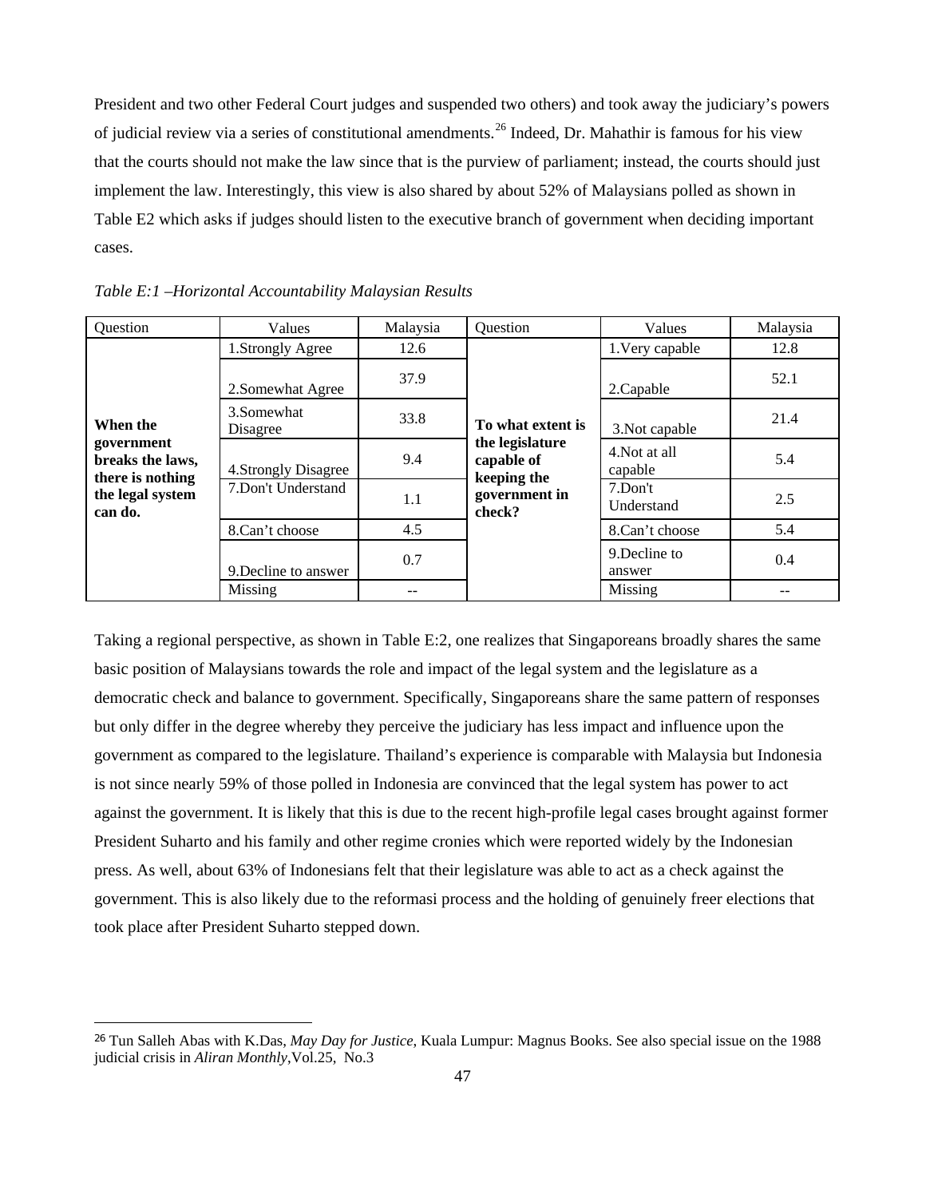President and two other Federal Court judges and suspended two others) and took away the judiciary's powers of judicial review via a series of constitutional amendments.[26] Indeed, Dr. Mahathir is famous for his view that the courts should not make the law since that is the purview of parliament; instead, the courts should just implement the law. Interestingly, this view is also shared by about 52% of Malaysians polled as shown in Table E2 which asks if judges should listen to the executive branch of government when deciding important cases.

*Table E:1 –Horizontal Accountability Malaysian Results*

| Question | Values | Malaysia | Question | Values | Malaysia |
|---|---|---|---|---|---|
| **When the government breaks the laws, there is nothing the legal system can do.** | 1.Strongly Agree | 12.6 | **To what extent is the legislature capable of keeping the government in check?** | 1.Very capable | 12.8 |
| | 2.Somewhat Agree | 37.9 | | 2.Capable | 52.1 |
| | 3.Somewhat Disagree | 33.8 | | 3.Not capable | 21.4 |
| | 4.Strongly Disagree | 9.4 | | 4.Not at all capable | 5.4 |
| | 7.Don't Understand | 1.1 | | 7.Don't Understand | 2.5 |
| | 8.Can't choose | 4.5 | | 8.Can't choose | 5.4 |
| | 9.Decline to answer | 0.7 | | 9.Decline to answer | 0.4 |
| | Missing | -- | | Missing | -- |

Taking a regional perspective, as shown in Table E:2, one realizes that Singaporeans broadly shares the same basic position of Malaysians towards the role and impact of the legal system and the legislature as a democratic check and balance to government. Specifically, Singaporeans share the same pattern of responses but only differ in the degree whereby they perceive the judiciary has less impact and influence upon the government as compared to the legislature. Thailand's experience is comparable with Malaysia but Indonesia is not since nearly 59% of those polled in Indonesia are convinced that the legal system has power to act against the government. It is likely that this is due to the recent high-profile legal cases brought against former President Suharto and his family and other regime cronies which were reported widely by the Indonesian press. As well, about 63% of Indonesians felt that their legislature was able to act as a check against the government. This is also likely due to the reformasi process and the holding of genuinely freer elections that took place after President Suharto stepped down.

[26] Tun Salleh Abas with K.Das, *May Day for Justice*, Kuala Lumpur: Magnus Books. See also special issue on the 1988 judicial crisis in *Aliran Monthly*,Vol.25, No.3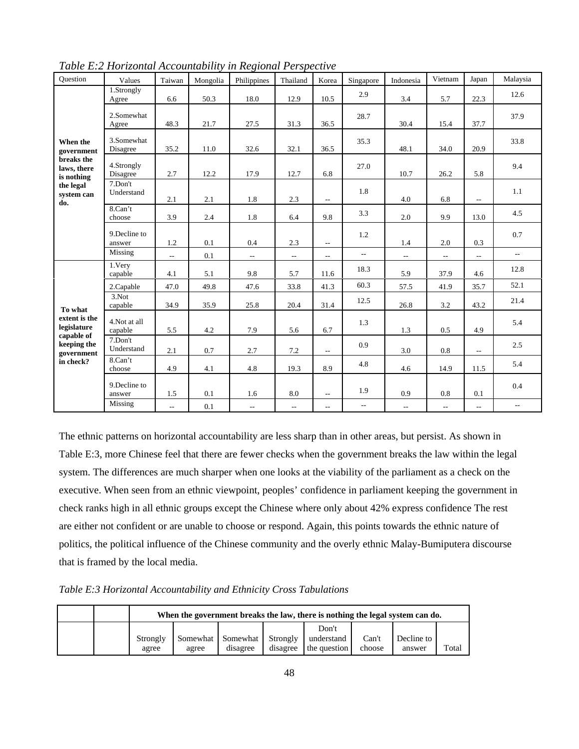*Table E:2 Horizontal Accountability in Regional Perspective*

| Question | Values | Taiwan | Mongolia | Philippines | Thailand | Korea | Singapore | Indonesia | Vietnam | Japan | Malaysia |
|---|---|---|---|---|---|---|---|---|---|---|---|
| **When the government breaks the laws, there is nothing the legal system can do.** | 1.Strongly Agree | 6.6 | 50.3 | 18.0 | 12.9 | 10.5 | 2.9 | 3.4 | 5.7 | 22.3 | 12.6 |
| | 2.Somewhat Agree | 48.3 | 21.7 | 27.5 | 31.3 | 36.5 | 28.7 | 30.4 | 15.4 | 37.7 | 37.9 |
| | 3.Somewhat Disagree | 35.2 | 11.0 | 32.6 | 32.1 | 36.5 | 35.3 | 48.1 | 34.0 | 20.9 | 33.8 |
| | 4.Strongly Disagree | 2.7 | 12.2 | 17.9 | 12.7 | 6.8 | 27.0 | 10.7 | 26.2 | 5.8 | 9.4 |
| | 7.Don't Understand | 2.1 | 2.1 | 1.8 | 2.3 | -- | 1.8 | 4.0 | 6.8 | -- | 1.1 |
| | 8.Can't choose | 3.9 | 2.4 | 1.8 | 6.4 | 9.8 | 3.3 | 2.0 | 9.9 | 13.0 | 4.5 |
| | 9.Decline to answer | 1.2 | 0.1 | 0.4 | 2.3 | -- | 1.2 | 1.4 | 2.0 | 0.3 | 0.7 |
| | Missing | -- | 0.1 | -- | -- | -- | -- | -- | -- | -- | -- |
| **To what extent is the legislature capable of keeping the government in check?** | 1.Very capable | 4.1 | 5.1 | 9.8 | 5.7 | 11.6 | 18.3 | 5.9 | 37.9 | 4.6 | 12.8 |
| | 2.Capable | 47.0 | 49.8 | 47.6 | 33.8 | 41.3 | 60.3 | 57.5 | 41.9 | 35.7 | 52.1 |
| | 3.Not capable | 34.9 | 35.9 | 25.8 | 20.4 | 31.4 | 12.5 | 26.8 | 3.2 | 43.2 | 21.4 |
| | 4.Not at all capable | 5.5 | 4.2 | 7.9 | 5.6 | 6.7 | 1.3 | 1.3 | 0.5 | 4.9 | 5.4 |
| | 7.Don't Understand | 2.1 | 0.7 | 2.7 | 7.2 | -- | 0.9 | 3.0 | 0.8 | -- | 2.5 |
| | 8.Can't choose | 4.9 | 4.1 | 4.8 | 19.3 | 8.9 | 4.8 | 4.6 | 14.9 | 11.5 | 5.4 |
| | 9.Decline to answer | 1.5 | 0.1 | 1.6 | 8.0 | -- | 1.9 | 0.9 | 0.8 | 0.1 | 0.4 |
| | Missing | -- | 0.1 | -- | -- | -- | -- | -- | -- | -- | -- |

The ethnic patterns on horizontal accountability are less sharp than in other areas, but persist. As shown in Table E:3, more Chinese feel that there are fewer checks when the government breaks the law within the legal system. The differences are much sharper when one looks at the viability of the parliament as a check on the executive. When seen from an ethnic viewpoint, peoples' confidence in parliament keeping the government in check ranks high in all ethnic groups except the Chinese where only about 42% express confidence The rest are either not confident or are unable to choose or respond. Again, this points towards the ethnic nature of politics, the political influence of the Chinese community and the overly ethnic Malay-Bumiputera discourse that is framed by the local media.

*Table E:3 Horizontal Accountability and Ethnicity Cross Tabulations*

| | | **When the government breaks the law, there is nothing the legal system can do.** | | | | | | | |
|---|---|---|---|---|---|---|---|---|---|
| | | Strongly agree | Somewhat agree | Somewhat disagree | Strongly disagree | Don't understand the question | Can't choose | Decline to answer | Total |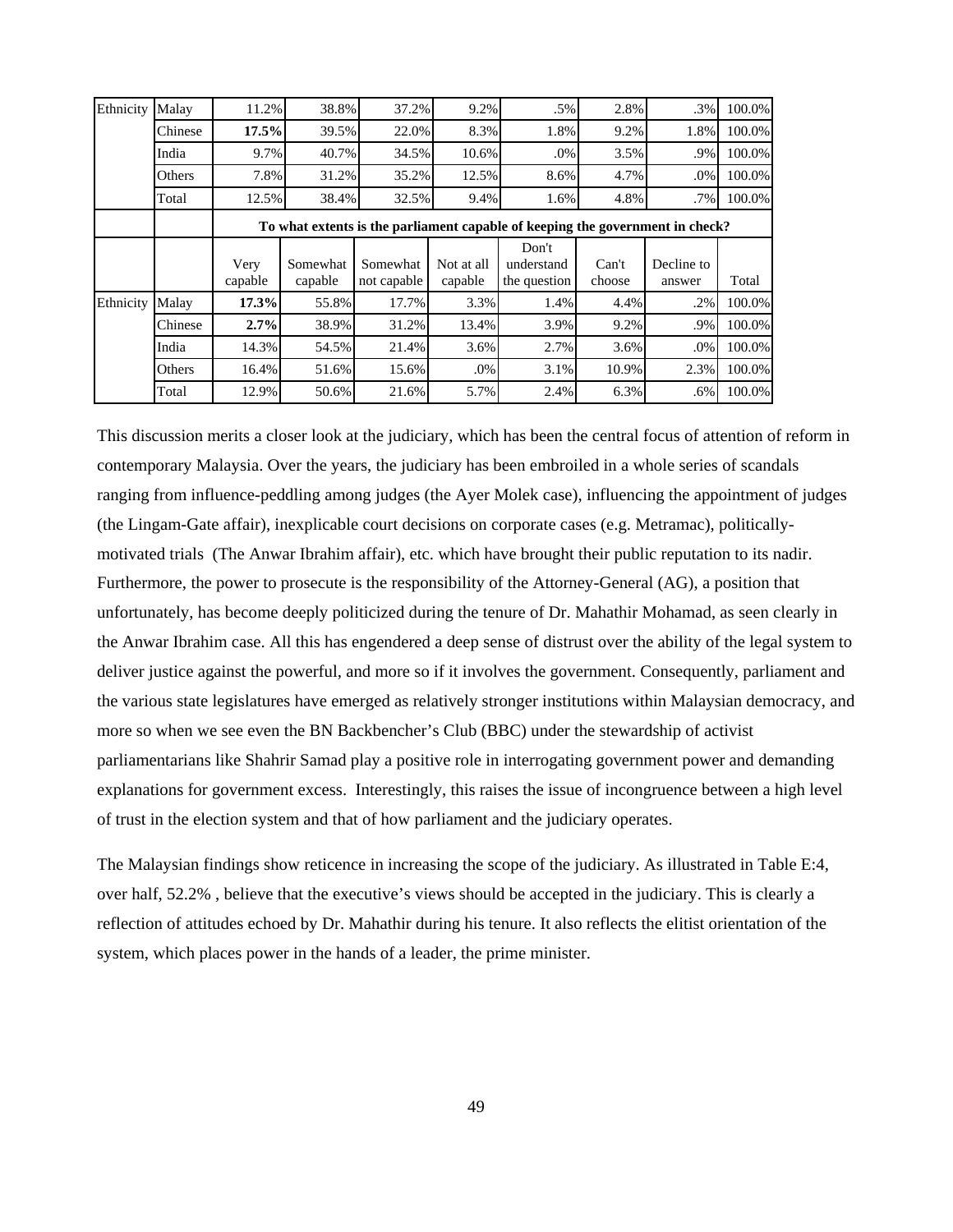| Ethnicity | Malay | 11.2% | 38.8% | 37.2% | 9.2% | .5% | 2.8% | .3% | 100.0% |
|---|---|---|---|---|---|---|---|---|---|
| | Chinese | **17.5%** | 39.5% | 22.0% | 8.3% | 1.8% | 9.2% | 1.8% | 100.0% |
| | India | 9.7% | 40.7% | 34.5% | 10.6% | .0% | 3.5% | .9% | 100.0% |
| | Others | 7.8% | 31.2% | 35.2% | 12.5% | 8.6% | 4.7% | .0% | 100.0% |
| | Total | 12.5% | 38.4% | 32.5% | 9.4% | 1.6% | 4.8% | .7% | 100.0% |
| | | **To what extents is the parliament capable of keeping the government in check?** | | | | | | | |
| | | Very capable | Somewhat capable | Somewhat not capable | Not at all capable | Don't understand the question | Can't choose | Decline to answer | Total |
| Ethnicity | Malay | **17.3%** | 55.8% | 17.7% | 3.3% | 1.4% | 4.4% | .2% | 100.0% |
| | Chinese | **2.7%** | 38.9% | 31.2% | 13.4% | 3.9% | 9.2% | .9% | 100.0% |
| | India | 14.3% | 54.5% | 21.4% | 3.6% | 2.7% | 3.6% | .0% | 100.0% |
| | Others | 16.4% | 51.6% | 15.6% | .0% | 3.1% | 10.9% | 2.3% | 100.0% |
| | Total | 12.9% | 50.6% | 21.6% | 5.7% | 2.4% | 6.3% | .6% | 100.0% |

This discussion merits a closer look at the judiciary, which has been the central focus of attention of reform in contemporary Malaysia. Over the years, the judiciary has been embroiled in a whole series of scandals ranging from influence-peddling among judges (the Ayer Molek case), influencing the appointment of judges (the Lingam-Gate affair), inexplicable court decisions on corporate cases (e.g. Metramac), politically-motivated trials (The Anwar Ibrahim affair), etc. which have brought their public reputation to its nadir. Furthermore, the power to prosecute is the responsibility of the Attorney-General (AG), a position that unfortunately, has become deeply politicized during the tenure of Dr. Mahathir Mohamad, as seen clearly in the Anwar Ibrahim case. All this has engendered a deep sense of distrust over the ability of the legal system to deliver justice against the powerful, and more so if it involves the government. Consequently, parliament and the various state legislatures have emerged as relatively stronger institutions within Malaysian democracy, and more so when we see even the BN Backbencher's Club (BBC) under the stewardship of activist parliamentarians like Shahrir Samad play a positive role in interrogating government power and demanding explanations for government excess. Interestingly, this raises the issue of incongruence between a high level of trust in the election system and that of how parliament and the judiciary operates.

The Malaysian findings show reticence in increasing the scope of the judiciary. As illustrated in Table E:4, over half, 52.2% , believe that the executive's views should be accepted in the judiciary. This is clearly a reflection of attitudes echoed by Dr. Mahathir during his tenure. It also reflects the elitist orientation of the system, which places power in the hands of a leader, the prime minister.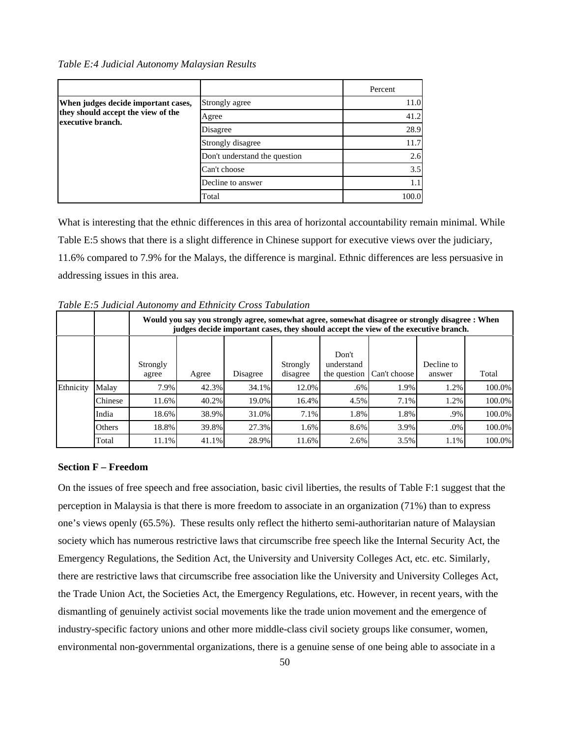*Table E:4 Judicial Autonomy Malaysian Results*

| | | Percent |
|---|---|---|
| **When judges decide important cases, they should accept the view of the executive branch.** | Strongly agree | 11.0 |
| | Agree | 41.2 |
| | Disagree | 28.9 |
| | Strongly disagree | 11.7 |
| | Don't understand the question | 2.6 |
| | Can't choose | 3.5 |
| | Decline to answer | 1.1 |
| | Total | 100.0 |

What is interesting that the ethnic differences in this area of horizontal accountability remain minimal. While Table E:5 shows that there is a slight difference in Chinese support for executive views over the judiciary, 11.6% compared to 7.9% for the Malays, the difference is marginal. Ethnic differences are less persuasive in addressing issues in this area.

*Table E:5 Judicial Autonomy and Ethnicity Cross Tabulation*

| | | **Would you say you strongly agree, somewhat agree, somewhat disagree or strongly disagree : When judges decide important cases, they should accept the view of the executive branch.** | | | | | | | |
|---|---|---|---|---|---|---|---|---|---|
| | | Strongly agree | Agree | Disagree | Strongly disagree | Don't understand the question | Can't choose | Decline to answer | Total |
| Ethnicity | Malay | 7.9% | 42.3% | 34.1% | 12.0% | .6% | 1.9% | 1.2% | 100.0% |
| | Chinese | 11.6% | 40.2% | 19.0% | 16.4% | 4.5% | 7.1% | 1.2% | 100.0% |
| | India | 18.6% | 38.9% | 31.0% | 7.1% | 1.8% | 1.8% | .9% | 100.0% |
| | Others | 18.8% | 39.8% | 27.3% | 1.6% | 8.6% | 3.9% | .0% | 100.0% |
| | Total | 11.1% | 41.1% | 28.9% | 11.6% | 2.6% | 3.5% | 1.1% | 100.0% |

**Section F – Freedom**

On the issues of free speech and free association, basic civil liberties, the results of Table F:1 suggest that the perception in Malaysia is that there is more freedom to associate in an organization (71%) than to express one's views openly (65.5%). These results only reflect the hitherto semi-authoritarian nature of Malaysian society which has numerous restrictive laws that circumscribe free speech like the Internal Security Act, the Emergency Regulations, the Sedition Act, the University and University Colleges Act, etc. etc. Similarly, there are restrictive laws that circumscribe free association like the University and University Colleges Act, the Trade Union Act, the Societies Act, the Emergency Regulations, etc. However, in recent years, with the dismantling of genuinely activist social movements like the trade union movement and the emergence of industry-specific factory unions and other more middle-class civil society groups like consumer, women, environmental non-governmental organizations, there is a genuine sense of one being able to associate in a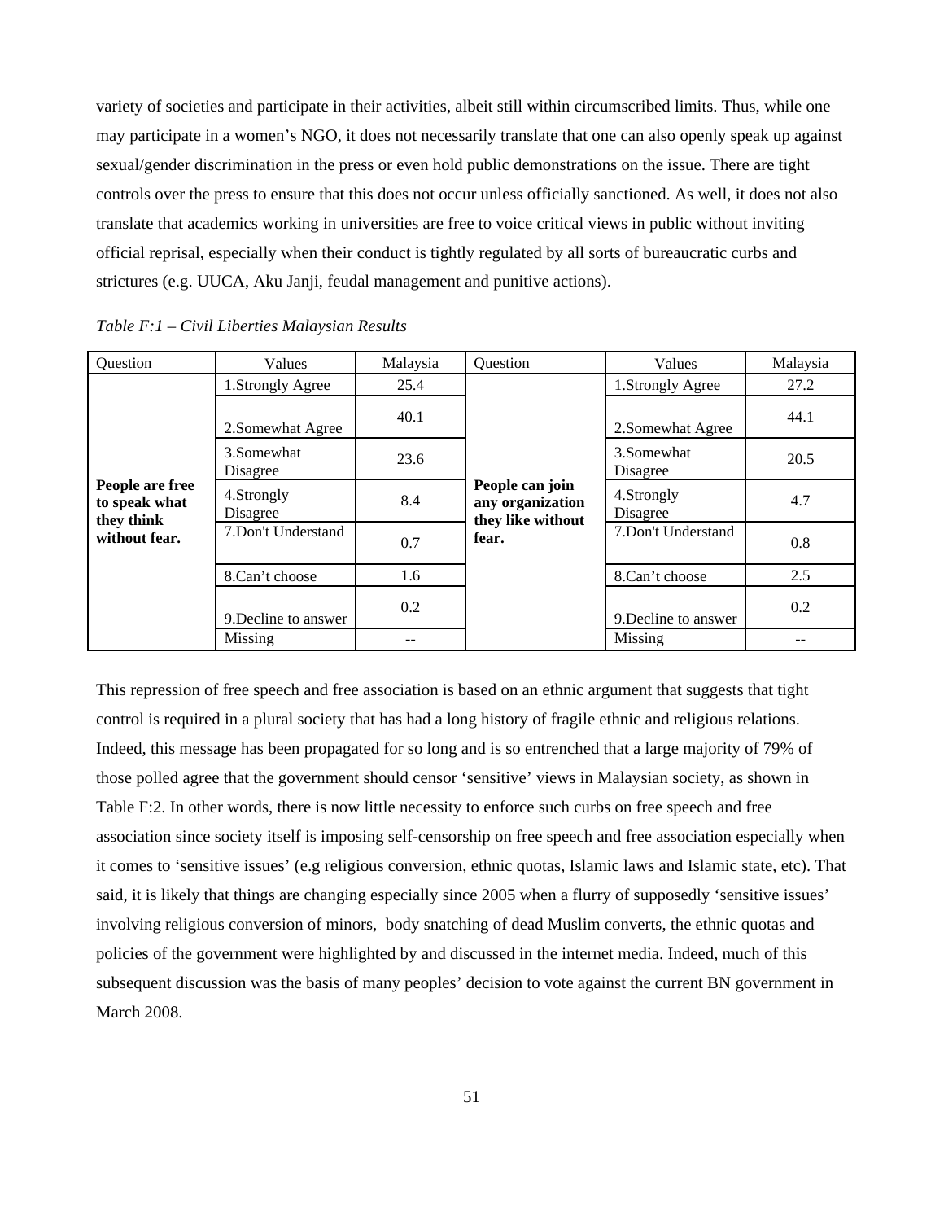variety of societies and participate in their activities, albeit still within circumscribed limits. Thus, while one may participate in a women's NGO, it does not necessarily translate that one can also openly speak up against sexual/gender discrimination in the press or even hold public demonstrations on the issue. There are tight controls over the press to ensure that this does not occur unless officially sanctioned. As well, it does not also translate that academics working in universities are free to voice critical views in public without inviting official reprisal, especially when their conduct is tightly regulated by all sorts of bureaucratic curbs and strictures (e.g. UUCA, Aku Janji, feudal management and punitive actions).

*Table F:1 – Civil Liberties Malaysian Results*

| Question | Values | Malaysia | Question | Values | Malaysia |
|---|---|---|---|---|---|
| **People are free to speak what they think without fear.** | 1.Strongly Agree | 25.4 | **People can join any organization they like without fear.** | 1.Strongly Agree | 27.2 |
| | 2.Somewhat Agree | 40.1 | | 2.Somewhat Agree | 44.1 |
| | 3.Somewhat Disagree | 23.6 | | 3.Somewhat Disagree | 20.5 |
| | 4.Strongly Disagree | 8.4 | | 4.Strongly Disagree | 4.7 |
| | 7.Don't Understand | 0.7 | | 7.Don't Understand | 0.8 |
| | 8.Can't choose | 1.6 | | 8.Can't choose | 2.5 |
| | 9.Decline to answer | 0.2 | | 9.Decline to answer | 0.2 |
| | Missing | -- | | Missing | -- |

This repression of free speech and free association is based on an ethnic argument that suggests that tight control is required in a plural society that has had a long history of fragile ethnic and religious relations. Indeed, this message has been propagated for so long and is so entrenched that a large majority of 79% of those polled agree that the government should censor 'sensitive' views in Malaysian society, as shown in Table F:2. In other words, there is now little necessity to enforce such curbs on free speech and free association since society itself is imposing self-censorship on free speech and free association especially when it comes to 'sensitive issues' (e.g religious conversion, ethnic quotas, Islamic laws and Islamic state, etc). That said, it is likely that things are changing especially since 2005 when a flurry of supposedly 'sensitive issues' involving religious conversion of minors, body snatching of dead Muslim converts, the ethnic quotas and policies of the government were highlighted by and discussed in the internet media. Indeed, much of this subsequent discussion was the basis of many peoples' decision to vote against the current BN government in March 2008.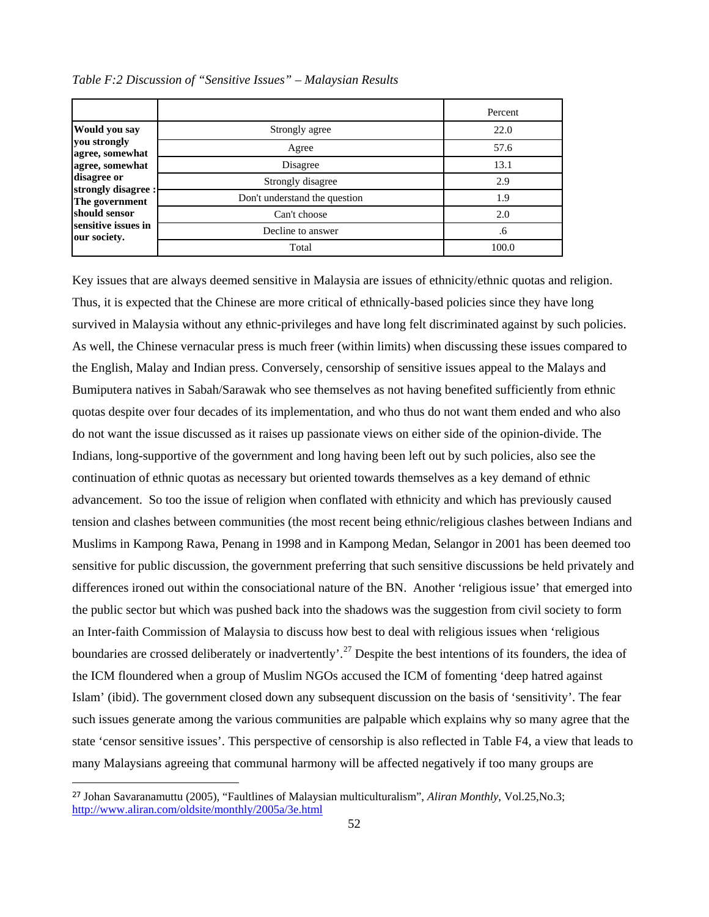*Table F:2 Discussion of "Sensitive Issues" – Malaysian Results*

| | | Percent |
|---|---|---|
| **Would you say you strongly agree, somewhat agree, somewhat disagree or strongly disagree : The government should sensor sensitive issues in our society.** | Strongly agree | 22.0 |
| | Agree | 57.6 |
| | Disagree | 13.1 |
| | Strongly disagree | 2.9 |
| | Don't understand the question | 1.9 |
| | Can't choose | 2.0 |
| | Decline to answer | .6 |
| | Total | 100.0 |

Key issues that are always deemed sensitive in Malaysia are issues of ethnicity/ethnic quotas and religion. Thus, it is expected that the Chinese are more critical of ethnically-based policies since they have long survived in Malaysia without any ethnic-privileges and have long felt discriminated against by such policies. As well, the Chinese vernacular press is much freer (within limits) when discussing these issues compared to the English, Malay and Indian press. Conversely, censorship of sensitive issues appeal to the Malays and Bumiputera natives in Sabah/Sarawak who see themselves as not having benefited sufficiently from ethnic quotas despite over four decades of its implementation, and who thus do not want them ended and who also do not want the issue discussed as it raises up passionate views on either side of the opinion-divide. The Indians, long-supportive of the government and long having been left out by such policies, also see the continuation of ethnic quotas as necessary but oriented towards themselves as a key demand of ethnic advancement. So too the issue of religion when conflated with ethnicity and which has previously caused tension and clashes between communities (the most recent being ethnic/religious clashes between Indians and Muslims in Kampong Rawa, Penang in 1998 and in Kampong Medan, Selangor in 2001 has been deemed too sensitive for public discussion, the government preferring that such sensitive discussions be held privately and differences ironed out within the consociational nature of the BN. Another 'religious issue' that emerged into the public sector but which was pushed back into the shadows was the suggestion from civil society to form an Inter-faith Commission of Malaysia to discuss how best to deal with religious issues when 'religious boundaries are crossed deliberately or inadvertently'.[27] Despite the best intentions of its founders, the idea of the ICM floundered when a group of Muslim NGOs accused the ICM of fomenting 'deep hatred against Islam' (ibid). The government closed down any subsequent discussion on the basis of 'sensitivity'. The fear such issues generate among the various communities are palpable which explains why so many agree that the state 'censor sensitive issues'. This perspective of censorship is also reflected in Table F4, a view that leads to many Malaysians agreeing that communal harmony will be affected negatively if too many groups are

---

[27] Johan Savaranamuttu (2005), "Faultlines of Malaysian multiculturalism", *Aliran Monthly*, Vol.25,No.3; http://www.aliran.com/oldsite/monthly/2005a/3e.html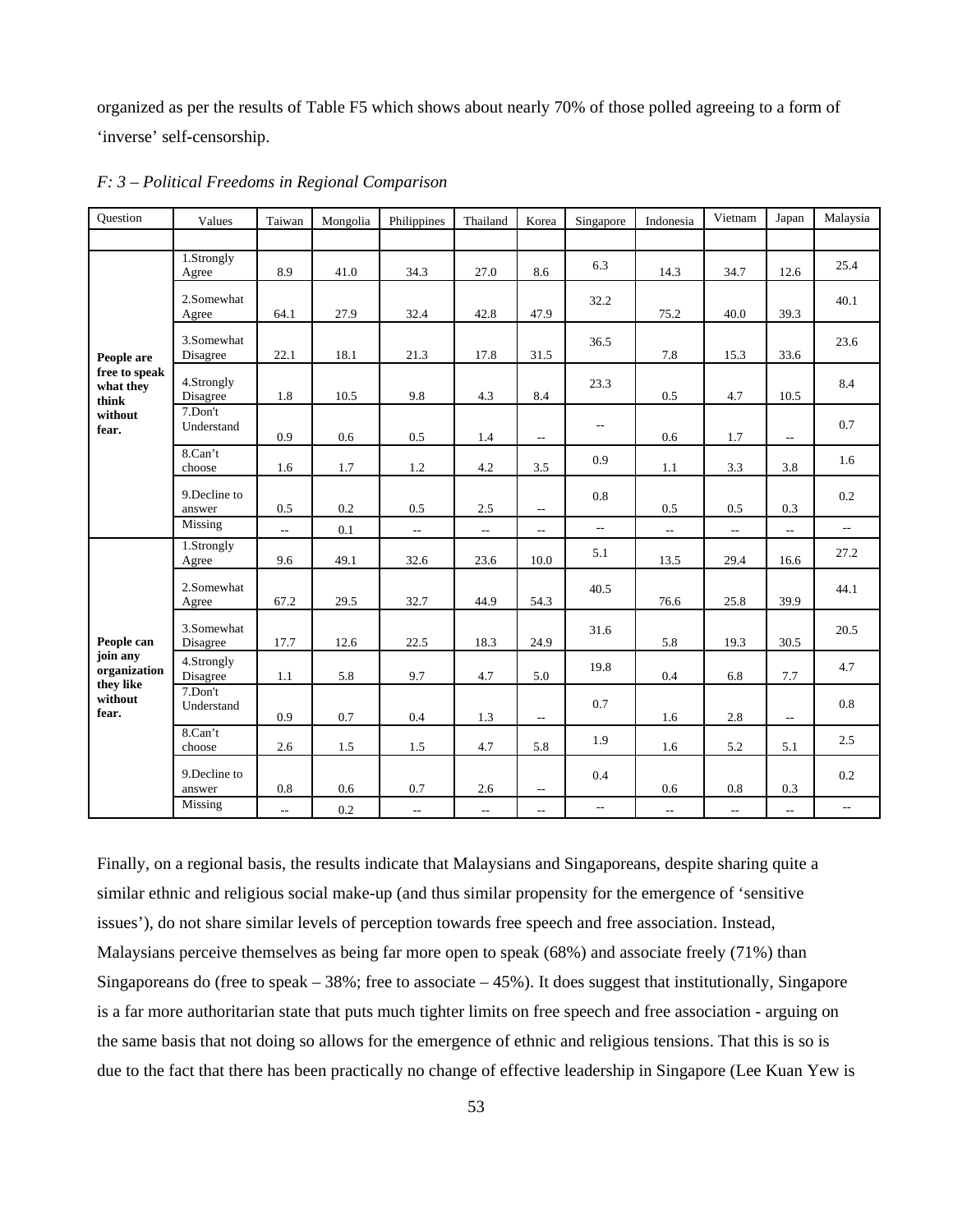organized as per the results of Table F5 which shows about nearly 70% of those polled agreeing to a form of 'inverse' self-censorship.

*F: 3 – Political Freedoms in Regional Comparison*

| Question | Values | Taiwan | Mongolia | Philippines | Thailand | Korea | Singapore | Indonesia | Vietnam | Japan | Malaysia |
|---|---|---|---|---|---|---|---|---|---|---|---|
| | | | | | | | | | | | |
| **People are free to speak what they think without fear.** | 1.Strongly Agree | 8.9 | 41.0 | 34.3 | 27.0 | 8.6 | 6.3 | 14.3 | 34.7 | 12.6 | 25.4 |
| | 2.Somewhat Agree | 64.1 | 27.9 | 32.4 | 42.8 | 47.9 | 32.2 | 75.2 | 40.0 | 39.3 | 40.1 |
| | 3.Somewhat Disagree | 22.1 | 18.1 | 21.3 | 17.8 | 31.5 | 36.5 | 7.8 | 15.3 | 33.6 | 23.6 |
| | 4.Strongly Disagree | 1.8 | 10.5 | 9.8 | 4.3 | 8.4 | 23.3 | 0.5 | 4.7 | 10.5 | 8.4 |
| | 7.Don't Understand | 0.9 | 0.6 | 0.5 | 1.4 | -- | -- | 0.6 | 1.7 | -- | 0.7 |
| | 8.Can't choose | 1.6 | 1.7 | 1.2 | 4.2 | 3.5 | 0.9 | 1.1 | 3.3 | 3.8 | 1.6 |
| | 9.Decline to answer | 0.5 | 0.2 | 0.5 | 2.5 | -- | 0.8 | 0.5 | 0.5 | 0.3 | 0.2 |
| | Missing | -- | 0.1 | -- | -- | -- | -- | -- | -- | -- | -- |
| **People can join any organization they like without fear.** | 1.Strongly Agree | 9.6 | 49.1 | 32.6 | 23.6 | 10.0 | 5.1 | 13.5 | 29.4 | 16.6 | 27.2 |
| | 2.Somewhat Agree | 67.2 | 29.5 | 32.7 | 44.9 | 54.3 | 40.5 | 76.6 | 25.8 | 39.9 | 44.1 |
| | 3.Somewhat Disagree | 17.7 | 12.6 | 22.5 | 18.3 | 24.9 | 31.6 | 5.8 | 19.3 | 30.5 | 20.5 |
| | 4.Strongly Disagree | 1.1 | 5.8 | 9.7 | 4.7 | 5.0 | 19.8 | 0.4 | 6.8 | 7.7 | 4.7 |
| | 7.Don't Understand | 0.9 | 0.7 | 0.4 | 1.3 | -- | 0.7 | 1.6 | 2.8 | -- | 0.8 |
| | 8.Can't choose | 2.6 | 1.5 | 1.5 | 4.7 | 5.8 | 1.9 | 1.6 | 5.2 | 5.1 | 2.5 |
| | 9.Decline to answer | 0.8 | 0.6 | 0.7 | 2.6 | -- | 0.4 | 0.6 | 0.8 | 0.3 | 0.2 |
| | Missing | -- | 0.2 | -- | -- | -- | -- | -- | -- | -- | -- |

Finally, on a regional basis, the results indicate that Malaysians and Singaporeans, despite sharing quite a similar ethnic and religious social make-up (and thus similar propensity for the emergence of 'sensitive issues'), do not share similar levels of perception towards free speech and free association. Instead, Malaysians perceive themselves as being far more open to speak (68%) and associate freely (71%) than Singaporeans do (free to speak – 38%; free to associate – 45%). It does suggest that institutionally, Singapore is a far more authoritarian state that puts much tighter limits on free speech and free association - arguing on the same basis that not doing so allows for the emergence of ethnic and religious tensions. That this is so is due to the fact that there has been practically no change of effective leadership in Singapore (Lee Kuan Yew is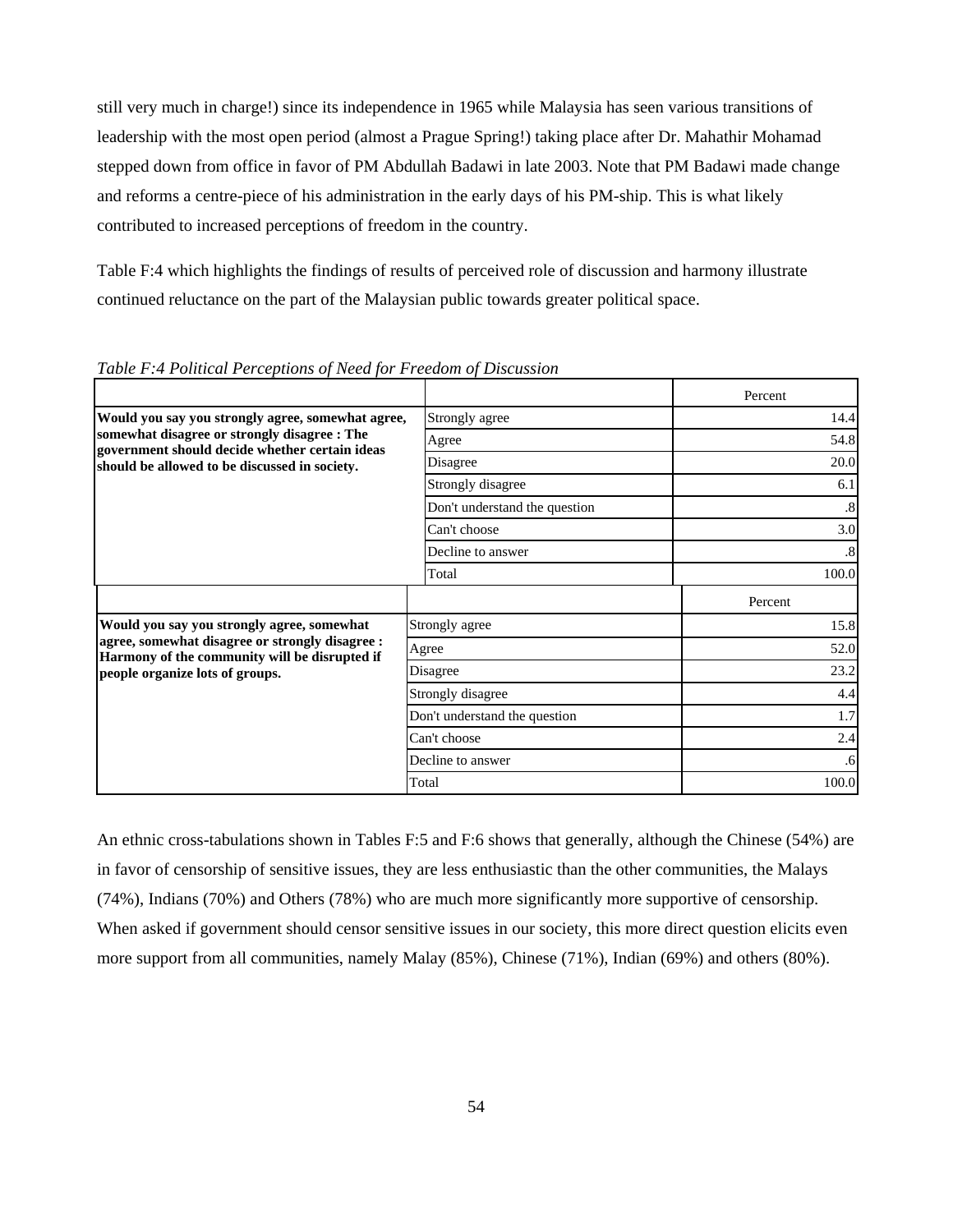still very much in charge!) since its independence in 1965 while Malaysia has seen various transitions of leadership with the most open period (almost a Prague Spring!) taking place after Dr. Mahathir Mohamad stepped down from office in favor of PM Abdullah Badawi in late 2003. Note that PM Badawi made change and reforms a centre-piece of his administration in the early days of his PM-ship. This is what likely contributed to increased perceptions of freedom in the country.

Table F:4 which highlights the findings of results of perceived role of discussion and harmony illustrate continued reluctance on the part of the Malaysian public towards greater political space.

*Table F:4 Political Perceptions of Need for Freedom of Discussion*

| | | Percent |
|---|---|---|
| **Would you say you strongly agree, somewhat agree, somewhat disagree or strongly disagree : The government should decide whether certain ideas should be allowed to be discussed in society.** | Strongly agree | 14.4 |
| | Agree | 54.8 |
| | Disagree | 20.0 |
| | Strongly disagree | 6.1 |
| | Don't understand the question | .8 |
| | Can't choose | 3.0 |
| | Decline to answer | .8 |
| | Total | 100.0 |

| | | Percent |
|---|---|---|
| **Would you say you strongly agree, somewhat agree, somewhat disagree or strongly disagree : Harmony of the community will be disrupted if people organize lots of groups.** | Strongly agree | 15.8 |
| | Agree | 52.0 |
| | Disagree | 23.2 |
| | Strongly disagree | 4.4 |
| | Don't understand the question | 1.7 |
| | Can't choose | 2.4 |
| | Decline to answer | .6 |
| | Total | 100.0 |

An ethnic cross-tabulations shown in Tables F:5 and F:6 shows that generally, although the Chinese (54%) are in favor of censorship of sensitive issues, they are less enthusiastic than the other communities, the Malays (74%), Indians (70%) and Others (78%) who are much more significantly more supportive of censorship. When asked if government should censor sensitive issues in our society, this more direct question elicits even more support from all communities, namely Malay (85%), Chinese (71%), Indian (69%) and others (80%).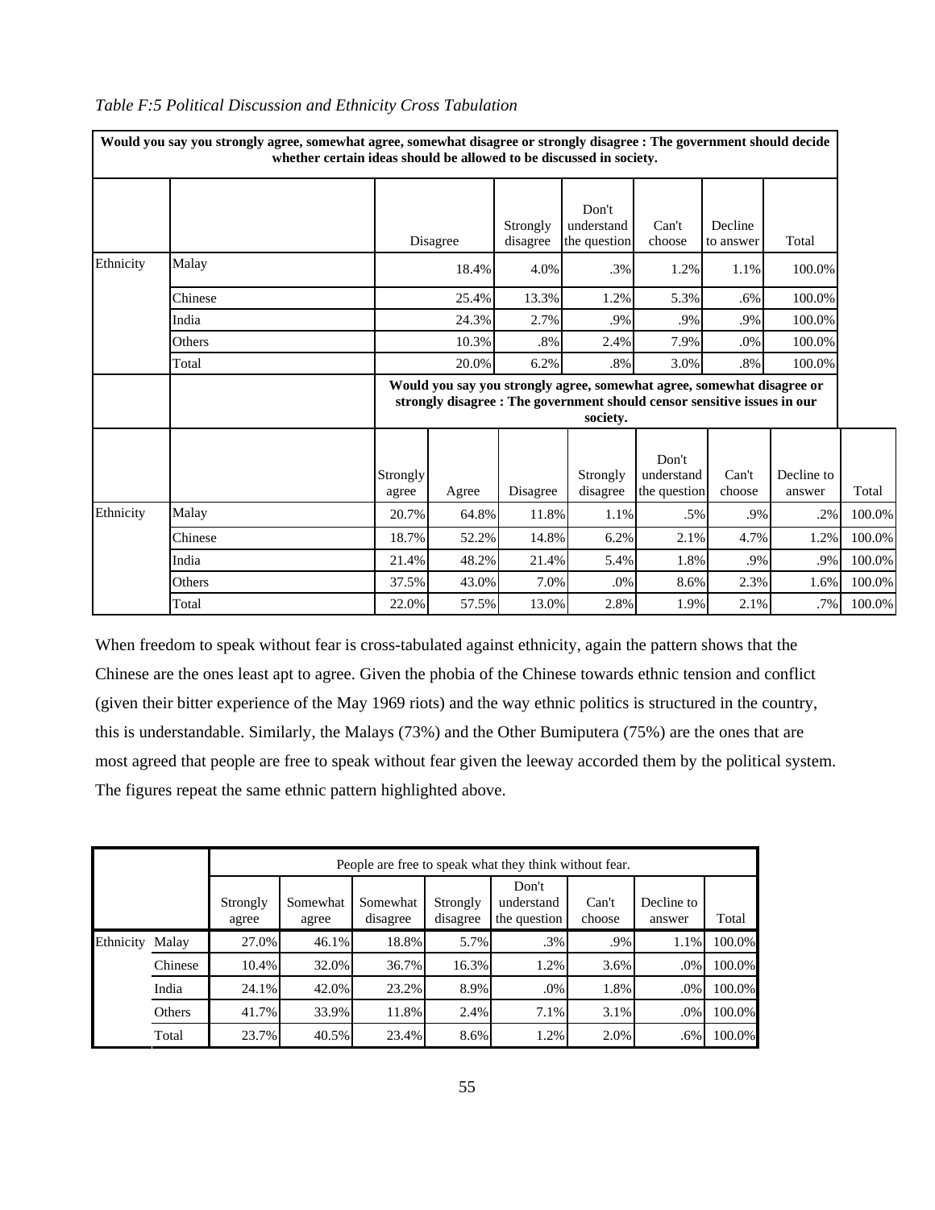*Table F:5 Political Discussion and Ethnicity Cross Tabulation*

| | | **Would you say you strongly agree, somewhat agree, somewhat disagree or strongly disagree : The government should decide whether certain ideas should be allowed to be discussed in society.** | | | | | |
|---|---|---|---|---|---|---|---|
| | | Disagree | Strongly disagree | Don't understand the question | Can't choose | Decline to answer | Total |
| Ethnicity | Malay | 18.4% | 4.0% | .3% | 1.2% | 1.1% | 100.0% |
| | Chinese | 25.4% | 13.3% | 1.2% | 5.3% | .6% | 100.0% |
| | India | 24.3% | 2.7% | .9% | .9% | .9% | 100.0% |
| | Others | 10.3% | .8% | 2.4% | 7.9% | .0% | 100.0% |
| | Total | 20.0% | 6.2% | .8% | 3.0% | .8% | 100.0% |

| | | **Would you say you strongly agree, somewhat agree, somewhat disagree or strongly disagree : The government should censor sensitive issues in our society.** | | | | | | | |
|---|---|---|---|---|---|---|---|---|---|
| | | Strongly agree | Agree | Disagree | Strongly disagree | Don't understand the question | Can't choose | Decline to answer | Total |
| Ethnicity | Malay | 20.7% | 64.8% | 11.8% | 1.1% | .5% | .9% | .2% | 100.0% |
| | Chinese | 18.7% | 52.2% | 14.8% | 6.2% | 2.1% | 4.7% | 1.2% | 100.0% |
| | India | 21.4% | 48.2% | 21.4% | 5.4% | 1.8% | .9% | .9% | 100.0% |
| | Others | 37.5% | 43.0% | 7.0% | .0% | 8.6% | 2.3% | 1.6% | 100.0% |
| | Total | 22.0% | 57.5% | 13.0% | 2.8% | 1.9% | 2.1% | .7% | 100.0% |

When freedom to speak without fear is cross-tabulated against ethnicity, again the pattern shows that the Chinese are the ones least apt to agree. Given the phobia of the Chinese towards ethnic tension and conflict (given their bitter experience of the May 1969 riots) and the way ethnic politics is structured in the country, this is understandable. Similarly, the Malays (73%) and the Other Bumiputera (75%) are the ones that are most agreed that people are free to speak without fear given the leeway accorded them by the political system. The figures repeat the same ethnic pattern highlighted above.

| | | People are free to speak what they think without fear. | | | | | | | |
|---|---|---|---|---|---|---|---|---|---|
| | | Strongly agree | Somewhat agree | Somewhat disagree | Strongly disagree | Don't understand the question | Can't choose | Decline to answer | Total |
| Ethnicity | Malay | 27.0% | 46.1% | 18.8% | 5.7% | .3% | .9% | 1.1% | 100.0% |
| | Chinese | 10.4% | 32.0% | 36.7% | 16.3% | 1.2% | 3.6% | .0% | 100.0% |
| | India | 24.1% | 42.0% | 23.2% | 8.9% | .0% | 1.8% | .0% | 100.0% |
| | Others | 41.7% | 33.9% | 11.8% | 2.4% | 7.1% | 3.1% | .0% | 100.0% |
| | Total | 23.7% | 40.5% | 23.4% | 8.6% | 1.2% | 2.0% | .6% | 100.0% |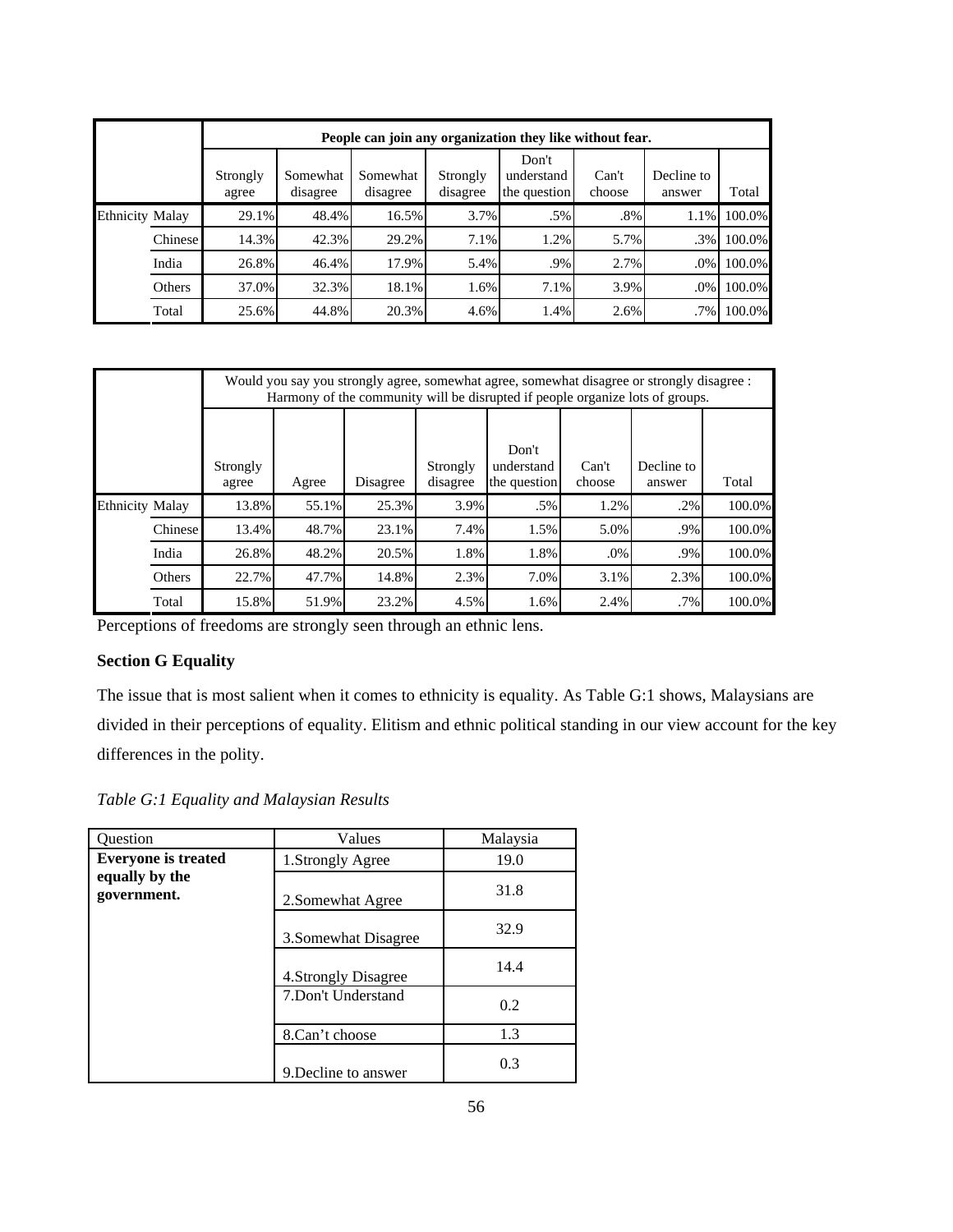| | | People can join any organization they like without fear. | | | | | | | |
|---|---|---|---|---|---|---|---|---|---|
| | | Strongly agree | Somewhat disagree | Somewhat disagree | Strongly disagree | Don't understand the question | Can't choose | Decline to answer | Total |
| Ethnicity | Malay | 29.1% | 48.4% | 16.5% | 3.7% | .5% | .8% | 1.1% | 100.0% |
| | Chinese | 14.3% | 42.3% | 29.2% | 7.1% | 1.2% | 5.7% | .3% | 100.0% |
| | India | 26.8% | 46.4% | 17.9% | 5.4% | .9% | 2.7% | .0% | 100.0% |
| | Others | 37.0% | 32.3% | 18.1% | 1.6% | 7.1% | 3.9% | .0% | 100.0% |
| | Total | 25.6% | 44.8% | 20.3% | 4.6% | 1.4% | 2.6% | .7% | 100.0% |

| | | Would you say you strongly agree, somewhat agree, somewhat disagree or strongly disagree : Harmony of the community will be disrupted if people organize lots of groups. | | | | | | | |
|---|---|---|---|---|---|---|---|---|---|
| | | Strongly agree | Agree | Disagree | Strongly disagree | Don't understand the question | Can't choose | Decline to answer | Total |
| Ethnicity | Malay | 13.8% | 55.1% | 25.3% | 3.9% | .5% | 1.2% | .2% | 100.0% |
| | Chinese | 13.4% | 48.7% | 23.1% | 7.4% | 1.5% | 5.0% | .9% | 100.0% |
| | India | 26.8% | 48.2% | 20.5% | 1.8% | 1.8% | .0% | .9% | 100.0% |
| | Others | 22.7% | 47.7% | 14.8% | 2.3% | 7.0% | 3.1% | 2.3% | 100.0% |
| | Total | 15.8% | 51.9% | 23.2% | 4.5% | 1.6% | 2.4% | .7% | 100.0% |

Perceptions of freedoms are strongly seen through an ethnic lens.

**Section G Equality**

The issue that is most salient when it comes to ethnicity is equality. As Table G:1 shows, Malaysians are divided in their perceptions of equality. Elitism and ethnic political standing in our view account for the key differences in the polity.

*Table G:1 Equality and Malaysian Results*

| Question | Values | Malaysia |
|---|---|---|
| **Everyone is treated equally by the government.** | 1.Strongly Agree | 19.0 |
| | 2.Somewhat Agree | 31.8 |
| | 3.Somewhat Disagree | 32.9 |
| | 4.Strongly Disagree | 14.4 |
| | 7.Don't Understand | 0.2 |
| | 8.Can't choose | 1.3 |
| | 9.Decline to answer | 0.3 |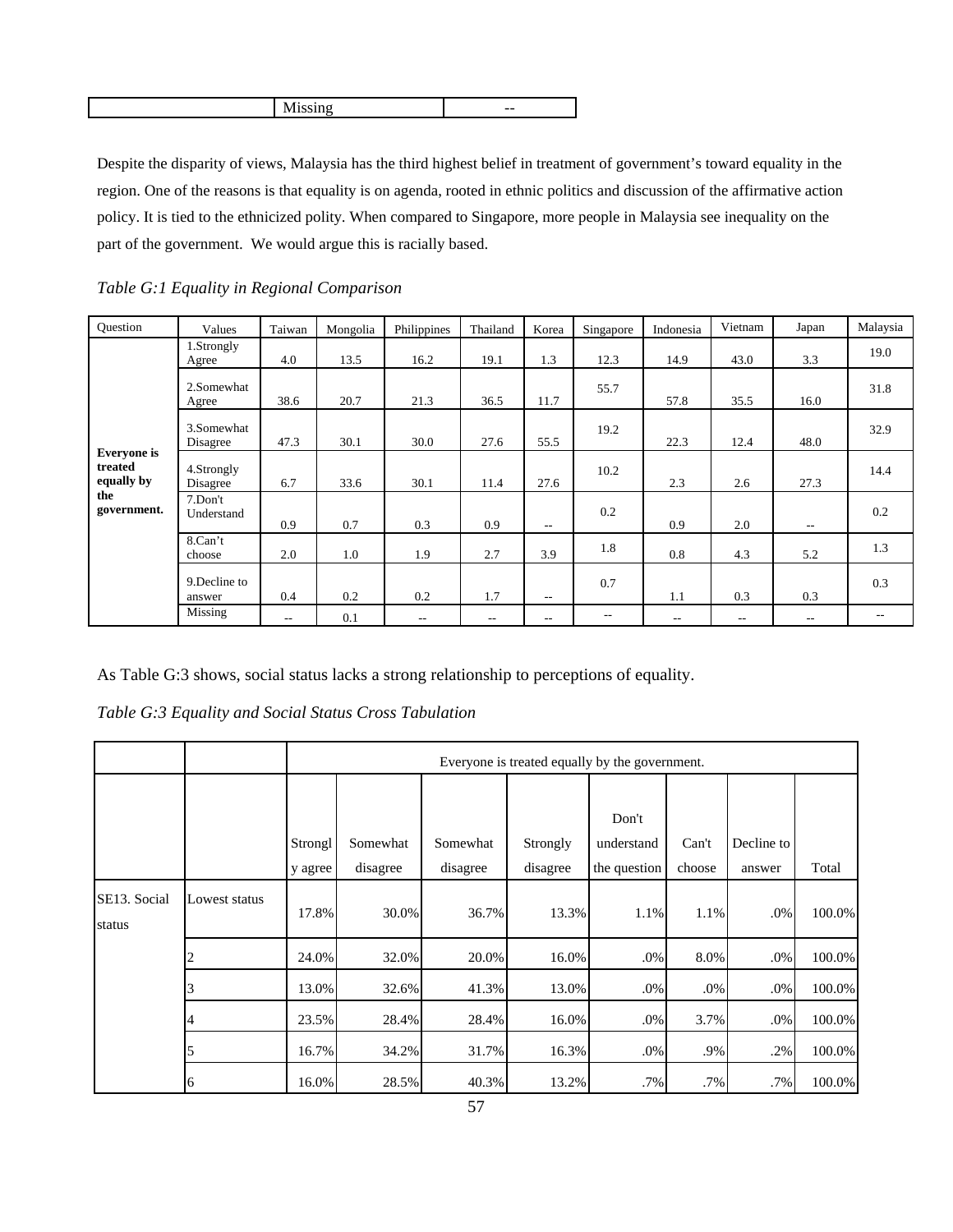| | Missing | -- |
|---|---|---|

Despite the disparity of views, Malaysia has the third highest belief in treatment of government's toward equality in the region. One of the reasons is that equality is on agenda, rooted in ethnic politics and discussion of the affirmative action policy. It is tied to the ethnicized polity. When compared to Singapore, more people in Malaysia see inequality on the part of the government. We would argue this is racially based.

*Table G:1 Equality in Regional Comparison*

| Question | Values | Taiwan | Mongolia | Philippines | Thailand | Korea | Singapore | Indonesia | Vietnam | Japan | Malaysia |
|---|---|---|---|---|---|---|---|---|---|---|---|
| **Everyone is treated equally by the government.** | 1.Strongly Agree | 4.0 | 13.5 | 16.2 | 19.1 | 1.3 | 12.3 | 14.9 | 43.0 | 3.3 | 19.0 |
| | 2.Somewhat Agree | 38.6 | 20.7 | 21.3 | 36.5 | 11.7 | 55.7 | 57.8 | 35.5 | 16.0 | 31.8 |
| | 3.Somewhat Disagree | 47.3 | 30.1 | 30.0 | 27.6 | 55.5 | 19.2 | 22.3 | 12.4 | 48.0 | 32.9 |
| | 4.Strongly Disagree | 6.7 | 33.6 | 30.1 | 11.4 | 27.6 | 10.2 | 2.3 | 2.6 | 27.3 | 14.4 |
| | 7.Don't Understand | 0.9 | 0.7 | 0.3 | 0.9 | -- | 0.2 | 0.9 | 2.0 | -- | 0.2 |
| | 8.Can't choose | 2.0 | 1.0 | 1.9 | 2.7 | 3.9 | 1.8 | 0.8 | 4.3 | 5.2 | 1.3 |
| | 9.Decline to answer | 0.4 | 0.2 | 0.2 | 1.7 | -- | 0.7 | 1.1 | 0.3 | 0.3 | 0.3 |
| | Missing | -- | 0.1 | -- | -- | -- | -- | -- | -- | -- | -- |

As Table G:3 shows, social status lacks a strong relationship to perceptions of equality.

*Table G:3 Equality and Social Status Cross Tabulation*

| | | Everyone is treated equally by the government. | | | | | | | |
|---|---|---|---|---|---|---|---|---|---|
| | | Strongly agree | Somewhat disagree | Somewhat disagree | Strongly disagree | Don't understand the question | Can't choose | Decline to answer | Total |
| SE13. Social status | Lowest status | 17.8% | 30.0% | 36.7% | 13.3% | 1.1% | 1.1% | .0% | 100.0% |
| | 2 | 24.0% | 32.0% | 20.0% | 16.0% | .0% | 8.0% | .0% | 100.0% |
| | 3 | 13.0% | 32.6% | 41.3% | 13.0% | .0% | .0% | .0% | 100.0% |
| | 4 | 23.5% | 28.4% | 28.4% | 16.0% | .0% | 3.7% | .0% | 100.0% |
| | 5 | 16.7% | 34.2% | 31.7% | 16.3% | .0% | .9% | .2% | 100.0% |
| | 6 | 16.0% | 28.5% | 40.3% | 13.2% | .7% | .7% | .7% | 100.0% |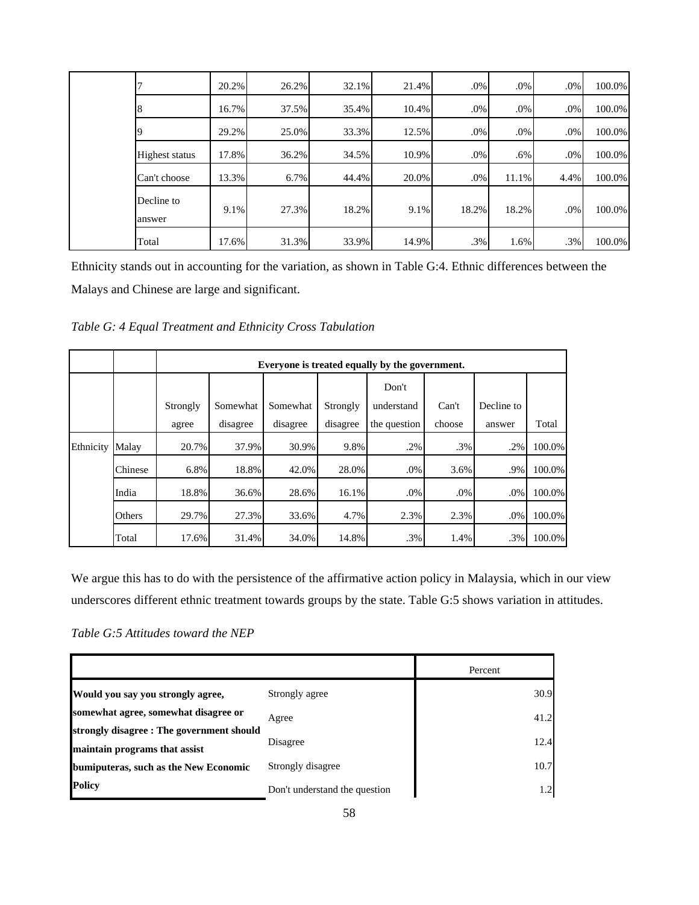| | | | | | | | | | |
|---|---|---|---|---|---|---|---|---|---|
| | 7 | 20.2% | 26.2% | 32.1% | 21.4% | .0% | .0% | .0% | 100.0% |
| | 8 | 16.7% | 37.5% | 35.4% | 10.4% | .0% | .0% | .0% | 100.0% |
| | 9 | 29.2% | 25.0% | 33.3% | 12.5% | .0% | .0% | .0% | 100.0% |
| | Highest status | 17.8% | 36.2% | 34.5% | 10.9% | .0% | .6% | .0% | 100.0% |
| | Can't choose | 13.3% | 6.7% | 44.4% | 20.0% | .0% | 11.1% | 4.4% | 100.0% |
| | Decline to answer | 9.1% | 27.3% | 18.2% | 9.1% | 18.2% | 18.2% | .0% | 100.0% |
| | Total | 17.6% | 31.3% | 33.9% | 14.9% | .3% | 1.6% | .3% | 100.0% |

Ethnicity stands out in accounting for the variation, as shown in Table G:4. Ethnic differences between the Malays and Chinese are large and significant.

*Table G: 4 Equal Treatment and Ethnicity Cross Tabulation*

| | | Everyone is treated equally by the government. | | | | | | | |
|---|---|---|---|---|---|---|---|---|---|
| | | Strongly agree | Somewhat disagree | Somewhat disagree | Strongly disagree | Don't understand the question | Can't choose | Decline to answer | Total |
| Ethnicity | Malay | 20.7% | 37.9% | 30.9% | 9.8% | .2% | .3% | .2% | 100.0% |
| | Chinese | 6.8% | 18.8% | 42.0% | 28.0% | .0% | 3.6% | .9% | 100.0% |
| | India | 18.8% | 36.6% | 28.6% | 16.1% | .0% | .0% | .0% | 100.0% |
| | Others | 29.7% | 27.3% | 33.6% | 4.7% | 2.3% | 2.3% | .0% | 100.0% |
| | Total | 17.6% | 31.4% | 34.0% | 14.8% | .3% | 1.4% | .3% | 100.0% |

We argue this has to do with the persistence of the affirmative action policy in Malaysia, which in our view underscores different ethnic treatment towards groups by the state. Table G:5 shows variation in attitudes.

*Table G:5 Attitudes toward the NEP*

| | | Percent |
|---|---|---|
| **Would you say you strongly agree, somewhat agree, somewhat disagree or strongly disagree : The government should maintain programs that assist bumiputeras, such as the New Economic Policy** | Strongly agree | 30.9 |
| | Agree | 41.2 |
| | Disagree | 12.4 |
| | Strongly disagree | 10.7 |
| | Don't understand the question | 1.2 |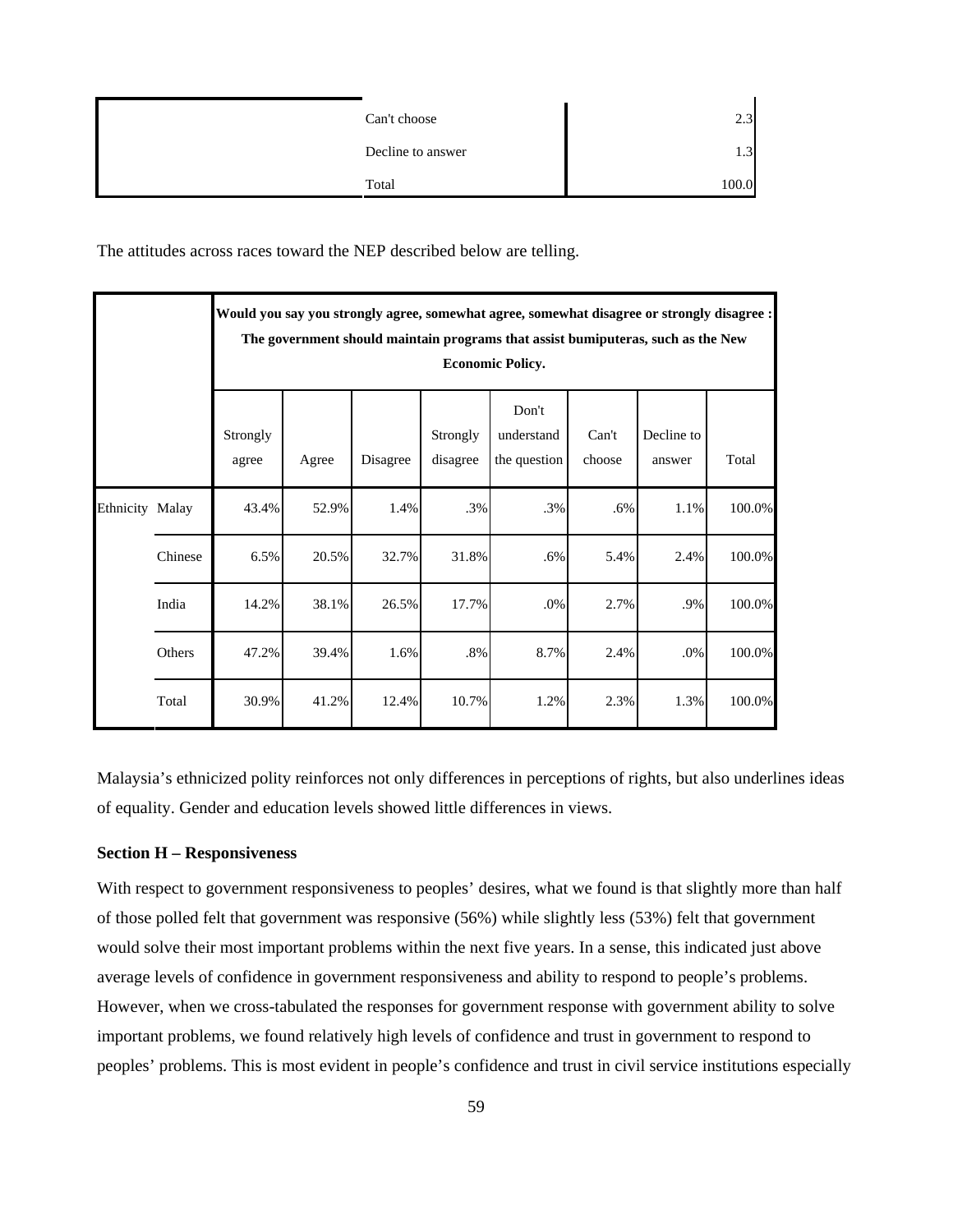| | | |
|---|---|---|
| | Can't choose | 2.3 |
| | Decline to answer | 1.3 |
| | Total | 100.0 |

The attitudes across races toward the NEP described below are telling.

| | | Would you say you strongly agree, somewhat agree, somewhat disagree or strongly disagree : The government should maintain programs that assist bumiputeras, such as the New Economic Policy. | | | | | | | |
|---|---|---|---|---|---|---|---|---|---|
| | | Strongly agree | Agree | Disagree | Strongly disagree | Don't understand the question | Can't choose | Decline to answer | Total |
| Ethnicity | Malay | 43.4% | 52.9% | 1.4% | .3% | .3% | .6% | 1.1% | 100.0% |
| | Chinese | 6.5% | 20.5% | 32.7% | 31.8% | .6% | 5.4% | 2.4% | 100.0% |
| | India | 14.2% | 38.1% | 26.5% | 17.7% | .0% | 2.7% | .9% | 100.0% |
| | Others | 47.2% | 39.4% | 1.6% | .8% | 8.7% | 2.4% | .0% | 100.0% |
| | Total | 30.9% | 41.2% | 12.4% | 10.7% | 1.2% | 2.3% | 1.3% | 100.0% |

Malaysia's ethnicized polity reinforces not only differences in perceptions of rights, but also underlines ideas of equality. Gender and education levels showed little differences in views.

**Section H – Responsiveness**

With respect to government responsiveness to peoples' desires, what we found is that slightly more than half of those polled felt that government was responsive (56%) while slightly less (53%) felt that government would solve their most important problems within the next five years. In a sense, this indicated just above average levels of confidence in government responsiveness and ability to respond to people's problems. However, when we cross-tabulated the responses for government response with government ability to solve important problems, we found relatively high levels of confidence and trust in government to respond to peoples' problems. This is most evident in people's confidence and trust in civil service institutions especially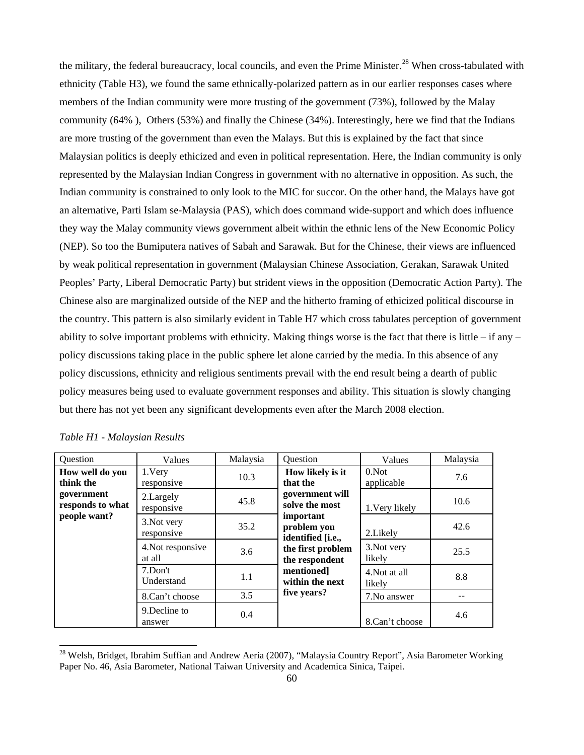the military, the federal bureaucracy, local councils, and even the Prime Minister.[28] When cross-tabulated with ethnicity (Table H3), we found the same ethnically-polarized pattern as in our earlier responses cases where members of the Indian community were more trusting of the government (73%), followed by the Malay community (64% ), Others (53%) and finally the Chinese (34%). Interestingly, here we find that the Indians are more trusting of the government than even the Malays. But this is explained by the fact that since Malaysian politics is deeply ethicized and even in political representation. Here, the Indian community is only represented by the Malaysian Indian Congress in government with no alternative in opposition. As such, the Indian community is constrained to only look to the MIC for succor. On the other hand, the Malays have got an alternative, Parti Islam se-Malaysia (PAS), which does command wide-support and which does influence they way the Malay community views government albeit within the ethnic lens of the New Economic Policy (NEP). So too the Bumiputera natives of Sabah and Sarawak. But for the Chinese, their views are influenced by weak political representation in government (Malaysian Chinese Association, Gerakan, Sarawak United Peoples' Party, Liberal Democratic Party) but strident views in the opposition (Democratic Action Party). The Chinese also are marginalized outside of the NEP and the hitherto framing of ethicized political discourse in the country. This pattern is also similarly evident in Table H7 which cross tabulates perception of government ability to solve important problems with ethnicity. Making things worse is the fact that there is little – if any – policy discussions taking place in the public sphere let alone carried by the media. In this absence of any policy discussions, ethnicity and religious sentiments prevail with the end result being a dearth of public policy measures being used to evaluate government responses and ability. This situation is slowly changing but there has not yet been any significant developments even after the March 2008 election.

*Table H1 - Malaysian Results*

| Question | Values | Malaysia | Question | Values | Malaysia |
|---|---|---|---|---|---|
| **How well do you think the government responds to what people want?** | 1.Very responsive | 10.3 | **How likely is it that the government will solve the most important problem you identified [i.e., the first problem the respondent mentioned] within the next five years?** | 0.Not applicable | 7.6 |
| | 2.Largely responsive | 45.8 | | 1.Very likely | 10.6 |
| | 3.Not very responsive | 35.2 | | 2.Likely | 42.6 |
| | 4.Not responsive at all | 3.6 | | 3.Not very likely | 25.5 |
| | 7.Don't Understand | 1.1 | | 4.Not at all likely | 8.8 |
| | 8.Can't choose | 3.5 | | 7.No answer | -- |
| | 9.Decline to answer | 0.4 | | 8.Can't choose | 4.6 |

[28] Welsh, Bridget, Ibrahim Suffian and Andrew Aeria (2007), "Malaysia Country Report", Asia Barometer Working Paper No. 46, Asia Barometer, National Taiwan University and Academica Sinica, Taipei.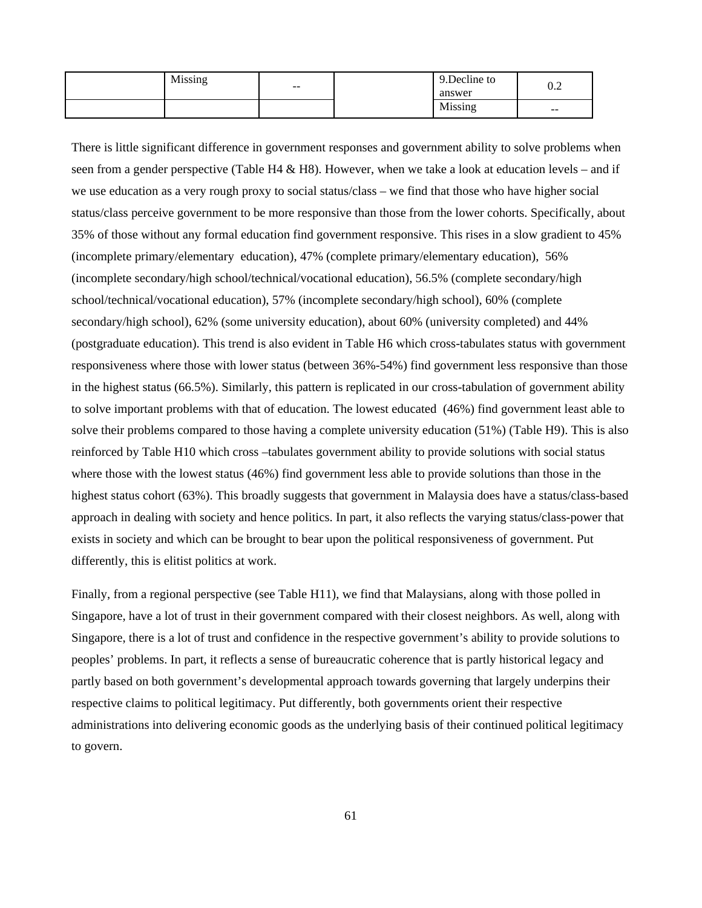| | Missing | -- | | 9.Decline to answer | 0.2 |
|---|---|---|---|---|---|
| | | | | Missing | -- |

There is little significant difference in government responses and government ability to solve problems when seen from a gender perspective (Table H4 & H8). However, when we take a look at education levels – and if we use education as a very rough proxy to social status/class – we find that those who have higher social status/class perceive government to be more responsive than those from the lower cohorts. Specifically, about 35% of those without any formal education find government responsive. This rises in a slow gradient to 45% (incomplete primary/elementary education), 47% (complete primary/elementary education), 56% (incomplete secondary/high school/technical/vocational education), 56.5% (complete secondary/high school/technical/vocational education), 57% (incomplete secondary/high school), 60% (complete secondary/high school), 62% (some university education), about 60% (university completed) and 44% (postgraduate education). This trend is also evident in Table H6 which cross-tabulates status with government responsiveness where those with lower status (between 36%-54%) find government less responsive than those in the highest status (66.5%). Similarly, this pattern is replicated in our cross-tabulation of government ability to solve important problems with that of education. The lowest educated (46%) find government least able to solve their problems compared to those having a complete university education (51%) (Table H9). This is also reinforced by Table H10 which cross –tabulates government ability to provide solutions with social status where those with the lowest status (46%) find government less able to provide solutions than those in the highest status cohort (63%). This broadly suggests that government in Malaysia does have a status/class-based approach in dealing with society and hence politics. In part, it also reflects the varying status/class-power that exists in society and which can be brought to bear upon the political responsiveness of government. Put differently, this is elitist politics at work.

Finally, from a regional perspective (see Table H11), we find that Malaysians, along with those polled in Singapore, have a lot of trust in their government compared with their closest neighbors. As well, along with Singapore, there is a lot of trust and confidence in the respective government's ability to provide solutions to peoples' problems. In part, it reflects a sense of bureaucratic coherence that is partly historical legacy and partly based on both government's developmental approach towards governing that largely underpins their respective claims to political legitimacy. Put differently, both governments orient their respective administrations into delivering economic goods as the underlying basis of their continued political legitimacy to govern.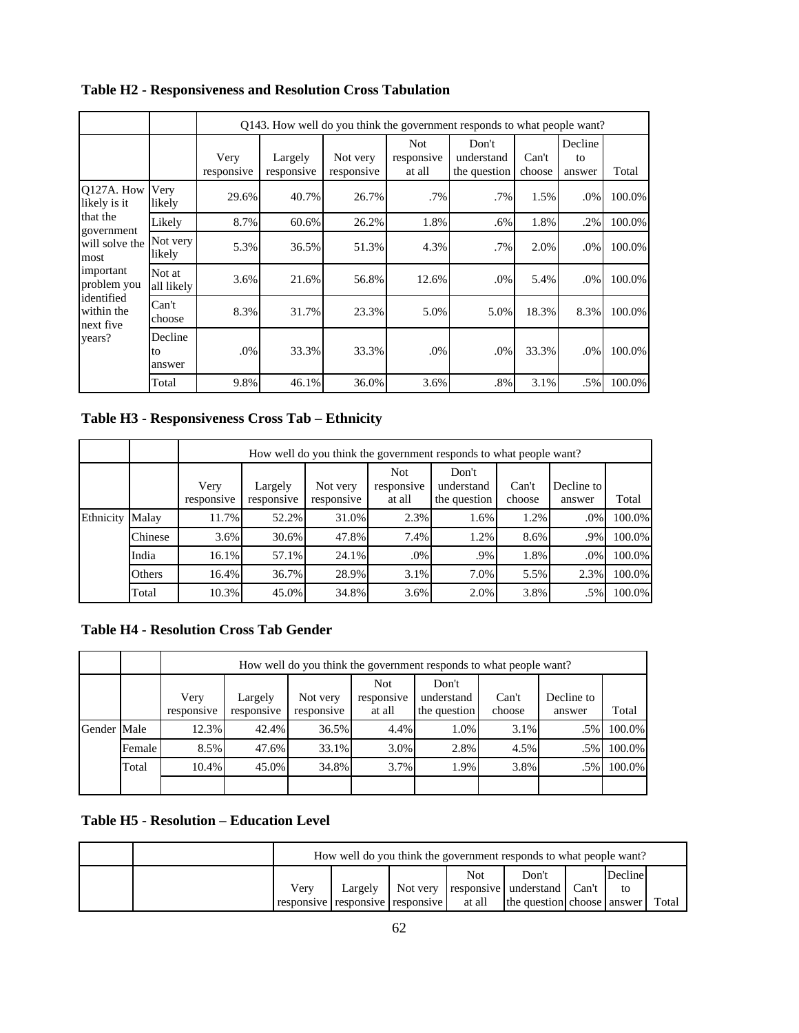**Table H2 - Responsiveness and Resolution Cross Tabulation**

| | | Q143. How well do you think the government responds to what people want? | | | | | | | |
|---|---|---|---|---|---|---|---|---|---|
| | | Very responsive | Largely responsive | Not very responsive | Not responsive at all | Don't understand the question | Can't choose | Decline to answer | Total |
| Q127A. How likely is it that the government will solve the most important problem you identified within the next five years? | Very likely | 29.6% | 40.7% | 26.7% | .7% | .7% | 1.5% | .0% | 100.0% |
| | Likely | 8.7% | 60.6% | 26.2% | 1.8% | .6% | 1.8% | .2% | 100.0% |
| | Not very likely | 5.3% | 36.5% | 51.3% | 4.3% | .7% | 2.0% | .0% | 100.0% |
| | Not at all likely | 3.6% | 21.6% | 56.8% | 12.6% | .0% | 5.4% | .0% | 100.0% |
| | Can't choose | 8.3% | 31.7% | 23.3% | 5.0% | 5.0% | 18.3% | 8.3% | 100.0% |
| | Decline to answer | .0% | 33.3% | 33.3% | .0% | .0% | 33.3% | .0% | 100.0% |
| | Total | 9.8% | 46.1% | 36.0% | 3.6% | .8% | 3.1% | .5% | 100.0% |

**Table H3 - Responsiveness Cross Tab – Ethnicity**

| | | How well do you think the government responds to what people want? | | | | | | | |
|---|---|---|---|---|---|---|---|---|---|
| | | Very responsive | Largely responsive | Not very responsive | Not responsive at all | Don't understand the question | Can't choose | Decline to answer | Total |
| Ethnicity | Malay | 11.7% | 52.2% | 31.0% | 2.3% | 1.6% | 1.2% | .0% | 100.0% |
| | Chinese | 3.6% | 30.6% | 47.8% | 7.4% | 1.2% | 8.6% | .9% | 100.0% |
| | India | 16.1% | 57.1% | 24.1% | .0% | .9% | 1.8% | .0% | 100.0% |
| | Others | 16.4% | 36.7% | 28.9% | 3.1% | 7.0% | 5.5% | 2.3% | 100.0% |
| | Total | 10.3% | 45.0% | 34.8% | 3.6% | 2.0% | 3.8% | .5% | 100.0% |

**Table H4 - Resolution Cross Tab Gender**

| | | How well do you think the government responds to what people want? | | | | | | | |
|---|---|---|---|---|---|---|---|---|---|
| | | Very responsive | Largely responsive | Not very responsive | Not responsive at all | Don't understand the question | Can't choose | Decline to answer | Total |
| Gender | Male | 12.3% | 42.4% | 36.5% | 4.4% | 1.0% | 3.1% | .5% | 100.0% |
| | Female | 8.5% | 47.6% | 33.1% | 3.0% | 2.8% | 4.5% | .5% | 100.0% |
| | Total | 10.4% | 45.0% | 34.8% | 3.7% | 1.9% | 3.8% | .5% | 100.0% |

**Table H5 - Resolution – Education Level**

| | | How well do you think the government responds to what people want? | | | | | | | |
|---|---|---|---|---|---|---|---|---|---|
| | | Very responsive | Largely responsive | Not very responsive | Not responsive at all | Don't understand the question | Can't choose | Decline to answer | Total |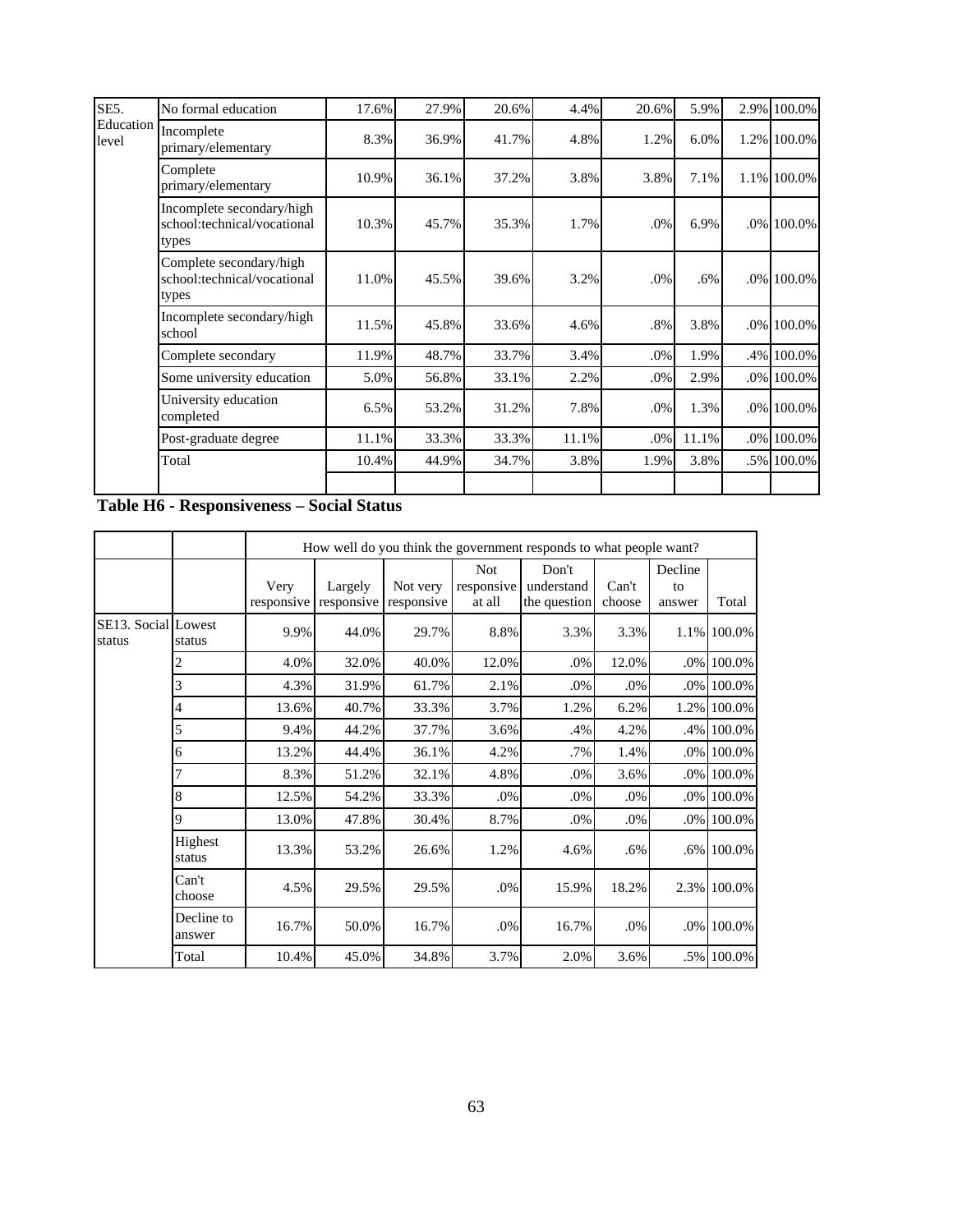| | | | | | | | | | |
|---|---|---|---|---|---|---|---|---|---|
| SE5. Education level | No formal education | 17.6% | 27.9% | 20.6% | 4.4% | 20.6% | 5.9% | 2.9% | 100.0% |
| | Incomplete primary/elementary | 8.3% | 36.9% | 41.7% | 4.8% | 1.2% | 6.0% | 1.2% | 100.0% |
| | Complete primary/elementary | 10.9% | 36.1% | 37.2% | 3.8% | 3.8% | 7.1% | 1.1% | 100.0% |
| | Incomplete secondary/high school:technical/vocational types | 10.3% | 45.7% | 35.3% | 1.7% | .0% | 6.9% | .0% | 100.0% |
| | Complete secondary/high school:technical/vocational types | 11.0% | 45.5% | 39.6% | 3.2% | .0% | .6% | .0% | 100.0% |
| | Incomplete secondary/high school | 11.5% | 45.8% | 33.6% | 4.6% | .8% | 3.8% | .0% | 100.0% |
| | Complete secondary | 11.9% | 48.7% | 33.7% | 3.4% | .0% | 1.9% | .4% | 100.0% |
| | Some university education | 5.0% | 56.8% | 33.1% | 2.2% | .0% | 2.9% | .0% | 100.0% |
| | University education completed | 6.5% | 53.2% | 31.2% | 7.8% | .0% | 1.3% | .0% | 100.0% |
| | Post-graduate degree | 11.1% | 33.3% | 33.3% | 11.1% | .0% | 11.1% | .0% | 100.0% |
| | Total | 10.4% | 44.9% | 34.7% | 3.8% | 1.9% | 3.8% | .5% | 100.0% |

**Table H6 - Responsiveness – Social Status**

| | | How well do you think the government responds to what people want? | | | | | | | |
|---|---|---|---|---|---|---|---|---|---|
| | | Very responsive | Largely responsive | Not very responsive | Not responsive at all | Don't understand the question | Can't choose | Decline to answer | Total |
| SE13. Social status | Lowest status | 9.9% | 44.0% | 29.7% | 8.8% | 3.3% | 3.3% | 1.1% | 100.0% |
| | 2 | 4.0% | 32.0% | 40.0% | 12.0% | .0% | 12.0% | .0% | 100.0% |
| | 3 | 4.3% | 31.9% | 61.7% | 2.1% | .0% | .0% | .0% | 100.0% |
| | 4 | 13.6% | 40.7% | 33.3% | 3.7% | 1.2% | 6.2% | 1.2% | 100.0% |
| | 5 | 9.4% | 44.2% | 37.7% | 3.6% | .4% | 4.2% | .4% | 100.0% |
| | 6 | 13.2% | 44.4% | 36.1% | 4.2% | .7% | 1.4% | .0% | 100.0% |
| | 7 | 8.3% | 51.2% | 32.1% | 4.8% | .0% | 3.6% | .0% | 100.0% |
| | 8 | 12.5% | 54.2% | 33.3% | .0% | .0% | .0% | .0% | 100.0% |
| | 9 | 13.0% | 47.8% | 30.4% | 8.7% | .0% | .0% | .0% | 100.0% |
| | Highest status | 13.3% | 53.2% | 26.6% | 1.2% | 4.6% | .6% | .6% | 100.0% |
| | Can't choose | 4.5% | 29.5% | 29.5% | .0% | 15.9% | 18.2% | 2.3% | 100.0% |
| | Decline to answer | 16.7% | 50.0% | 16.7% | .0% | 16.7% | .0% | .0% | 100.0% |
| | Total | 10.4% | 45.0% | 34.8% | 3.7% | 2.0% | 3.6% | .5% | 100.0% |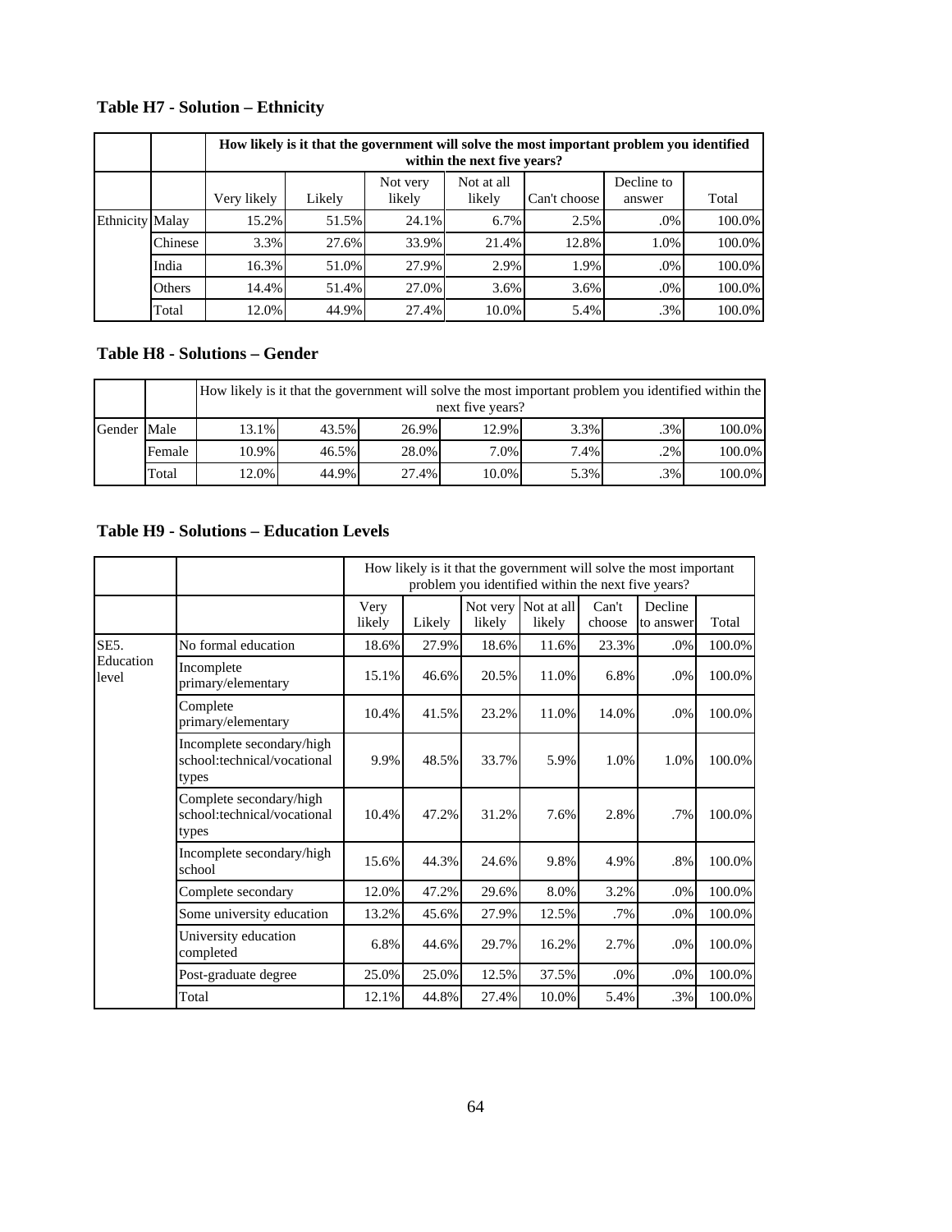**Table H7 - Solution – Ethnicity**

| | | How likely is it that the government will solve the most important problem you identified within the next five years? | | | | | | |
|---|---|---|---|---|---|---|---|---|
| | | Very likely | Likely | Not very likely | Not at all likely | Can't choose | Decline to answer | Total |
| Ethnicity | Malay | 15.2% | 51.5% | 24.1% | 6.7% | 2.5% | .0% | 100.0% |
| | Chinese | 3.3% | 27.6% | 33.9% | 21.4% | 12.8% | 1.0% | 100.0% |
| | India | 16.3% | 51.0% | 27.9% | 2.9% | 1.9% | .0% | 100.0% |
| | Others | 14.4% | 51.4% | 27.0% | 3.6% | 3.6% | .0% | 100.0% |
| | Total | 12.0% | 44.9% | 27.4% | 10.0% | 5.4% | .3% | 100.0% |

**Table H8 - Solutions – Gender**

| | | How likely is it that the government will solve the most important problem you identified within the next five years? | | | | | | |
|---|---|---|---|---|---|---|---|---|
| Gender | Male | 13.1% | 43.5% | 26.9% | 12.9% | 3.3% | .3% | 100.0% |
| | Female | 10.9% | 46.5% | 28.0% | 7.0% | 7.4% | .2% | 100.0% |
| | Total | 12.0% | 44.9% | 27.4% | 10.0% | 5.3% | .3% | 100.0% |

**Table H9 - Solutions – Education Levels**

| | | How likely is it that the government will solve the most important problem you identified within the next five years? | | | | | | |
|---|---|---|---|---|---|---|---|---|
| | | Very likely | Likely | Not very likely | Not at all likely | Can't choose | Decline to answer | Total |
| SE5. Education level | No formal education | 18.6% | 27.9% | 18.6% | 11.6% | 23.3% | .0% | 100.0% |
| | Incomplete primary/elementary | 15.1% | 46.6% | 20.5% | 11.0% | 6.8% | .0% | 100.0% |
| | Complete primary/elementary | 10.4% | 41.5% | 23.2% | 11.0% | 14.0% | .0% | 100.0% |
| | Incomplete secondary/high school:technical/vocational types | 9.9% | 48.5% | 33.7% | 5.9% | 1.0% | 1.0% | 100.0% |
| | Complete secondary/high school:technical/vocational types | 10.4% | 47.2% | 31.2% | 7.6% | 2.8% | .7% | 100.0% |
| | Incomplete secondary/high school | 15.6% | 44.3% | 24.6% | 9.8% | 4.9% | .8% | 100.0% |
| | Complete secondary | 12.0% | 47.2% | 29.6% | 8.0% | 3.2% | .0% | 100.0% |
| | Some university education | 13.2% | 45.6% | 27.9% | 12.5% | .7% | .0% | 100.0% |
| | University education completed | 6.8% | 44.6% | 29.7% | 16.2% | 2.7% | .0% | 100.0% |
| | Post-graduate degree | 25.0% | 25.0% | 12.5% | 37.5% | .0% | .0% | 100.0% |
| | Total | 12.1% | 44.8% | 27.4% | 10.0% | 5.4% | .3% | 100.0% |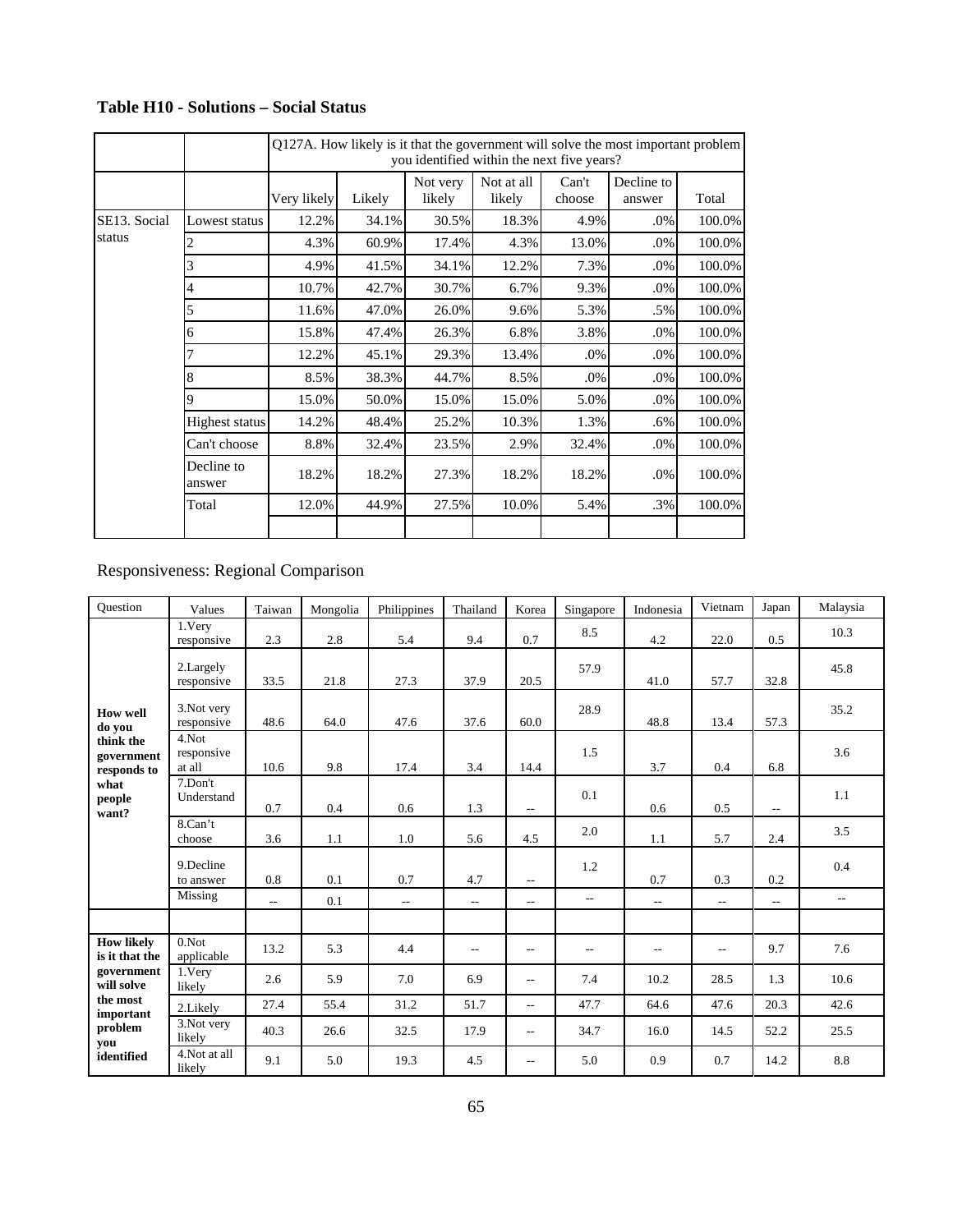**Table H10 - Solutions – Social Status**

| | | Q127A. How likely is it that the government will solve the most important problem you identified within the next five years? | | | | | | |
|---|---|---|---|---|---|---|---|---|
| | | Very likely | Likely | Not very likely | Not at all likely | Can't choose | Decline to answer | Total |
| SE13. Social status | Lowest status | 12.2% | 34.1% | 30.5% | 18.3% | 4.9% | .0% | 100.0% |
| | 2 | 4.3% | 60.9% | 17.4% | 4.3% | 13.0% | .0% | 100.0% |
| | 3 | 4.9% | 41.5% | 34.1% | 12.2% | 7.3% | .0% | 100.0% |
| | 4 | 10.7% | 42.7% | 30.7% | 6.7% | 9.3% | .0% | 100.0% |
| | 5 | 11.6% | 47.0% | 26.0% | 9.6% | 5.3% | .5% | 100.0% |
| | 6 | 15.8% | 47.4% | 26.3% | 6.8% | 3.8% | .0% | 100.0% |
| | 7 | 12.2% | 45.1% | 29.3% | 13.4% | .0% | .0% | 100.0% |
| | 8 | 8.5% | 38.3% | 44.7% | 8.5% | .0% | .0% | 100.0% |
| | 9 | 15.0% | 50.0% | 15.0% | 15.0% | 5.0% | .0% | 100.0% |
| | Highest status | 14.2% | 48.4% | 25.2% | 10.3% | 1.3% | .6% | 100.0% |
| | Can't choose | 8.8% | 32.4% | 23.5% | 2.9% | 32.4% | .0% | 100.0% |
| | Decline to answer | 18.2% | 18.2% | 27.3% | 18.2% | 18.2% | .0% | 100.0% |
| | Total | 12.0% | 44.9% | 27.5% | 10.0% | 5.4% | .3% | 100.0% |

Responsiveness: Regional Comparison

| Question | Values | Taiwan | Mongolia | Philippines | Thailand | Korea | Singapore | Indonesia | Vietnam | Japan | Malaysia |
|---|---|---|---|---|---|---|---|---|---|---|---|
| **How well do you think the government responds to what people want?** | 1.Very responsive | 2.3 | 2.8 | 5.4 | 9.4 | 0.7 | 8.5 | 4.2 | 22.0 | 0.5 | 10.3 |
| | 2.Largely responsive | 33.5 | 21.8 | 27.3 | 37.9 | 20.5 | 57.9 | 41.0 | 57.7 | 32.8 | 45.8 |
| | 3.Not very responsive | 48.6 | 64.0 | 47.6 | 37.6 | 60.0 | 28.9 | 48.8 | 13.4 | 57.3 | 35.2 |
| | 4.Not responsive at all | 10.6 | 9.8 | 17.4 | 3.4 | 14.4 | 1.5 | 3.7 | 0.4 | 6.8 | 3.6 |
| | 7.Don't Understand | 0.7 | 0.4 | 0.6 | 1.3 | -- | 0.1 | 0.6 | 0.5 | -- | 1.1 |
| | 8.Can't choose | 3.6 | 1.1 | 1.0 | 5.6 | 4.5 | 2.0 | 1.1 | 5.7 | 2.4 | 3.5 |
| | 9.Decline to answer | 0.8 | 0.1 | 0.7 | 4.7 | -- | 1.2 | 0.7 | 0.3 | 0.2 | 0.4 |
| | Missing | -- | 0.1 | -- | -- | -- | -- | -- | -- | -- | -- |
| | | | | | | | | | | | |
| **How likely is it that the government will solve the most important problem you identified** | 0.Not applicable | 13.2 | 5.3 | 4.4 | -- | -- | -- | -- | -- | 9.7 | 7.6 |
| | 1.Very likely | 2.6 | 5.9 | 7.0 | 6.9 | -- | 7.4 | 10.2 | 28.5 | 1.3 | 10.6 |
| | 2.Likely | 27.4 | 55.4 | 31.2 | 51.7 | -- | 47.7 | 64.6 | 47.6 | 20.3 | 42.6 |
| | 3.Not very likely | 40.3 | 26.6 | 32.5 | 17.9 | -- | 34.7 | 16.0 | 14.5 | 52.2 | 25.5 |
| | 4.Not at all likely | 9.1 | 5.0 | 19.3 | 4.5 | -- | 5.0 | 0.9 | 0.7 | 14.2 | 8.8 |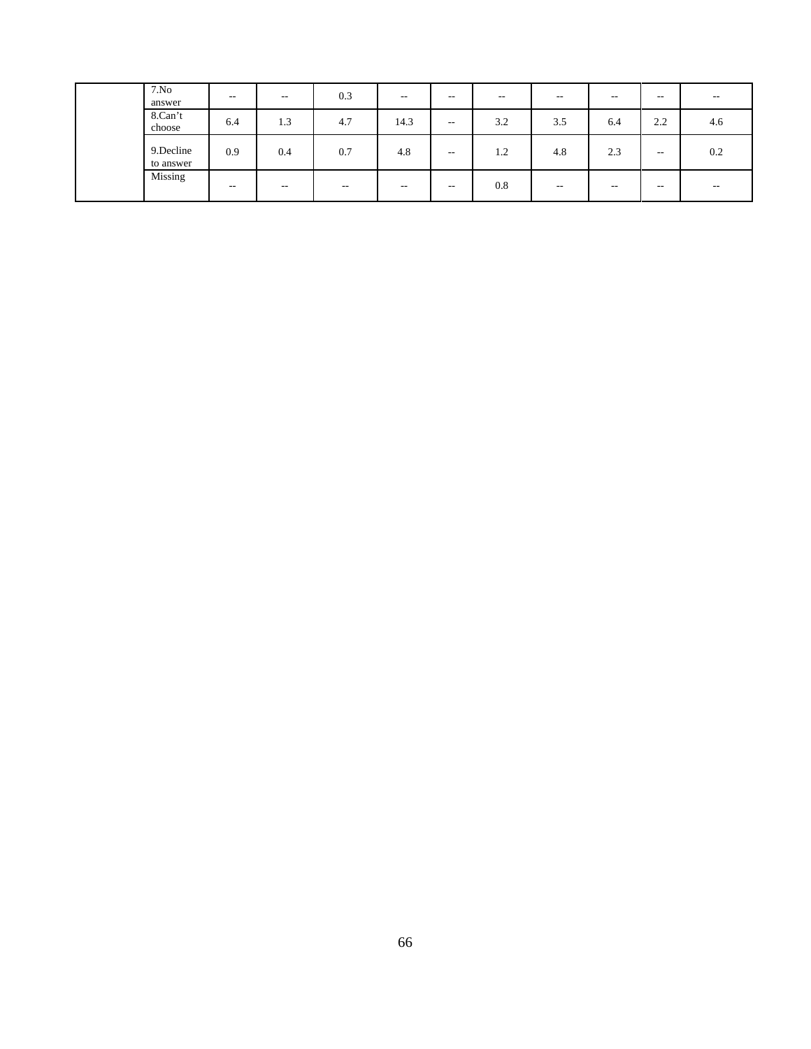| | | | | | | | | | | | |
|---|---|---|---|---|---|---|---|---|---|---|---|
| | 7.No answer | -- | -- | 0.3 | -- | -- | -- | -- | -- | -- | -- |
| | 8.Can't choose | 6.4 | 1.3 | 4.7 | 14.3 | -- | 3.2 | 3.5 | 6.4 | 2.2 | 4.6 |
| | 9.Decline to answer | 0.9 | 0.4 | 0.7 | 4.8 | -- | 1.2 | 4.8 | 2.3 | -- | 0.2 |
| | Missing | -- | -- | -- | -- | -- | 0.8 | -- | -- | -- | -- |